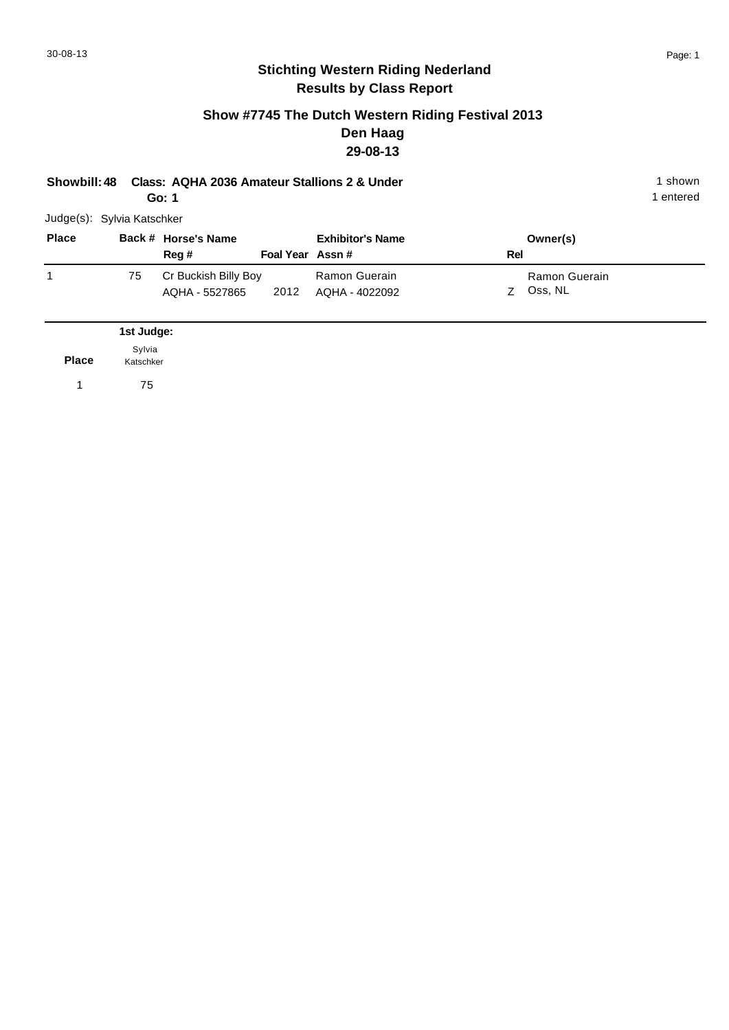# Stichting Western Riding Nederland
## Results by Class Report

### Show #7745 The Dutch Western Riding Festival 2013
### Den Haag
### 29-08-13

**Showbill: 48 Class: AQHA 2036 Amateur Stallions 2 & Under** 1 shown
**Go: 1** 1 entered

Judge(s): Sylvia Katschker

| Place | Back # | Horse's Name / Reg # | Foal Year | Exhibitor's Name / Assn # | Rel | Owner(s) |
|---|---|---|---|---|---|---|
| 1 | 75 | Cr Buckish Billy Boy<br>AQHA - 5527865 | 2012 | Ramon Guerain<br>AQHA - 4022092 | Z | Ramon Guerain<br>Oss, NL |

| Place | 1st Judge: Sylvia Katschker |
|---|---|
| 1 | 75 |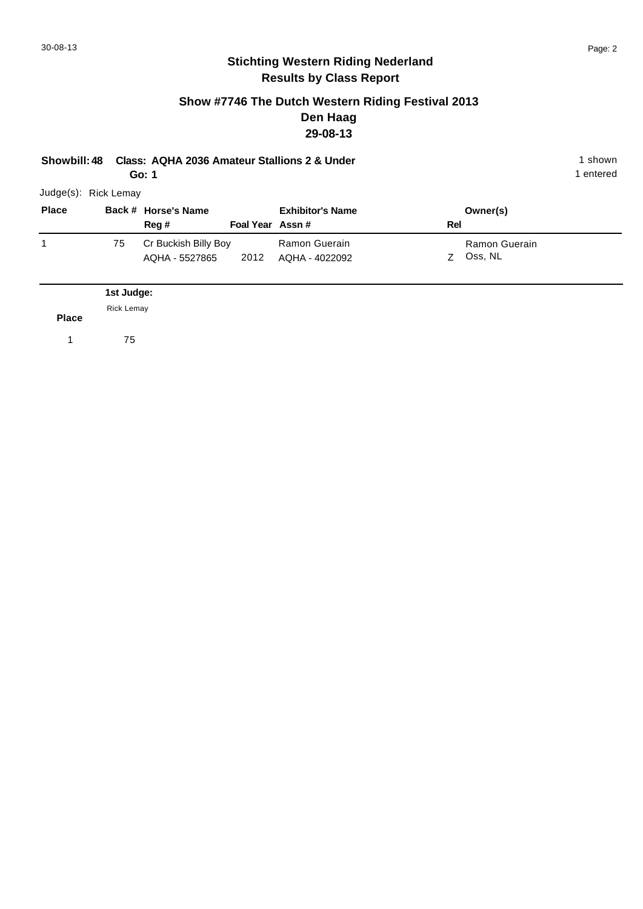# Stichting Western Riding Nederland
## Results by Class Report

### Show #7746 The Dutch Western Riding Festival 2013
### Den Haag
### 29-08-13

**Showbill: 48** **Class: AQHA 2036 Amateur Stallions 2 & Under** 1 shown
**Go: 1** 1 entered

Judge(s): Rick Lemay

| Place | Back # | Horse's Name / Reg # | Foal Year | Exhibitor's Name / Assn # | Rel | Owner(s) |
|---|---|---|---|---|---|---|
| 1 | 75 | Cr Buckish Billy Boy<br>AQHA - 5527865 | 2012 | Ramon Guerain<br>AQHA - 4022092 | Z | Ramon Guerain<br>Oss, NL |

| Place | 1st Judge:<br>Rick Lemay |
|---|---|
| 1 | 75 |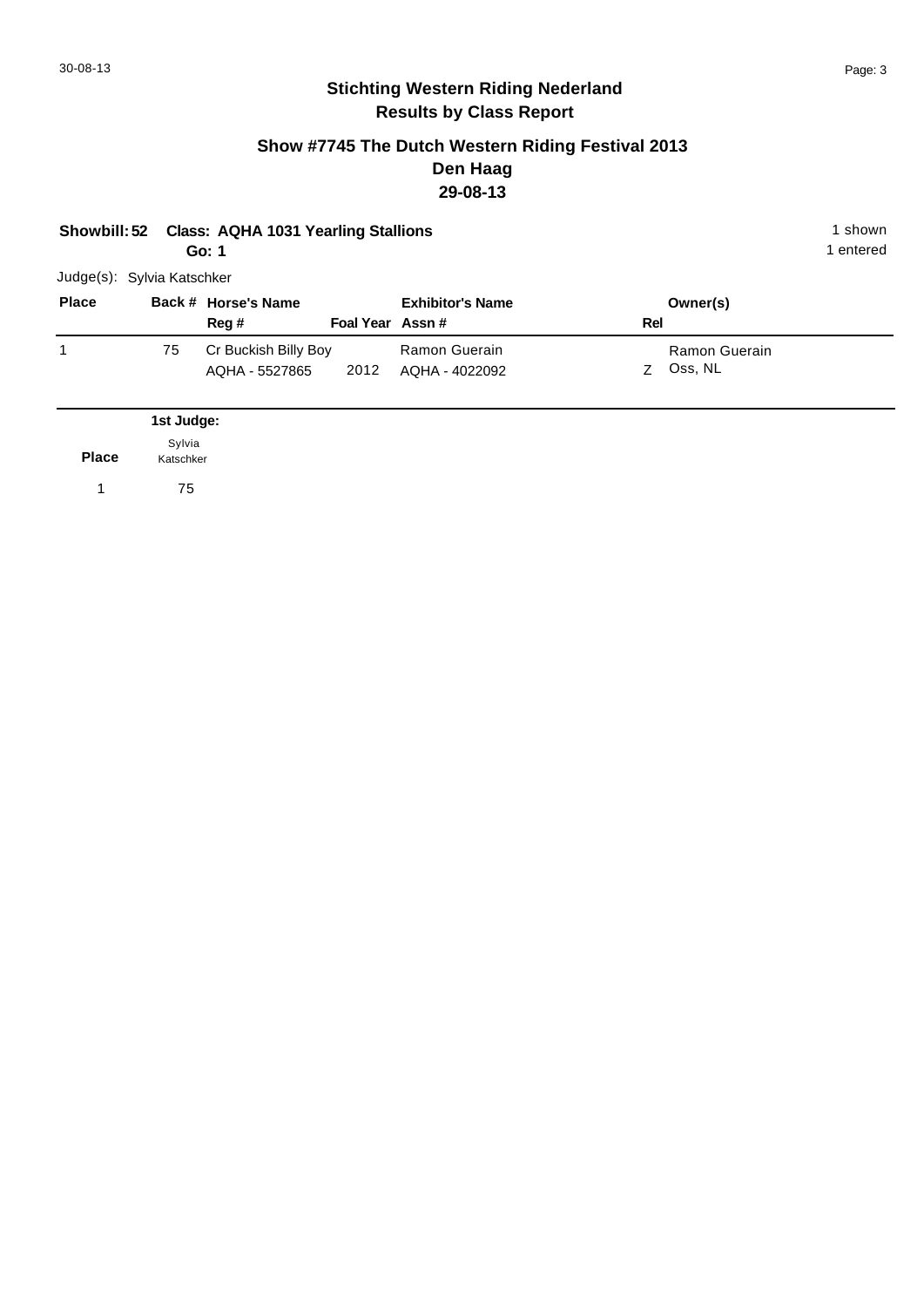# Stichting Western Riding Nederland

## Results by Class Report

### Show #7745 The Dutch Western Riding Festival 2013

### Den Haag

### 29-08-13

**Showbill: 52 Class: AQHA 1031 Yearling Stallions**

**Go: 1**

1 shown
1 entered

Judge(s): Sylvia Katschker

| Place | Back # | Horse's Name / Reg # | Foal Year | Exhibitor's Name / Assn # | Rel | Owner(s) |
|---|---|---|---|---|---|---|
| 1 | 75 | Cr Buckish Billy Boy<br>AQHA - 5527865 | 2012 | Ramon Guerain<br>AQHA - 4022092 | Z | Ramon Guerain<br>Oss, NL |

| Place | 1st Judge: Sylvia Katschker |
|---|---|
| 1 | 75 |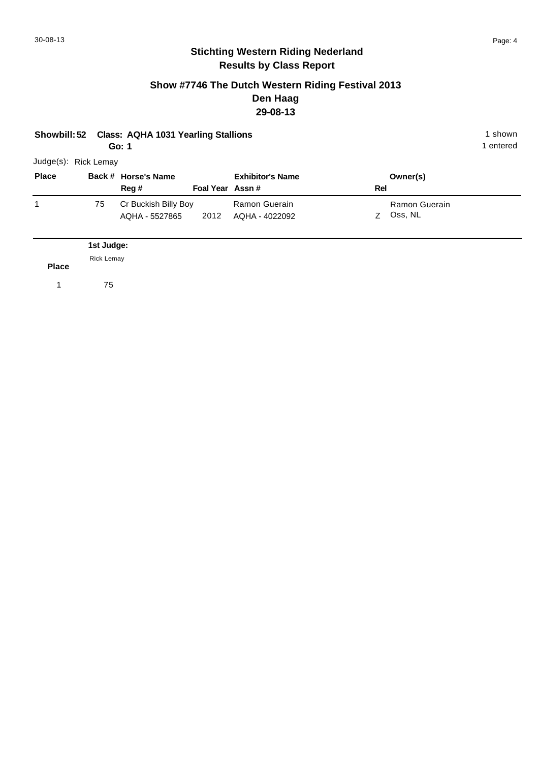## Stichting Western Riding Nederland
## Results by Class Report

### Show #7746 The Dutch Western Riding Festival 2013
### Den Haag
### 29-08-13

**Showbill: 52 Class: AQHA 1031 Yearling Stallions** — 1 shown, 1 entered

**Go: 1**

Judge(s): Rick Lemay

| Place | Back # | Horse's Name / Reg # | Foal Year | Exhibitor's Name / Assn # | Rel | Owner(s) |
|---|---|---|---|---|---|---|
| 1 | 75 | Cr Buckish Billy Boy<br>AQHA - 5527865 | 2012 | Ramon Guerain<br>AQHA - 4022092 | Z | Ramon Guerain<br>Oss, NL |

| Place | 1st Judge: Rick Lemay |
|---|---|
| 1 | 75 |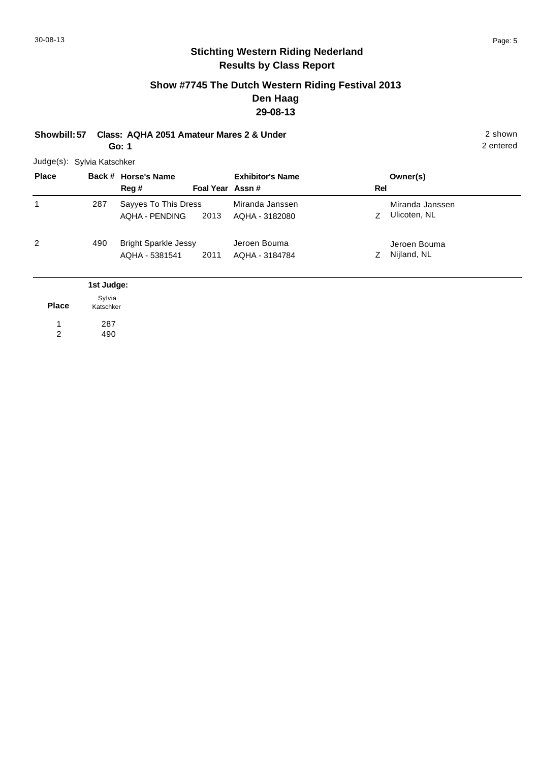## Stichting Western Riding Nederland
## Results by Class Report

### Show #7745 The Dutch Western Riding Festival 2013
### Den Haag
### 29-08-13

**Showbill: 57 Class: AQHA 2051 Amateur Mares 2 & Under** 2 shown
**Go: 1** 2 entered

Judge(s): Sylvia Katschker

| Place | Back # | Horse's Name / Reg # | Foal Year | Exhibitor's Name / Assn # | Rel | Owner(s) |
|---|---|---|---|---|---|---|
| 1 | 287 | Sayyes To This Dress<br>AQHA - PENDING | 2013 | Miranda Janssen<br>AQHA - 3182080 | Z | Miranda Janssen<br>Ulicoten, NL |
| 2 | 490 | Bright Sparkle Jessy<br>AQHA - 5381541 | 2011 | Jeroen Bouma<br>AQHA - 3184784 | Z | Jeroen Bouma<br>Nijland, NL |

| Place | 1st Judge: Sylvia Katschker |
|---|---|
| 1 | 287 |
| 2 | 490 |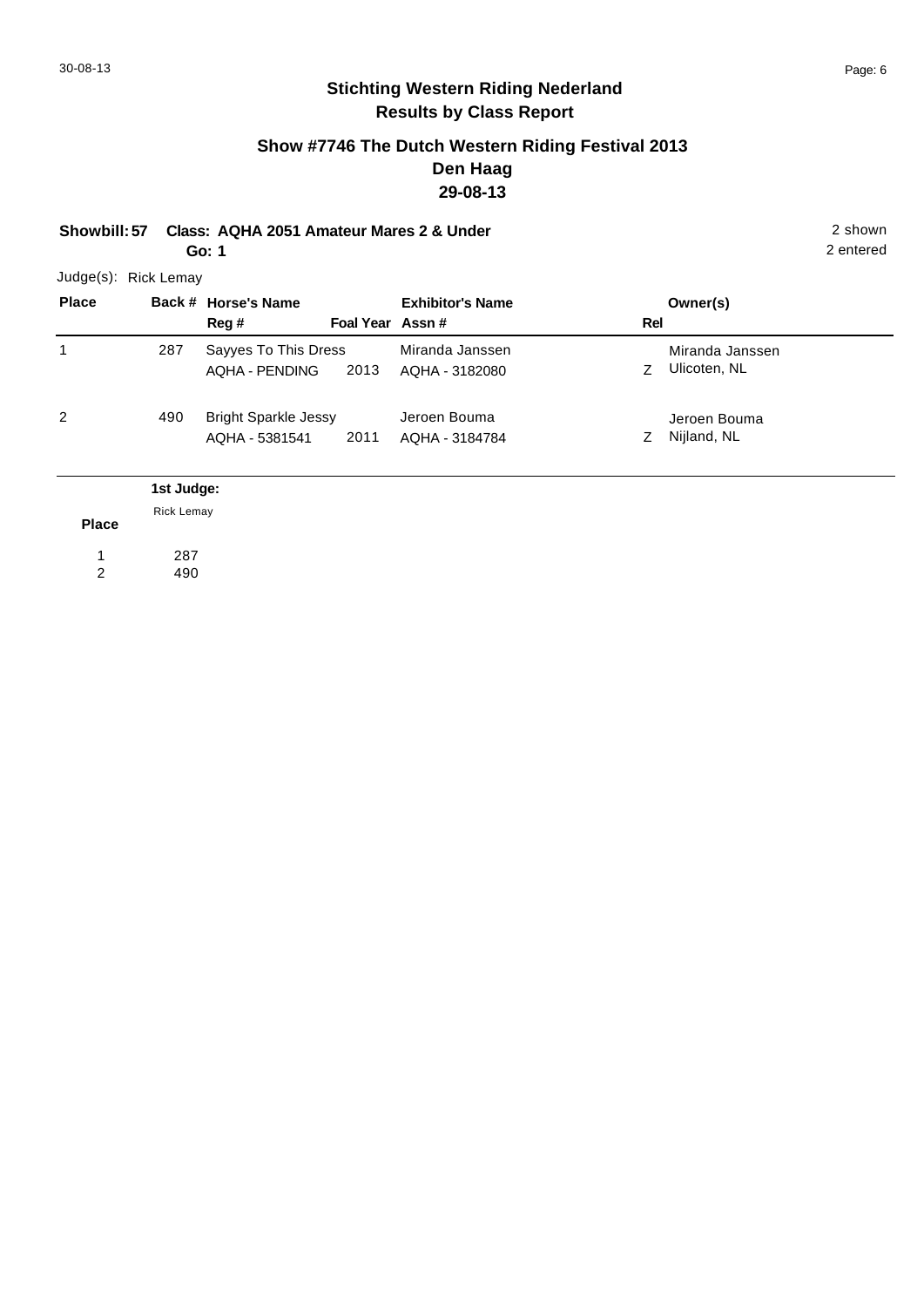## Stichting Western Riding Nederland
## Results by Class Report

### Show #7746 The Dutch Western Riding Festival 2013
### Den Haag
### 29-08-13

**Showbill: 57** **Class: AQHA 2051 Amateur Mares 2 & Under** 2 shown
**Go: 1** 2 entered

Judge(s): Rick Lemay

| Place | Back # | Horse's Name / Reg # | Foal Year | Exhibitor's Name / Assn # | Rel | Owner(s) |
|---|---|---|---|---|---|---|
| 1 | 287 | Sayyes To This Dress / AQHA - PENDING | 2013 | Miranda Janssen / AQHA - 3182080 | Z | Miranda Janssen / Ulicoten, NL |
| 2 | 490 | Bright Sparkle Jessy / AQHA - 5381541 | 2011 | Jeroen Bouma / AQHA - 3184784 | Z | Jeroen Bouma / Nijland, NL |

| Place | 1st Judge: Rick Lemay |
|---|---|
| 1 | 287 |
| 2 | 490 |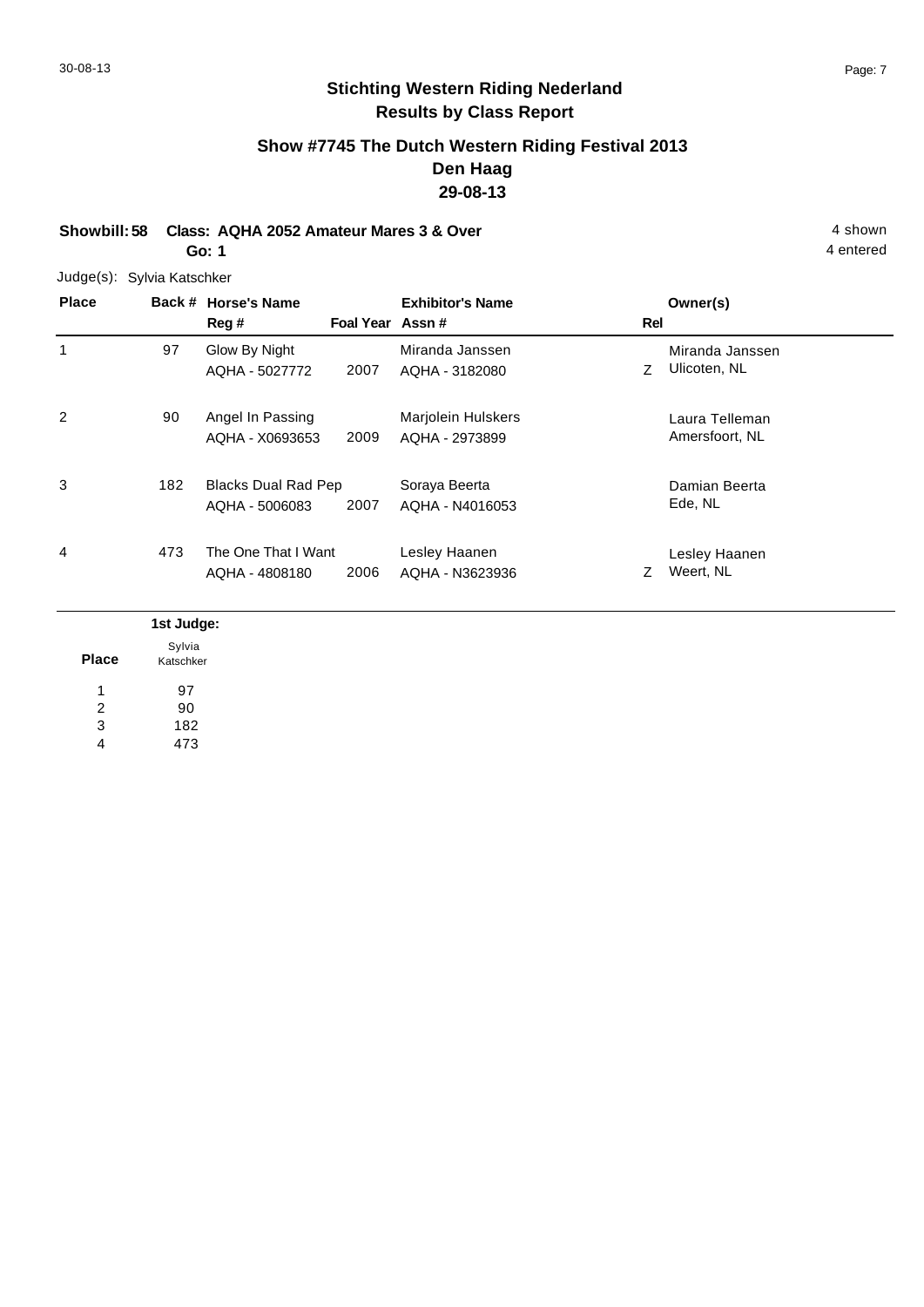# Stichting Western Riding Nederland

## Results by Class Report

### Show #7745 The Dutch Western Riding Festival 2013
### Den Haag
### 29-08-13

**Showbill: 58 Class: AQHA 2052 Amateur Mares 3 & Over** — 4 shown, 4 entered

**Go: 1**

Judge(s): Sylvia Katschker

| Place | Back # | Horse's Name / Reg # | Foal Year | Exhibitor's Name / Assn # | Rel | Owner(s) |
|---|---|---|---|---|---|---|
| 1 | 97 | Glow By Night<br>AQHA - 5027772 | 2007 | Miranda Janssen<br>AQHA - 3182080 | Z | Miranda Janssen<br>Ulicoten, NL |
| 2 | 90 | Angel In Passing<br>AQHA - X0693653 | 2009 | Marjolein Hulskers<br>AQHA - 2973899 | | Laura Telleman<br>Amersfoort, NL |
| 3 | 182 | Blacks Dual Rad Pep<br>AQHA - 5006083 | 2007 | Soraya Beerta<br>AQHA - N4016053 | | Damian Beerta<br>Ede, NL |
| 4 | 473 | The One That I Want<br>AQHA - 4808180 | 2006 | Lesley Haanen<br>AQHA - N3623936 | Z | Lesley Haanen<br>Weert, NL |

| Place | 1st Judge: Sylvia Katschker |
|---|---|
| 1 | 97 |
| 2 | 90 |
| 3 | 182 |
| 4 | 473 |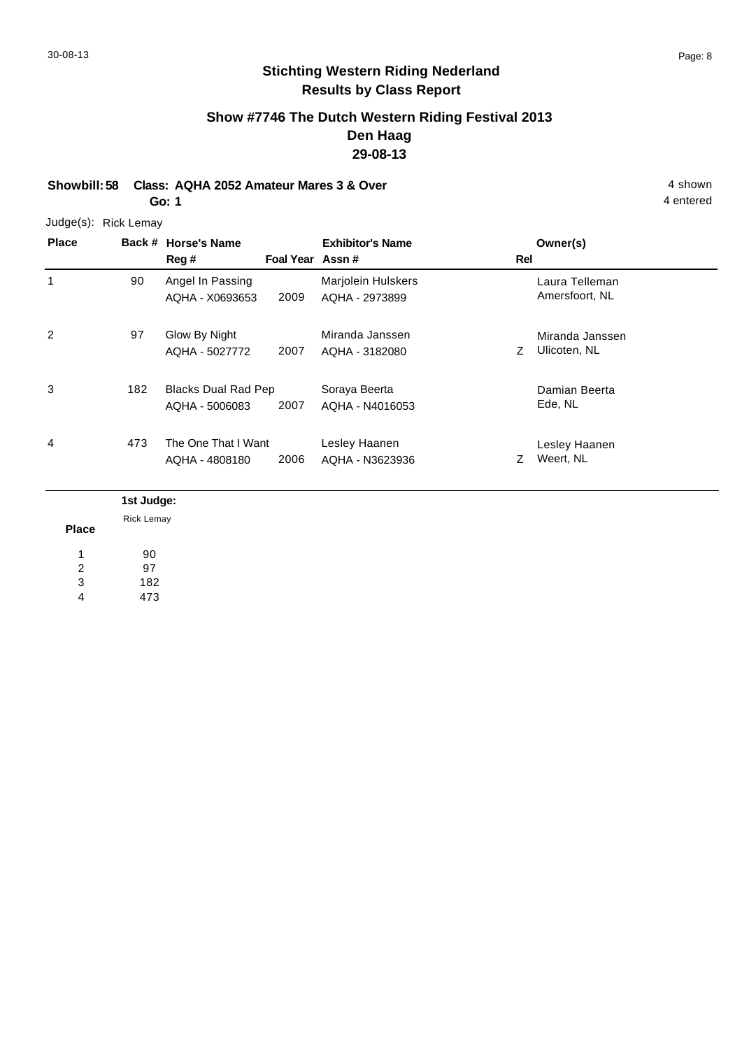# Stichting Western Riding Nederland
## Results by Class Report

### Show #7746 The Dutch Western Riding Festival 2013
### Den Haag
### 29-08-13

**Showbill: 58** **Class: AQHA 2052 Amateur Mares 3 & Over** 4 shown

**Go: 1** 4 entered

Judge(s): Rick Lemay

| Place | Back # | Horse's Name / Reg # | Foal Year | Exhibitor's Name / Assn # | Rel | Owner(s) |
|---|---|---|---|---|---|---|
| 1 | 90 | Angel In Passing<br>AQHA - X0693653 | 2009 | Marjolein Hulskers<br>AQHA - 2973899 | | Laura Telleman<br>Amersfoort, NL |
| 2 | 97 | Glow By Night<br>AQHA - 5027772 | 2007 | Miranda Janssen<br>AQHA - 3182080 | Z | Miranda Janssen<br>Ulicoten, NL |
| 3 | 182 | Blacks Dual Rad Pep<br>AQHA - 5006083 | 2007 | Soraya Beerta<br>AQHA - N4016053 | | Damian Beerta<br>Ede, NL |
| 4 | 473 | The One That I Want<br>AQHA - 4808180 | 2006 | Lesley Haanen<br>AQHA - N3623936 | Z | Lesley Haanen<br>Weert, NL |

| Place | 1st Judge:<br>Rick Lemay |
|---|---|
| 1 | 90 |
| 2 | 97 |
| 3 | 182 |
| 4 | 473 |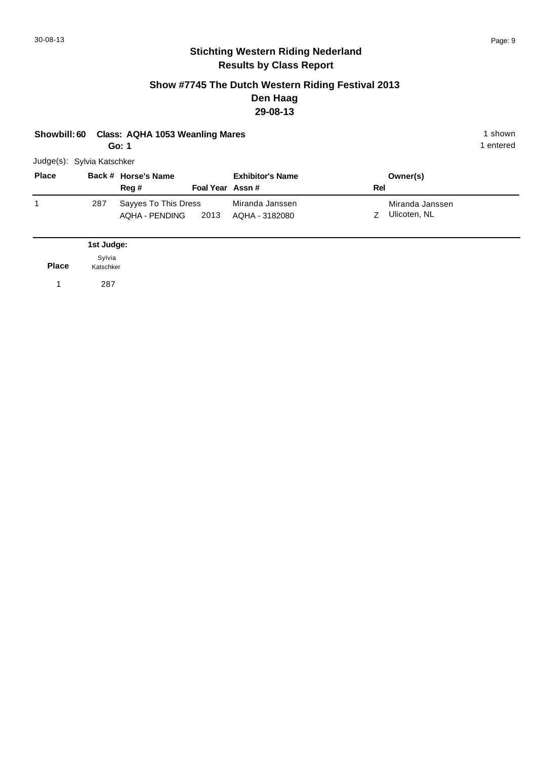# Stichting Western Riding Nederland

## Results by Class Report

### Show #7745 The Dutch Western Riding Festival 2013
### Den Haag
### 29-08-13

**Showbill: 60** **Class: AQHA 1053 Weanling Mares** 1 shown
**Go: 1** 1 entered

Judge(s): Sylvia Katschker

| Place | Back # | Horse's Name / Reg # | Foal Year | Exhibitor's Name / Assn # | Rel | Owner(s) |
|---|---|---|---|---|---|---|
| 1 | 287 | Sayyes To This Dress / AQHA - PENDING | 2013 | Miranda Janssen / AQHA - 3182080 | Z | Miranda Janssen / Ulicoten, NL |

| Place | 1st Judge: Sylvia Katschker |
|---|---|
| 1 | 287 |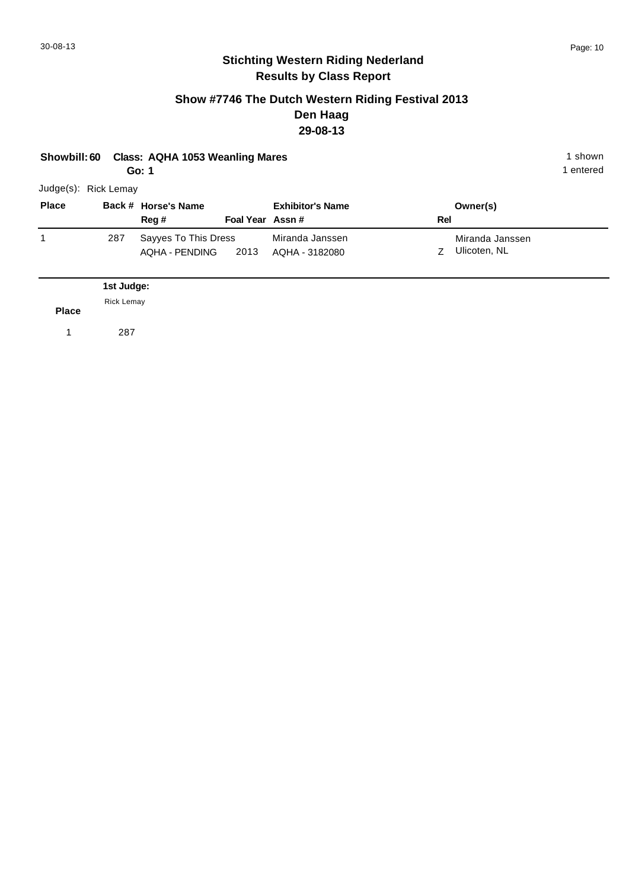## Stichting Western Riding Nederland
## Results by Class Report

### Show #7746 The Dutch Western Riding Festival 2013
### Den Haag
### 29-08-13

**Showbill: 60 Class: AQHA 1053 Weanling Mares** 1 shown
**Go: 1** 1 entered

Judge(s): Rick Lemay

| Place | Back # | Horse's Name / Reg # | Foal Year | Exhibitor's Name / Assn # | Rel | Owner(s) |
|---|---|---|---|---|---|---|
| 1 | 287 | Sayyes To This Dress / AQHA - PENDING | 2013 | Miranda Janssen / AQHA - 3182080 | Z | Miranda Janssen / Ulicoten, NL |

| Place | 1st Judge: Rick Lemay |
|---|---|
| 1 | 287 |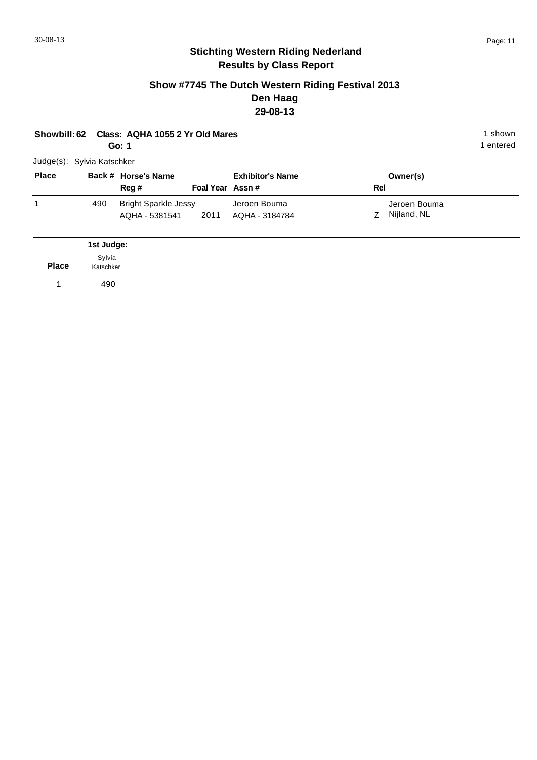## Stichting Western Riding Nederland
## Results by Class Report

### Show #7745 The Dutch Western Riding Festival 2013
### Den Haag
### 29-08-13

**Showbill: 62** **Class: AQHA 1055 2 Yr Old Mares** 1 shown
**Go: 1** 1 entered

Judge(s): Sylvia Katschker

| Place | Back # | Horse's Name / Reg # | Foal Year | Exhibitor's Name / Assn # | Rel | Owner(s) |
|---|---|---|---|---|---|---|
| 1 | 490 | Bright Sparkle Jessy / AQHA - 5381541 | 2011 | Jeroen Bouma / AQHA - 3184784 | Z | Jeroen Bouma / Nijland, NL |

| Place | 1st Judge: Sylvia Katschker |
|---|---|
| 1 | 490 |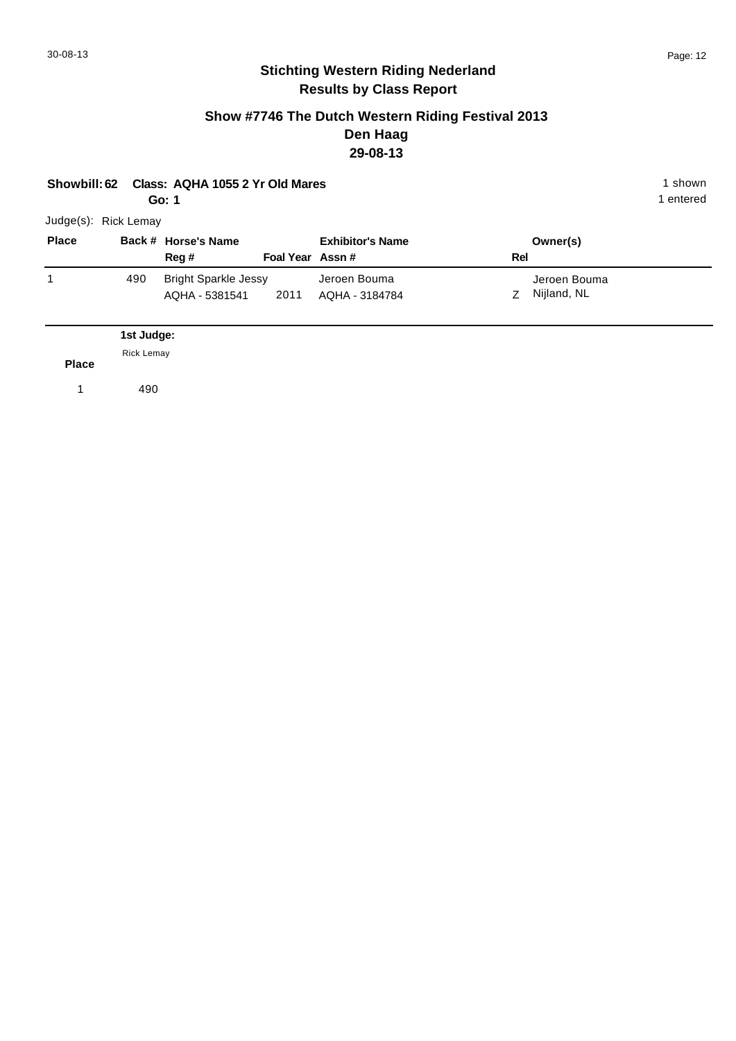## Stichting Western Riding Nederland
## Results by Class Report

### Show #7746 The Dutch Western Riding Festival 2013
### Den Haag
### 29-08-13

**Showbill: 62 Class: AQHA 1055 2 Yr Old Mares** 1 shown
**Go: 1** 1 entered

Judge(s): Rick Lemay

| Place | Back # | Horse's Name / Reg # | Foal Year | Exhibitor's Name / Assn # | Rel | Owner(s) |
|---|---|---|---|---|---|---|
| 1 | 490 | Bright Sparkle Jessy / AQHA - 5381541 | 2011 | Jeroen Bouma / AQHA - 3184784 | Z | Jeroen Bouma / Nijland, NL |

| Place | 1st Judge: Rick Lemay |
|---|---|
| 1 | 490 |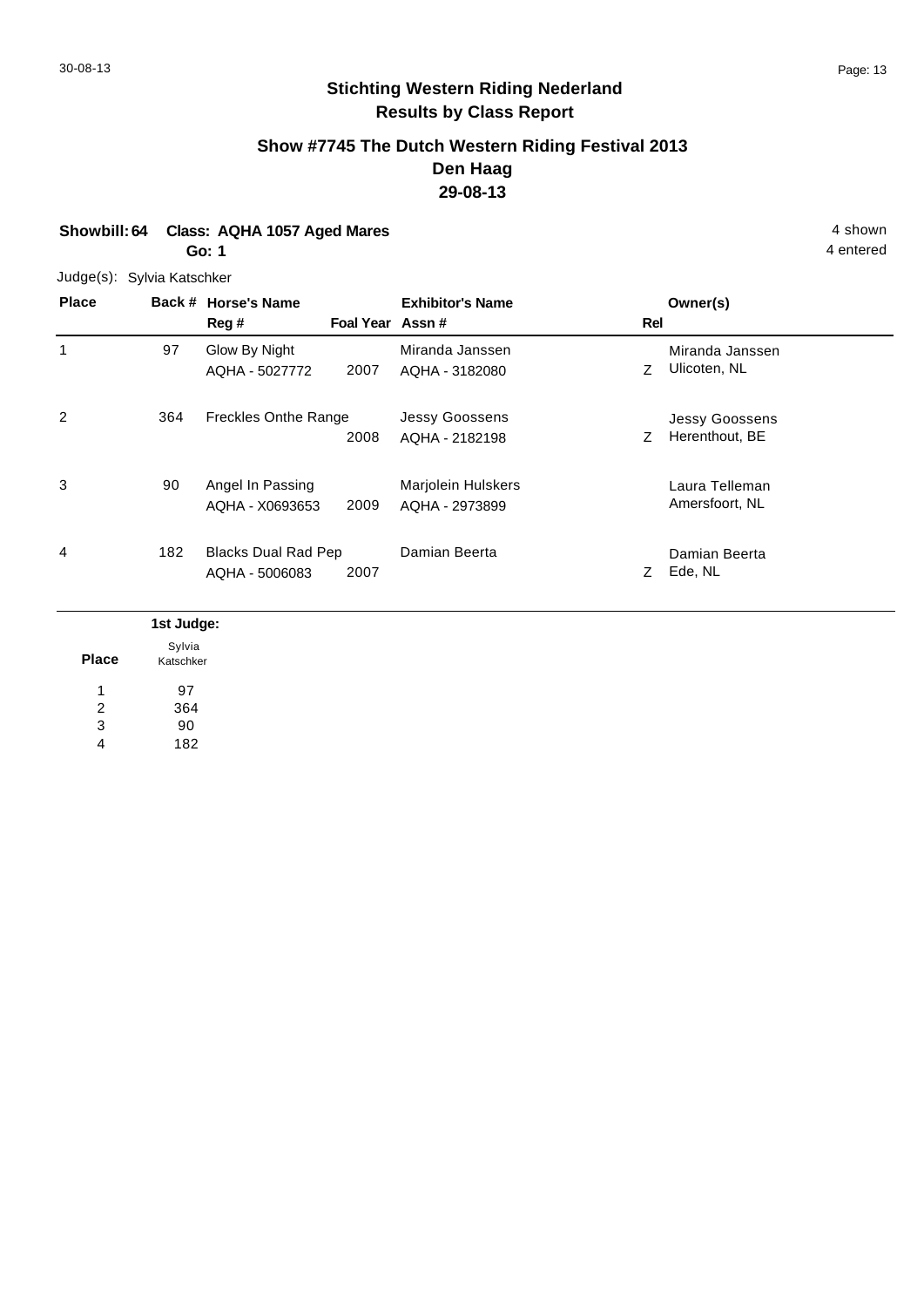# Stichting Western Riding Nederland
## Results by Class Report

### Show #7745 The Dutch Western Riding Festival 2013
### Den Haag
### 29-08-13

**Showbill: 64 Class: AQHA 1057 Aged Mares** — 4 shown, 4 entered

**Go: 1**

Judge(s): Sylvia Katschker

| Place | Back # | Horse's Name / Reg # | Foal Year | Exhibitor's Name / Assn # | Rel | Owner(s) |
|---|---|---|---|---|---|---|
| 1 | 97 | Glow By Night<br>AQHA - 5027772 | 2007 | Miranda Janssen<br>AQHA - 3182080 | Z | Miranda Janssen<br>Ulicoten, NL |
| 2 | 364 | Freckles Onthe Range | 2008 | Jessy Goossens<br>AQHA - 2182198 | Z | Jessy Goossens<br>Herenthout, BE |
| 3 | 90 | Angel In Passing<br>AQHA - X0693653 | 2009 | Marjolein Hulskers<br>AQHA - 2973899 | | Laura Telleman<br>Amersfoort, NL |
| 4 | 182 | Blacks Dual Rad Pep<br>AQHA - 5006083 | 2007 | Damian Beerta | Z | Damian Beerta<br>Ede, NL |

| Place | 1st Judge: Sylvia Katschker |
|---|---|
| 1 | 97 |
| 2 | 364 |
| 3 | 90 |
| 4 | 182 |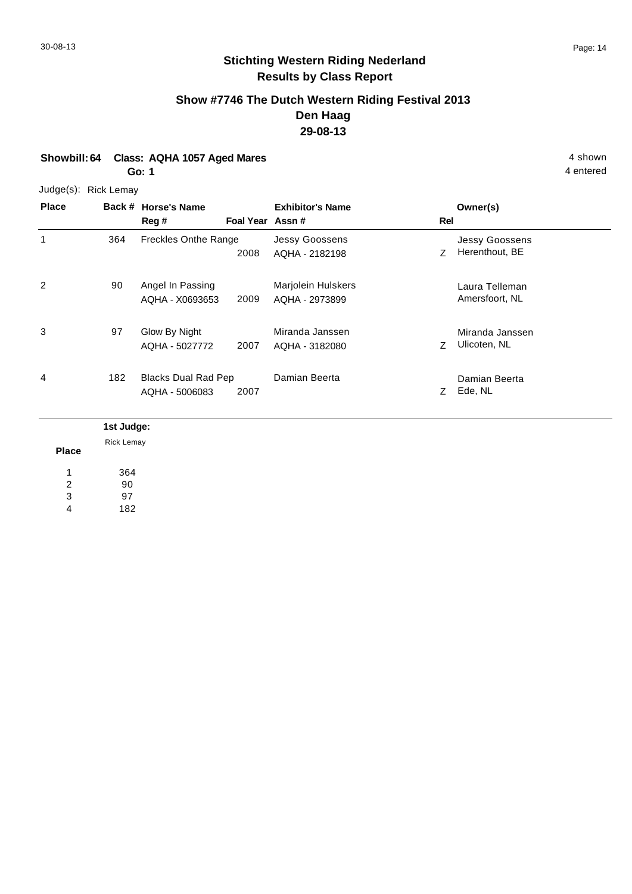# Stichting Western Riding Nederland
## Results by Class Report

### Show #7746 The Dutch Western Riding Festival 2013
### Den Haag
### 29-08-13

**Showbill: 64 Class: AQHA 1057 Aged Mares** — 4 shown, 4 entered

**Go: 1**

Judge(s): Rick Lemay

| Place | Back # | Horse's Name / Reg # | Foal Year | Exhibitor's Name / Assn # | Rel | Owner(s) |
|---|---|---|---|---|---|---|
| 1 | 364 | Freckles Onthe Range | 2008 | Jessy Goossens / AQHA - 2182198 | Z | Jessy Goossens, Herenthout, BE |
| 2 | 90 | Angel In Passing / AQHA - X0693653 | 2009 | Marjolein Hulskers / AQHA - 2973899 | | Laura Telleman, Amersfoort, NL |
| 3 | 97 | Glow By Night / AQHA - 5027772 | 2007 | Miranda Janssen / AQHA - 3182080 | Z | Miranda Janssen, Ulicoten, NL |
| 4 | 182 | Blacks Dual Rad Pep / AQHA - 5006083 | 2007 | Damian Beerta | Z | Damian Beerta, Ede, NL |

| Place | 1st Judge: Rick Lemay |
|---|---|
| 1 | 364 |
| 2 | 90 |
| 3 | 97 |
| 4 | 182 |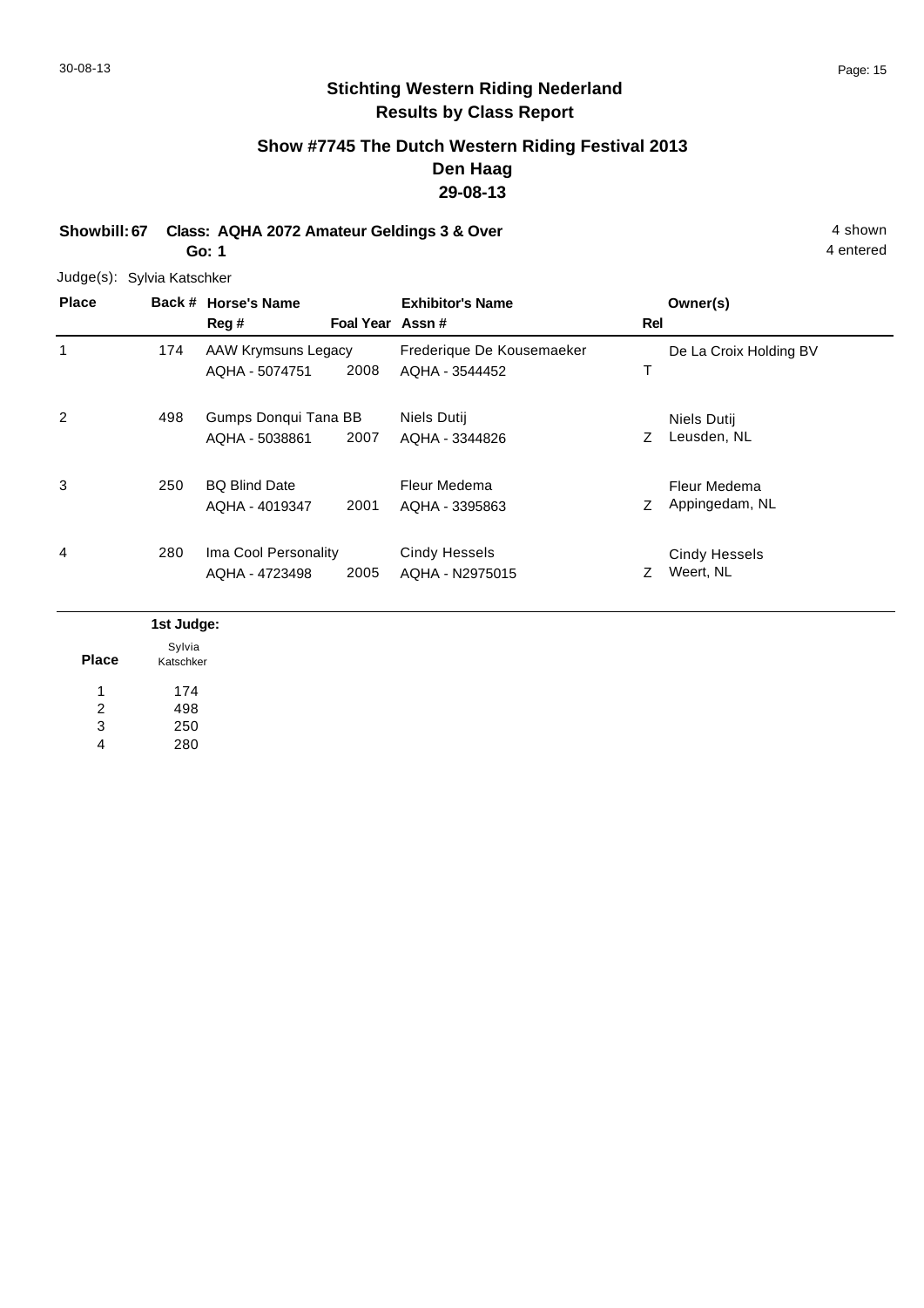# Stichting Western Riding Nederland
## Results by Class Report

### Show #7745 The Dutch Western Riding Festival 2013
### Den Haag
### 29-08-13

**Showbill: 67 Class: AQHA 2072 Amateur Geldings 3 & Over** 4 shown

**Go: 1** 4 entered

Judge(s): Sylvia Katschker

| Place | Back # | Horse's Name / Reg # | Foal Year | Exhibitor's Name / Assn # | Rel | Owner(s) |
|---|---|---|---|---|---|---|
| 1 | 174 | AAW Krymsuns Legacy<br>AQHA - 5074751 | 2008 | Frederique De Kousemaeker<br>AQHA - 3544452 | T | De La Croix Holding BV |
| 2 | 498 | Gumps Donqui Tana BB<br>AQHA - 5038861 | 2007 | Niels Dutij<br>AQHA - 3344826 | Z | Niels Dutij<br>Leusden, NL |
| 3 | 250 | BQ Blind Date<br>AQHA - 4019347 | 2001 | Fleur Medema<br>AQHA - 3395863 | Z | Fleur Medema<br>Appingedam, NL |
| 4 | 280 | Ima Cool Personality<br>AQHA - 4723498 | 2005 | Cindy Hessels<br>AQHA - N2975015 | Z | Cindy Hessels<br>Weert, NL |

| Place | 1st Judge: Sylvia Katschker |
|---|---|
| 1 | 174 |
| 2 | 498 |
| 3 | 250 |
| 4 | 280 |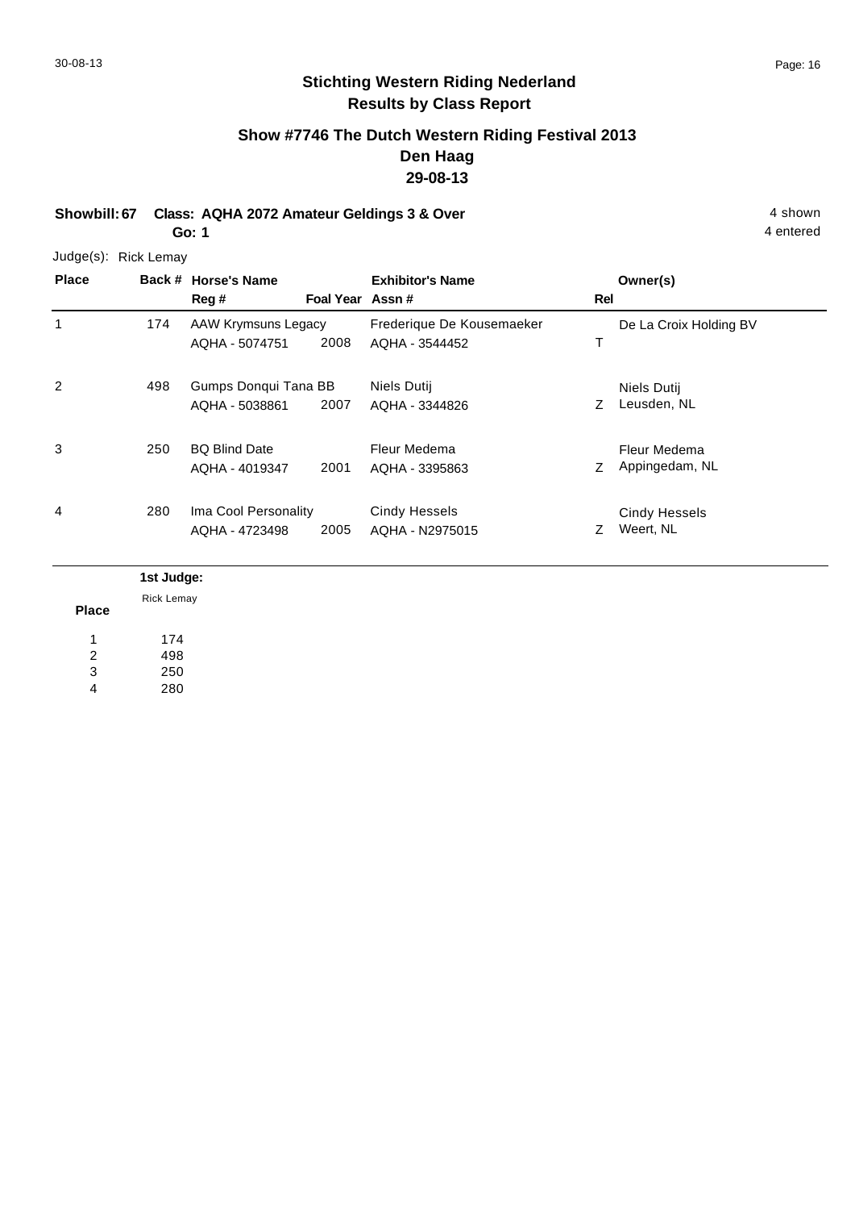30-08-13

# Stichting Western Riding Nederland
## Results by Class Report

### Show #7746 The Dutch Western Riding Festival 2013
### Den Haag
### 29-08-13

**Showbill: 67 Class: AQHA 2072 Amateur Geldings 3 & Over** 4 shown
**Go: 1** 4 entered

Judge(s): Rick Lemay

| Place | Back # | Horse's Name / Reg # | Foal Year | Exhibitor's Name / Assn # | Rel | Owner(s) |
|---|---|---|---|---|---|---|
| 1 | 174 | AAW Krymsuns Legacy<br>AQHA - 5074751 | 2008 | Frederique De Kousemaeker<br>AQHA - 3544452 | T | De La Croix Holding BV |
| 2 | 498 | Gumps Donqui Tana BB<br>AQHA - 5038861 | 2007 | Niels Dutij<br>AQHA - 3344826 | Z | Niels Dutij<br>Leusden, NL |
| 3 | 250 | BQ Blind Date<br>AQHA - 4019347 | 2001 | Fleur Medema<br>AQHA - 3395863 | Z | Fleur Medema<br>Appingedam, NL |
| 4 | 280 | Ima Cool Personality<br>AQHA - 4723498 | 2005 | Cindy Hessels<br>AQHA - N2975015 | Z | Cindy Hessels<br>Weert, NL |

| Place | 1st Judge: Rick Lemay |
|---|---|
| 1 | 174 |
| 2 | 498 |
| 3 | 250 |
| 4 | 280 |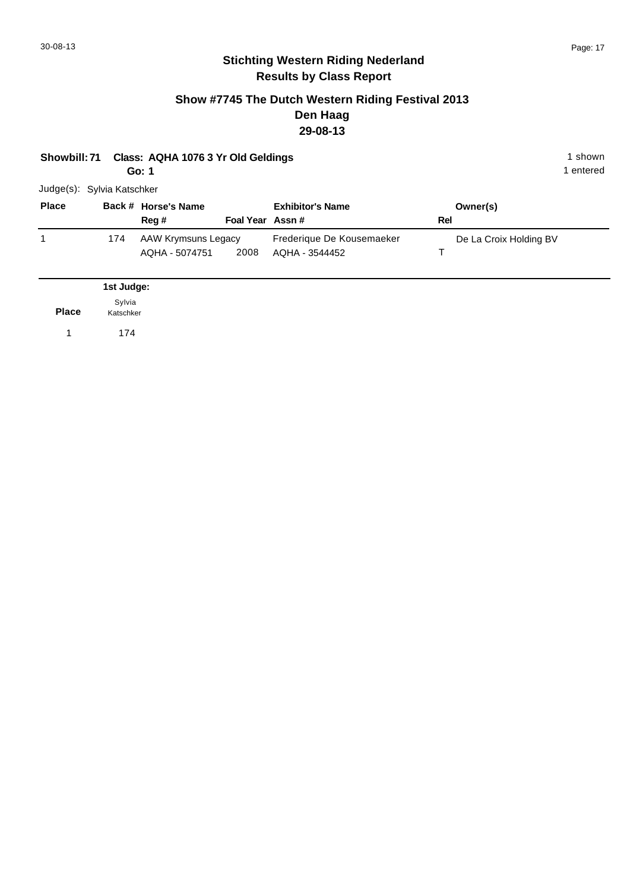## Stichting Western Riding Nederland
## Results by Class Report

### Show #7745 The Dutch Western Riding Festival 2013
### Den Haag
### 29-08-13

**Showbill: 71 Class: AQHA 1076 3 Yr Old Geldings** 1 shown
**Go: 1** 1 entered

Judge(s): Sylvia Katschker

| Place | Back # | Horse's Name / Reg # | Foal Year | Exhibitor's Name / Assn # | Rel | Owner(s) |
|---|---|---|---|---|---|---|
| 1 | 174 | AAW Krymsuns Legacy<br>AQHA - 5074751 | 2008 | Frederique De Kousemaeker<br>AQHA - 3544452 | T | De La Croix Holding BV |

| Place | 1st Judge: Sylvia Katschker |
|---|---|
| 1 | 174 |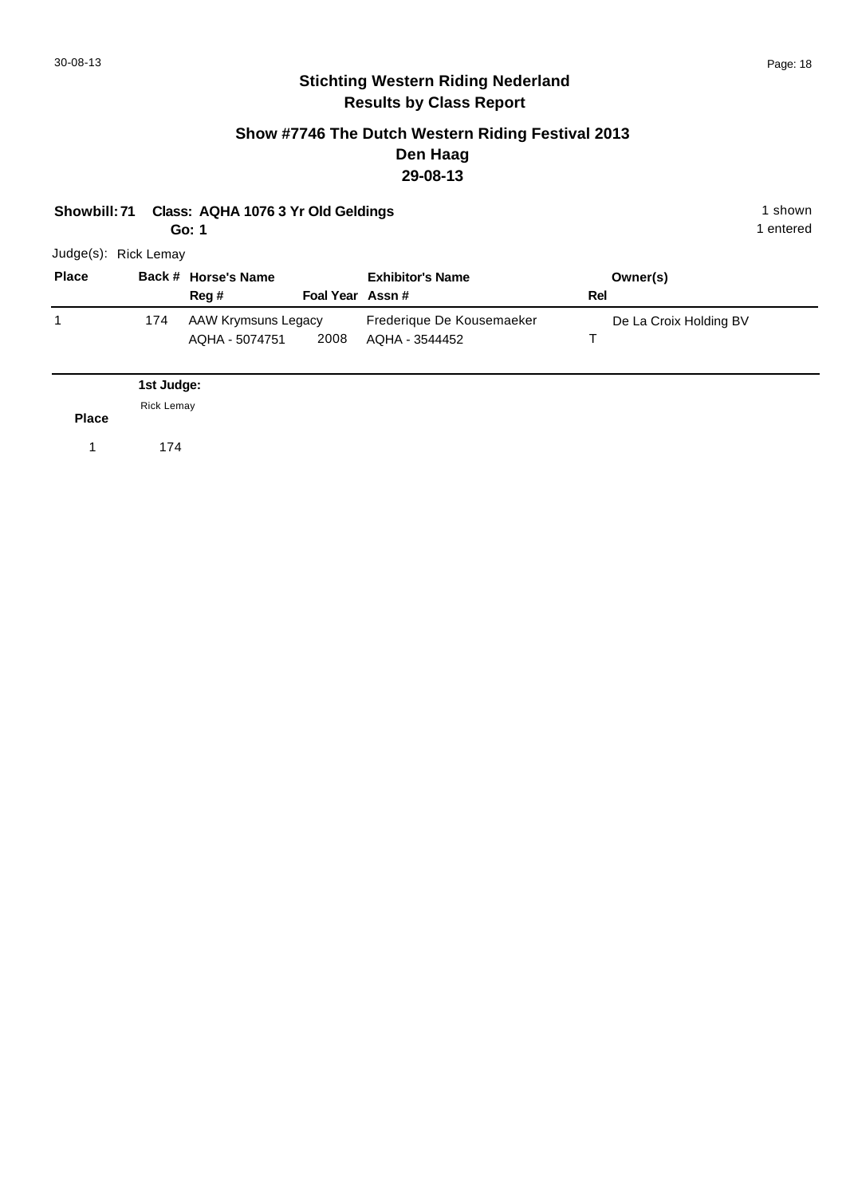## Stichting Western Riding Nederland
## Results by Class Report

### Show #7746 The Dutch Western Riding Festival 2013
### Den Haag
### 29-08-13

**Showbill: 71 Class: AQHA 1076 3 Yr Old Geldings** 1 shown
**Go: 1** 1 entered

Judge(s): Rick Lemay

| Place | Back # | Horse's Name / Reg # | Foal Year | Exhibitor's Name / Assn # | Rel | Owner(s) |
|---|---|---|---|---|---|---|
| 1 | 174 | AAW Krymsuns Legacy / AQHA - 5074751 | 2008 | Frederique De Kousemaeker / AQHA - 3544452 | T | De La Croix Holding BV |

| Place | 1st Judge: Rick Lemay |
|---|---|
| 1 | 174 |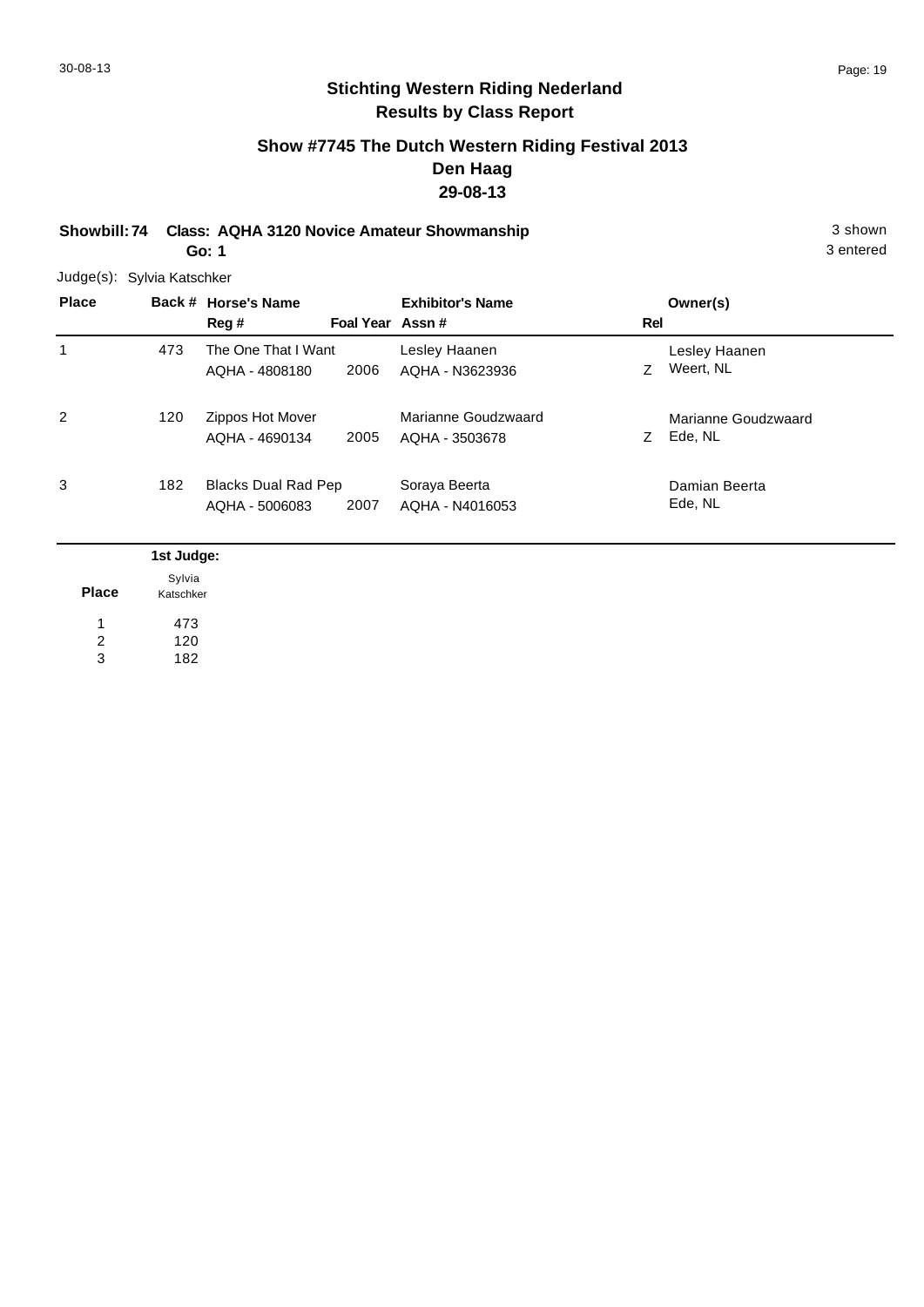# Stichting Western Riding Nederland
## Results by Class Report

### Show #7745 The Dutch Western Riding Festival 2013
### Den Haag
### 29-08-13

**Showbill: 74 Class: AQHA 3120 Novice Amateur Showmanship** 3 shown

**Go: 1** 3 entered

Judge(s): Sylvia Katschker

| Place | Back # | Horse's Name / Reg # | Foal Year | Exhibitor's Name / Assn # | Rel | Owner(s) |
|---|---|---|---|---|---|---|
| 1 | 473 | The One That I Want<br>AQHA - 4808180 | 2006 | Lesley Haanen<br>AQHA - N3623936 | Z | Lesley Haanen<br>Weert, NL |
| 2 | 120 | Zippos Hot Mover<br>AQHA - 4690134 | 2005 | Marianne Goudzwaard<br>AQHA - 3503678 | Z | Marianne Goudzwaard<br>Ede, NL |
| 3 | 182 | Blacks Dual Rad Pep<br>AQHA - 5006083 | 2007 | Soraya Beerta<br>AQHA - N4016053 | | Damian Beerta<br>Ede, NL |

| Place | 1st Judge: Sylvia Katschker |
|---|---|
| 1 | 473 |
| 2 | 120 |
| 3 | 182 |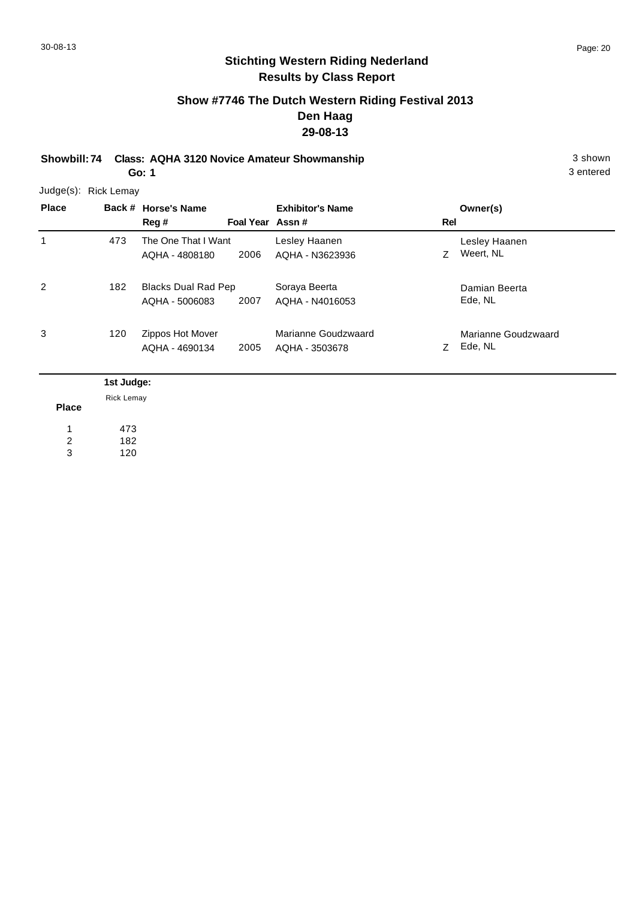# Stichting Western Riding Nederland
## Results by Class Report

### Show #7746 The Dutch Western Riding Festival 2013
### Den Haag
### 29-08-13

**Showbill: 74 Class: AQHA 3120 Novice Amateur Showmanship** 3 shown
**Go: 1** 3 entered

Judge(s): Rick Lemay

| Place | Back # | Horse's Name / Reg # | Foal Year | Exhibitor's Name / Assn # | Rel | Owner(s) |
|---|---|---|---|---|---|---|
| 1 | 473 | The One That I Want<br>AQHA - 4808180 | 2006 | Lesley Haanen<br>AQHA - N3623936 | Z | Lesley Haanen<br>Weert, NL |
| 2 | 182 | Blacks Dual Rad Pep<br>AQHA - 5006083 | 2007 | Soraya Beerta<br>AQHA - N4016053 | | Damian Beerta<br>Ede, NL |
| 3 | 120 | Zippos Hot Mover<br>AQHA - 4690134 | 2005 | Marianne Goudzwaard<br>AQHA - 3503678 | Z | Marianne Goudzwaard<br>Ede, NL |

| Place | 1st Judge:<br>Rick Lemay |
|---|---|
| 1 | 473 |
| 2 | 182 |
| 3 | 120 |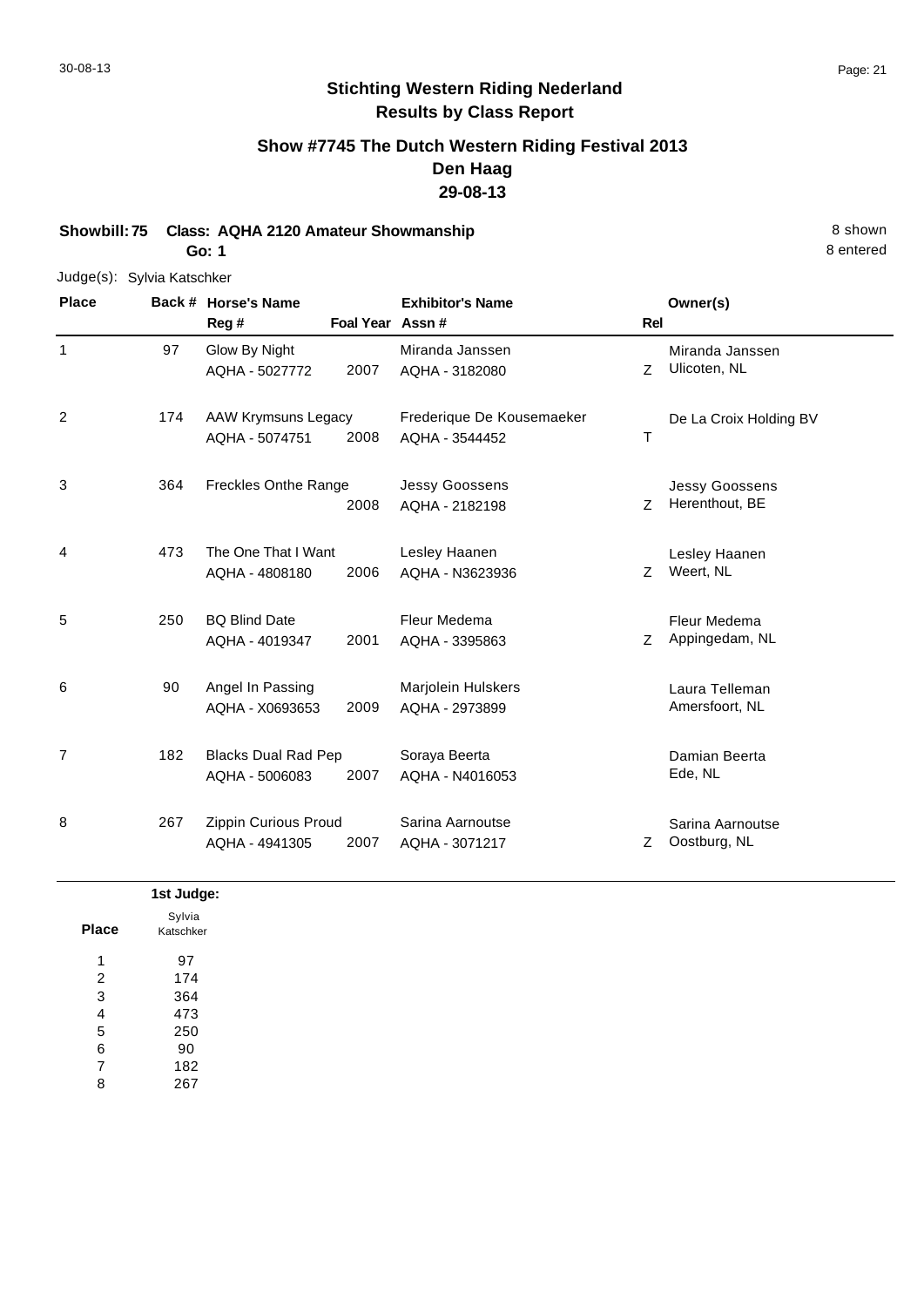## Stichting Western Riding Nederland
## Results by Class Report

### Show #7745 The Dutch Western Riding Festival 2013
### Den Haag
### 29-08-13

**Showbill: 75 Class: AQHA 2120 Amateur Showmanship** 8 shown

**Go: 1** 8 entered

Judge(s): Sylvia Katschker

| Place | Back # | Horse's Name / Reg # | Foal Year | Exhibitor's Name / Assn # | Rel | Owner(s) |
|---|---|---|---|---|---|---|
| 1 | 97 | Glow By Night<br>AQHA - 5027772 | 2007 | Miranda Janssen<br>AQHA - 3182080 | Z | Miranda Janssen<br>Ulicoten, NL |
| 2 | 174 | AAW Krymsuns Legacy<br>AQHA - 5074751 | 2008 | Frederique De Kousemaeker<br>AQHA - 3544452 | T | De La Croix Holding BV |
| 3 | 364 | Freckles Onthe Range | 2008 | Jessy Goossens<br>AQHA - 2182198 | Z | Jessy Goossens<br>Herenthout, BE |
| 4 | 473 | The One That I Want<br>AQHA - 4808180 | 2006 | Lesley Haanen<br>AQHA - N3623936 | Z | Lesley Haanen<br>Weert, NL |
| 5 | 250 | BQ Blind Date<br>AQHA - 4019347 | 2001 | Fleur Medema<br>AQHA - 3395863 | Z | Fleur Medema<br>Appingedam, NL |
| 6 | 90 | Angel In Passing<br>AQHA - X0693653 | 2009 | Marjolein Hulskers<br>AQHA - 2973899 | | Laura Telleman<br>Amersfoort, NL |
| 7 | 182 | Blacks Dual Rad Pep<br>AQHA - 5006083 | 2007 | Soraya Beerta<br>AQHA - N4016053 | | Damian Beerta<br>Ede, NL |
| 8 | 267 | Zippin Curious Proud<br>AQHA - 4941305 | 2007 | Sarina Aarnoutse<br>AQHA - 3071217 | Z | Sarina Aarnoutse<br>Oostburg, NL |

| Place | 1st Judge: Sylvia Katschker |
|---|---|
| 1 | 97 |
| 2 | 174 |
| 3 | 364 |
| 4 | 473 |
| 5 | 250 |
| 6 | 90 |
| 7 | 182 |
| 8 | 267 |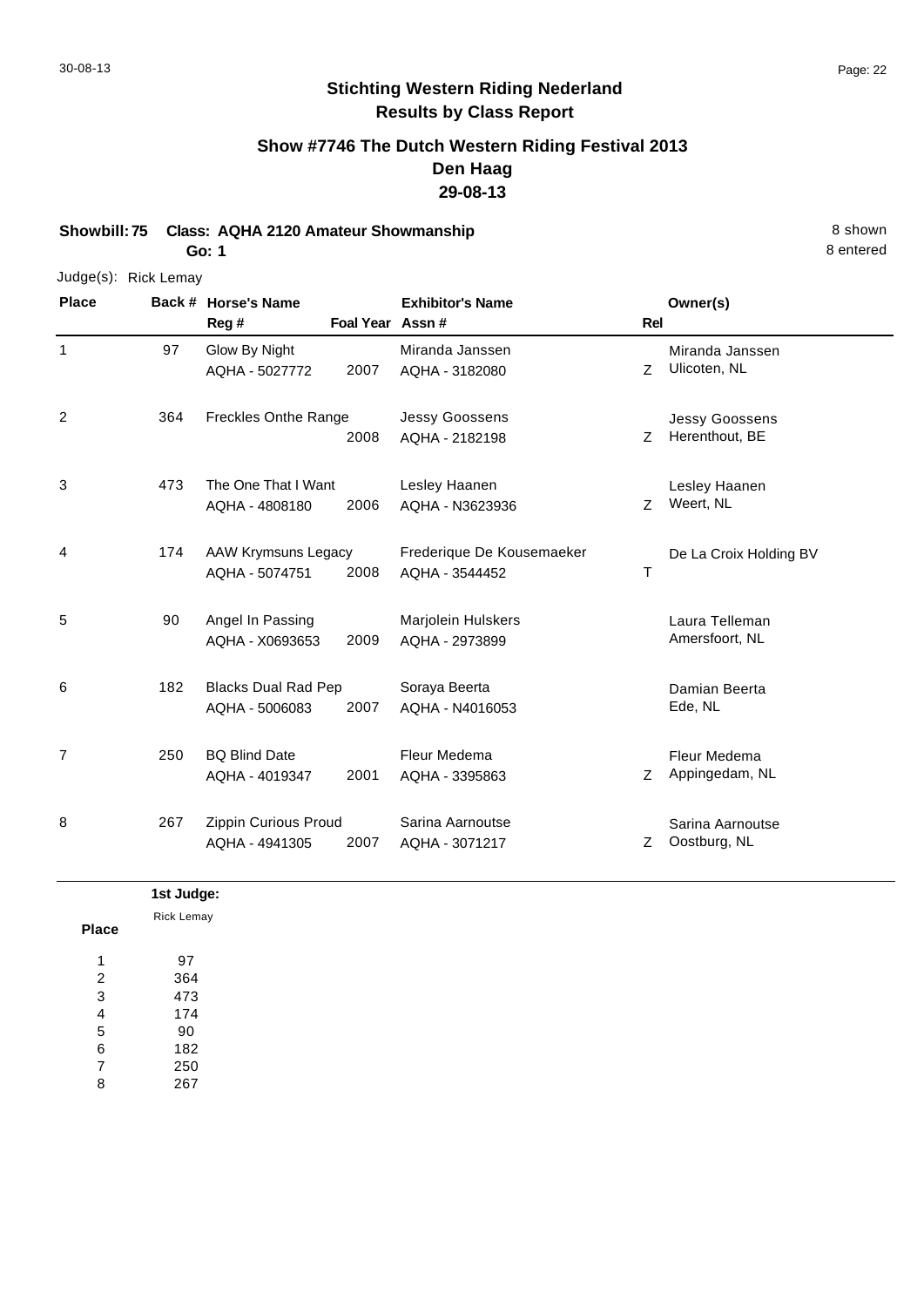## Stichting Western Riding Nederland
## Results by Class Report

### Show #7746 The Dutch Western Riding Festival 2013
### Den Haag
### 29-08-13

**Showbill: 75 Class: AQHA 2120 Amateur Showmanship** 8 shown

**Go: 1** 8 entered

Judge(s): Rick Lemay

| Place | Back # | Horse's Name / Reg # | Foal Year | Exhibitor's Name / Assn # | Rel | Owner(s) |
|---|---|---|---|---|---|---|
| 1 | 97 | Glow By Night<br>AQHA - 5027772 | 2007 | Miranda Janssen<br>AQHA - 3182080 | Z | Miranda Janssen<br>Ulicoten, NL |
| 2 | 364 | Freckles Onthe Range | 2008 | Jessy Goossens<br>AQHA - 2182198 | Z | Jessy Goossens<br>Herenthout, BE |
| 3 | 473 | The One That I Want<br>AQHA - 4808180 | 2006 | Lesley Haanen<br>AQHA - N3623936 | Z | Lesley Haanen<br>Weert, NL |
| 4 | 174 | AAW Krymsuns Legacy<br>AQHA - 5074751 | 2008 | Frederique De Kousemaeker<br>AQHA - 3544452 | T | De La Croix Holding BV |
| 5 | 90 | Angel In Passing<br>AQHA - X0693653 | 2009 | Marjolein Hulskers<br>AQHA - 2973899 | | Laura Telleman<br>Amersfoort, NL |
| 6 | 182 | Blacks Dual Rad Pep<br>AQHA - 5006083 | 2007 | Soraya Beerta<br>AQHA - N4016053 | | Damian Beerta<br>Ede, NL |
| 7 | 250 | BQ Blind Date<br>AQHA - 4019347 | 2001 | Fleur Medema<br>AQHA - 3395863 | Z | Fleur Medema<br>Appingedam, NL |
| 8 | 267 | Zippin Curious Proud<br>AQHA - 4941305 | 2007 | Sarina Aarnoutse<br>AQHA - 3071217 | Z | Sarina Aarnoutse<br>Oostburg, NL |

| Place | 1st Judge:<br>Rick Lemay |
|---|---|
| 1 | 97 |
| 2 | 364 |
| 3 | 473 |
| 4 | 174 |
| 5 | 90 |
| 6 | 182 |
| 7 | 250 |
| 8 | 267 |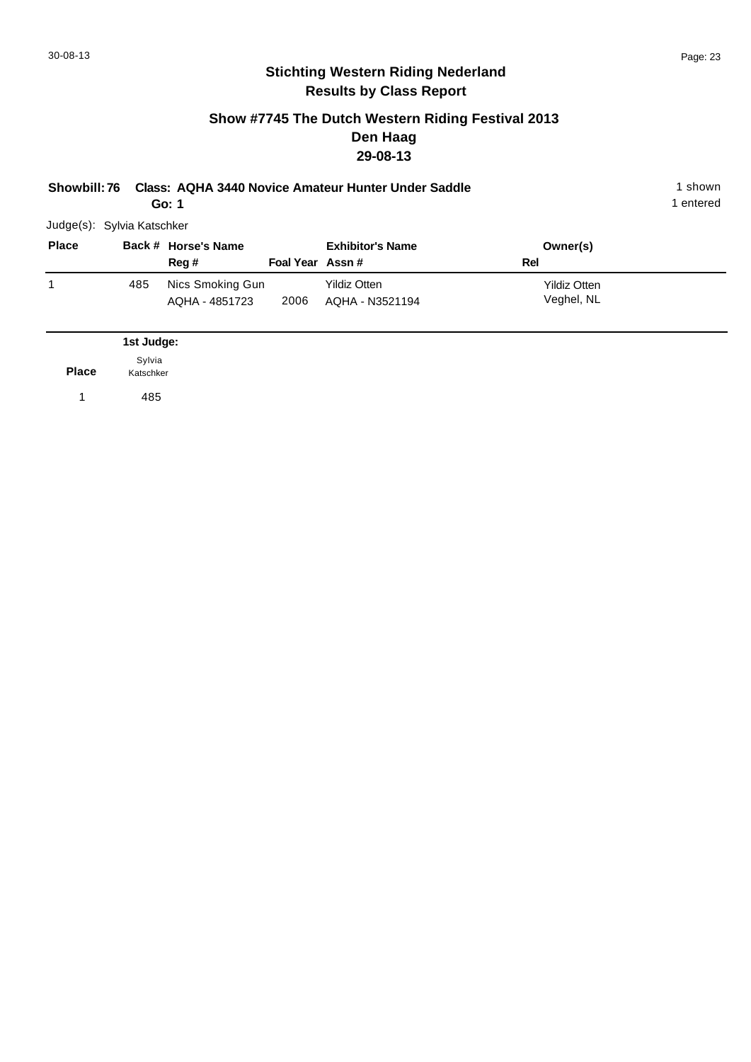## Stichting Western Riding Nederland
## Results by Class Report

### Show #7745 The Dutch Western Riding Festival 2013
### Den Haag
### 29-08-13

**Showbill: 76 Class: AQHA 3440 Novice Amateur Hunter Under Saddle** 1 shown

**Go: 1** 1 entered

Judge(s): Sylvia Katschker

| Place | Back # | Horse's Name / Reg # | Foal Year | Exhibitor's Name / Assn # | Owner(s) / Rel |
|---|---|---|---|---|---|
| 1 | 485 | Nics Smoking Gun<br>AQHA - 4851723 | 2006 | Yildiz Otten<br>AQHA - N3521194 | Yildiz Otten<br>Veghel, NL |

| Place | 1st Judge: Sylvia Katschker |
|---|---|
| 1 | 485 |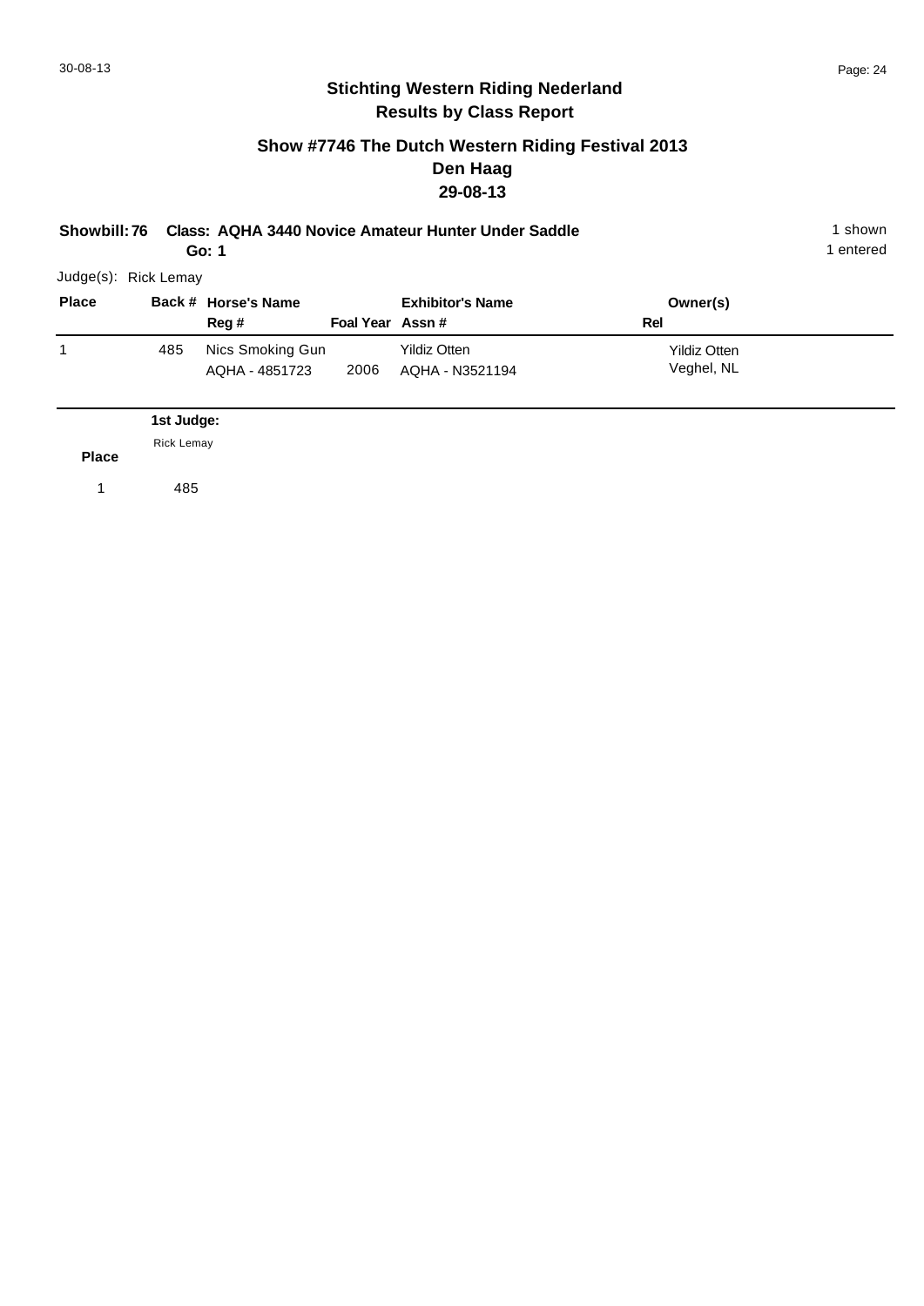## Stichting Western Riding Nederland
## Results by Class Report

### Show #7746 The Dutch Western Riding Festival 2013
### Den Haag
### 29-08-13

**Showbill: 76 Class: AQHA 3440 Novice Amateur Hunter Under Saddle** — 1 shown

**Go: 1** — 1 entered

Judge(s): Rick Lemay

| Place | Back # | Horse's Name / Reg # | Foal Year | Exhibitor's Name / Assn # | Owner(s) / Rel |
|---|---|---|---|---|---|
| 1 | 485 | Nics Smoking Gun<br>AQHA - 4851723 | 2006 | Yildiz Otten<br>AQHA - N3521194 | Yildiz Otten<br>Veghel, NL |

| Place | 1st Judge:<br>Rick Lemay |
|---|---|
| 1 | 485 |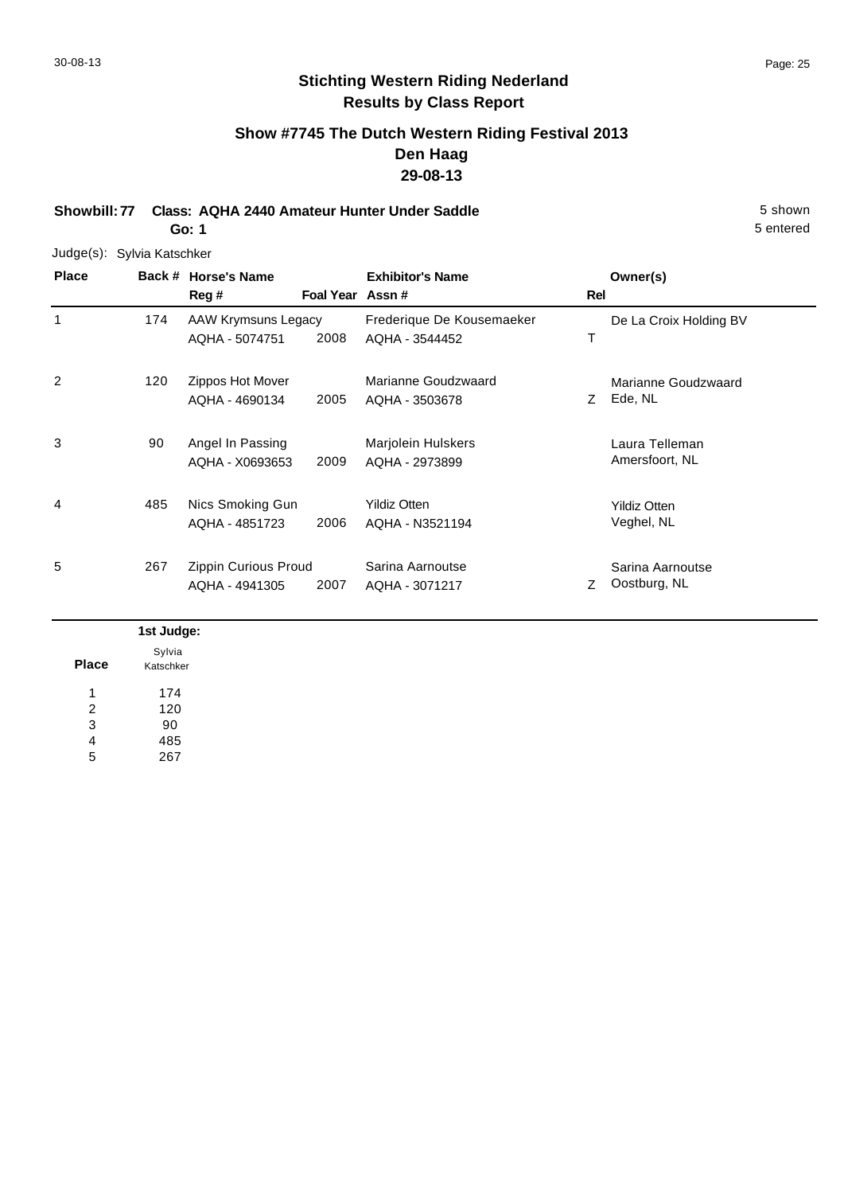## Stichting Western Riding Nederland
## Results by Class Report

### Show #7745 The Dutch Western Riding Festival 2013
### Den Haag
### 29-08-13

**Showbill: 77 Class: AQHA 2440 Amateur Hunter Under Saddle** 5 shown

**Go: 1** 5 entered

Judge(s): Sylvia Katschker

| Place | Back # | Horse's Name / Reg # | Foal Year | Exhibitor's Name / Assn # | Rel | Owner(s) |
|---|---|---|---|---|---|---|
| 1 | 174 | AAW Krymsuns Legacy<br>AQHA - 5074751 | 2008 | Frederique De Kousemaeker<br>AQHA - 3544452 | T | De La Croix Holding BV |
| 2 | 120 | Zippos Hot Mover<br>AQHA - 4690134 | 2005 | Marianne Goudzwaard<br>AQHA - 3503678 | Z | Marianne Goudzwaard<br>Ede, NL |
| 3 | 90 | Angel In Passing<br>AQHA - X0693653 | 2009 | Marjolein Hulskers<br>AQHA - 2973899 | | Laura Telleman<br>Amersfoort, NL |
| 4 | 485 | Nics Smoking Gun<br>AQHA - 4851723 | 2006 | Yildiz Otten<br>AQHA - N3521194 | | Yildiz Otten<br>Veghel, NL |
| 5 | 267 | Zippin Curious Proud<br>AQHA - 4941305 | 2007 | Sarina Aarnoutse<br>AQHA - 3071217 | Z | Sarina Aarnoutse<br>Oostburg, NL |

| Place | 1st Judge: Sylvia Katschker |
|---|---|
| 1 | 174 |
| 2 | 120 |
| 3 | 90 |
| 4 | 485 |
| 5 | 267 |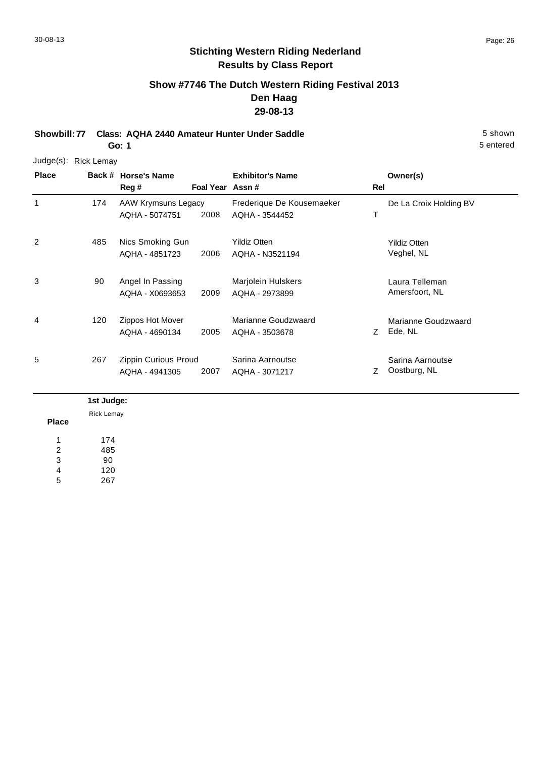## Stichting Western Riding Nederland
## Results by Class Report

### Show #7746 The Dutch Western Riding Festival 2013
### Den Haag
### 29-08-13

**Showbill: 77 Class: AQHA 2440 Amateur Hunter Under Saddle** 5 shown

**Go: 1** 5 entered

Judge(s): Rick Lemay

| Place | Back # | Horse's Name / Reg # | Foal Year | Exhibitor's Name / Assn # | Rel | Owner(s) |
|---|---|---|---|---|---|---|
| 1 | 174 | AAW Krymsuns Legacy<br>AQHA - 5074751 | 2008 | Frederique De Kousemaeker<br>AQHA - 3544452 | T | De La Croix Holding BV |
| 2 | 485 | Nics Smoking Gun<br>AQHA - 4851723 | 2006 | Yildiz Otten<br>AQHA - N3521194 | | Yildiz Otten<br>Veghel, NL |
| 3 | 90 | Angel In Passing<br>AQHA - X0693653 | 2009 | Marjolein Hulskers<br>AQHA - 2973899 | | Laura Telleman<br>Amersfoort, NL |
| 4 | 120 | Zippos Hot Mover<br>AQHA - 4690134 | 2005 | Marianne Goudzwaard<br>AQHA - 3503678 | Z | Marianne Goudzwaard<br>Ede, NL |
| 5 | 267 | Zippin Curious Proud<br>AQHA - 4941305 | 2007 | Sarina Aarnoutse<br>AQHA - 3071217 | Z | Sarina Aarnoutse<br>Oostburg, NL |

| Place | 1st Judge:<br>Rick Lemay |
|---|---|
| 1 | 174 |
| 2 | 485 |
| 3 | 90 |
| 4 | 120 |
| 5 | 267 |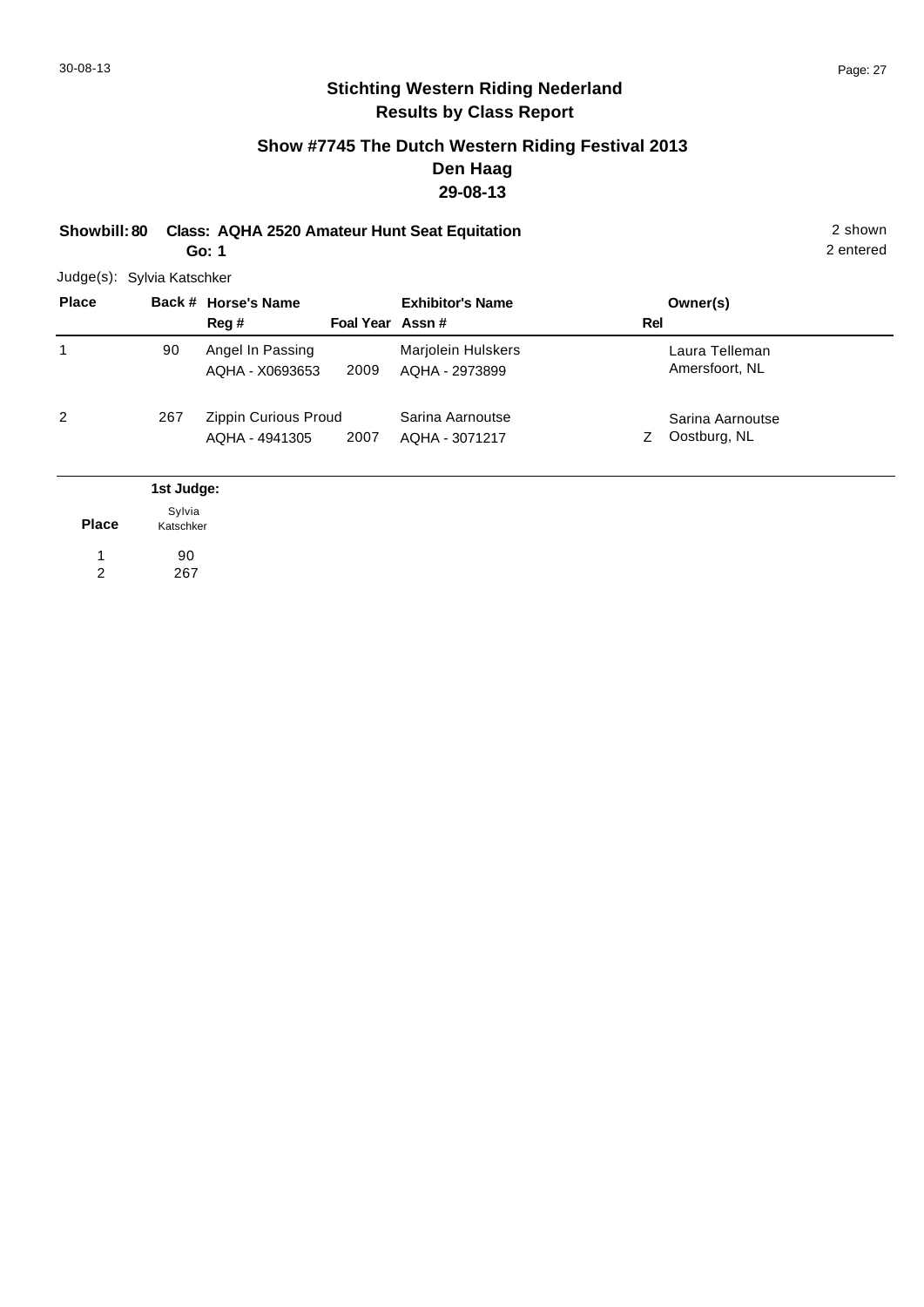## Stichting Western Riding Nederland
## Results by Class Report

### Show #7745 The Dutch Western Riding Festival 2013
### Den Haag
### 29-08-13

**Showbill: 80** **Class: AQHA 2520 Amateur Hunt Seat Equitation** 2 shown

**Go: 1** 2 entered

Judge(s): Sylvia Katschker

| Place | Back # | Horse's Name / Reg # | Foal Year | Exhibitor's Name / Assn # | Rel | Owner(s) |
|---|---|---|---|---|---|---|
| 1 | 90 | Angel In Passing<br>AQHA - X0693653 | 2009 | Marjolein Hulskers<br>AQHA - 2973899 | | Laura Telleman<br>Amersfoort, NL |
| 2 | 267 | Zippin Curious Proud<br>AQHA - 4941305 | 2007 | Sarina Aarnoutse<br>AQHA - 3071217 | Z | Sarina Aarnoutse<br>Oostburg, NL |

| Place | 1st Judge: Sylvia Katschker |
|---|---|
| 1 | 90 |
| 2 | 267 |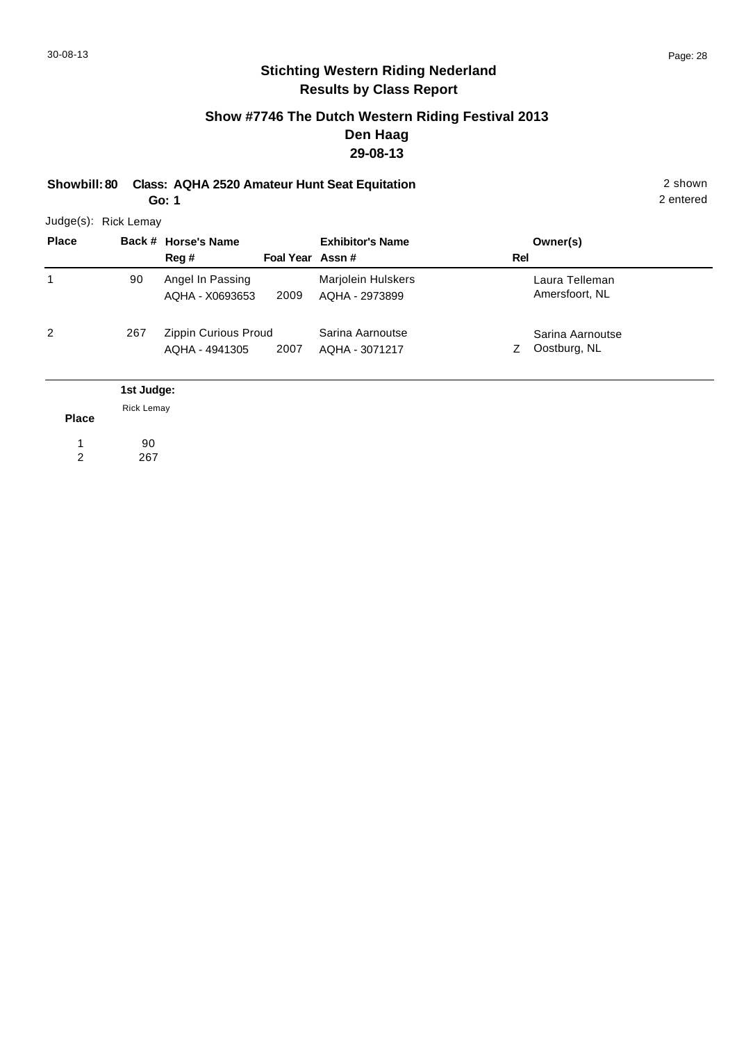## Stichting Western Riding Nederland
## Results by Class Report

### Show #7746 The Dutch Western Riding Festival 2013
### Den Haag
### 29-08-13

**Showbill: 80 Class: AQHA 2520 Amateur Hunt Seat Equitation** 2 shown
**Go: 1** 2 entered

Judge(s): Rick Lemay

| Place | Back # | Horse's Name / Reg # | Foal Year | Exhibitor's Name / Assn # | Rel | Owner(s) |
|---|---|---|---|---|---|---|
| 1 | 90 | Angel In Passing<br>AQHA - X0693653 | 2009 | Marjolein Hulskers<br>AQHA - 2973899 | | Laura Telleman<br>Amersfoort, NL |
| 2 | 267 | Zippin Curious Proud<br>AQHA - 4941305 | 2007 | Sarina Aarnoutse<br>AQHA - 3071217 | Z | Sarina Aarnoutse<br>Oostburg, NL |

| Place | 1st Judge: Rick Lemay |
|---|---|
| 1 | 90 |
| 2 | 267 |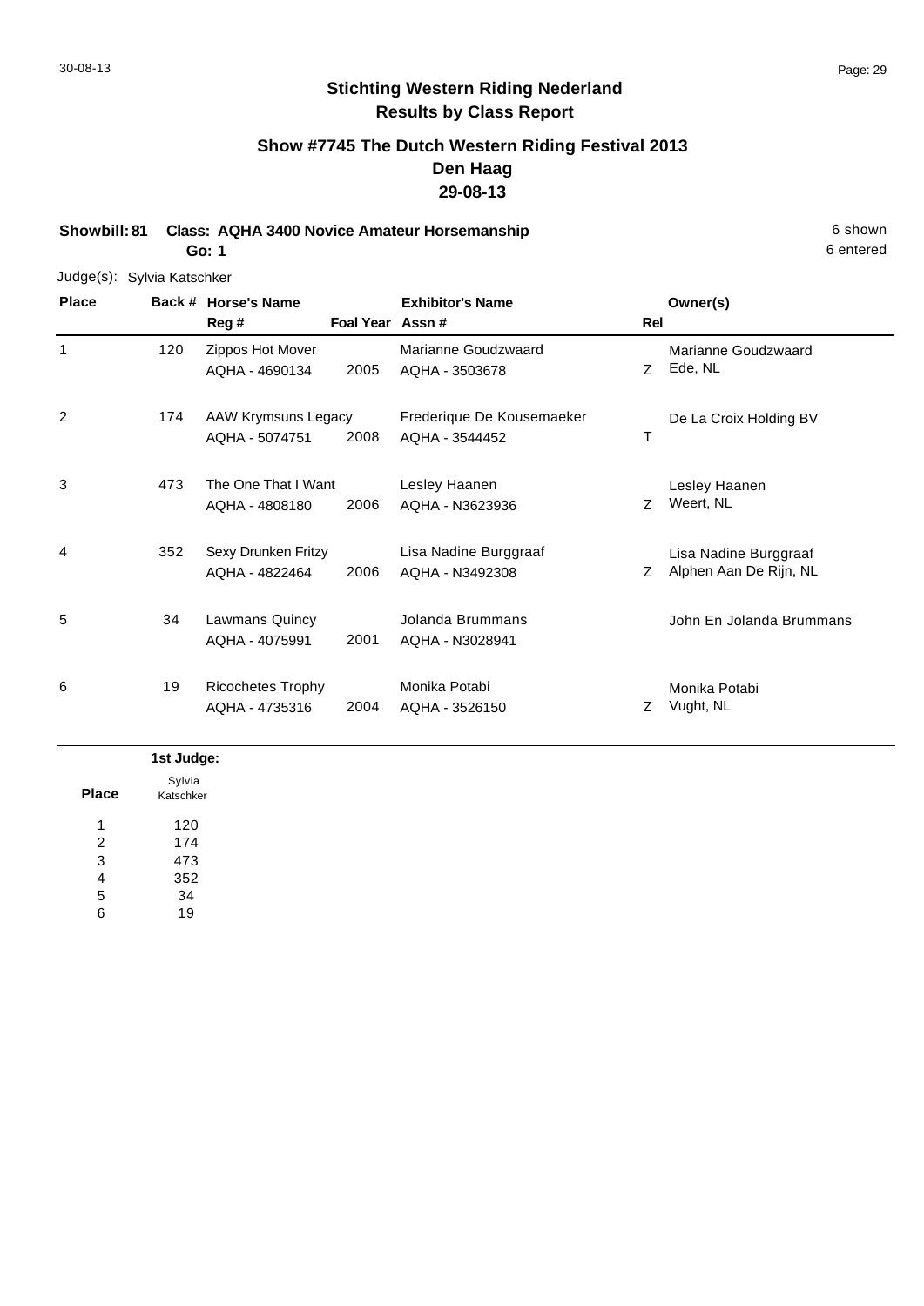# Stichting Western Riding Nederland
## Results by Class Report

### Show #7745 The Dutch Western Riding Festival 2013
### Den Haag
### 29-08-13

**Showbill: 81 Class: AQHA 3400 Novice Amateur Horsemanship** — 6 shown

**Go: 1** — 6 entered

Judge(s): Sylvia Katschker

| Place | Back # | Horse's Name / Reg # | Foal Year | Exhibitor's Name / Assn # | Rel | Owner(s) |
|---|---|---|---|---|---|---|
| 1 | 120 | Zippos Hot Mover<br>AQHA - 4690134 | 2005 | Marianne Goudzwaard<br>AQHA - 3503678 | Z | Marianne Goudzwaard<br>Ede, NL |
| 2 | 174 | AAW Krymsuns Legacy<br>AQHA - 5074751 | 2008 | Frederique De Kousemaeker<br>AQHA - 3544452 | T | De La Croix Holding BV |
| 3 | 473 | The One That I Want<br>AQHA - 4808180 | 2006 | Lesley Haanen<br>AQHA - N3623936 | Z | Lesley Haanen<br>Weert, NL |
| 4 | 352 | Sexy Drunken Fritzy<br>AQHA - 4822464 | 2006 | Lisa Nadine Burggraaf<br>AQHA - N3492308 | Z | Lisa Nadine Burggraaf<br>Alphen Aan De Rijn, NL |
| 5 | 34 | Lawmans Quincy<br>AQHA - 4075991 | 2001 | Jolanda Brummans<br>AQHA - N3028941 | | John En Jolanda Brummans |
| 6 | 19 | Ricochetes Trophy<br>AQHA - 4735316 | 2004 | Monika Potabi<br>AQHA - 3526150 | Z | Monika Potabi<br>Vught, NL |

| Place | 1st Judge: Sylvia Katschker |
|---|---|
| 1 | 120 |
| 2 | 174 |
| 3 | 473 |
| 4 | 352 |
| 5 | 34 |
| 6 | 19 |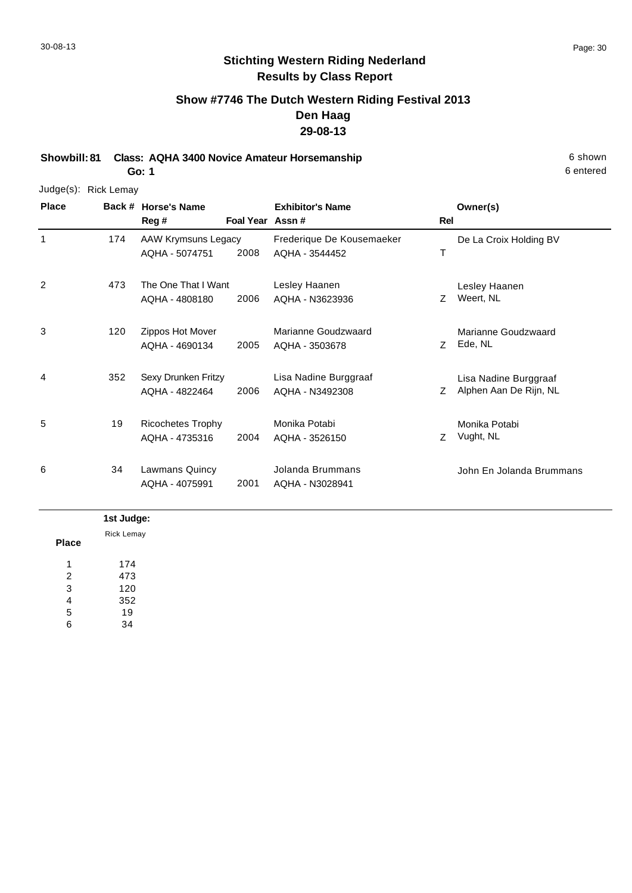## Stichting Western Riding Nederland
## Results by Class Report

### Show #7746 The Dutch Western Riding Festival 2013
### Den Haag
### 29-08-13

**Showbill: 81 Class: AQHA 3400 Novice Amateur Horsemanship** 6 shown
**Go: 1** 6 entered

Judge(s): Rick Lemay

| Place | Back # | Horse's Name / Reg # | Foal Year | Exhibitor's Name / Assn # | Rel | Owner(s) |
|---|---|---|---|---|---|---|
| 1 | 174 | AAW Krymsuns Legacy<br>AQHA - 5074751 | 2008 | Frederique De Kousemaeker<br>AQHA - 3544452 | T | De La Croix Holding BV |
| 2 | 473 | The One That I Want<br>AQHA - 4808180 | 2006 | Lesley Haanen<br>AQHA - N3623936 | Z | Lesley Haanen<br>Weert, NL |
| 3 | 120 | Zippos Hot Mover<br>AQHA - 4690134 | 2005 | Marianne Goudzwaard<br>AQHA - 3503678 | Z | Marianne Goudzwaard<br>Ede, NL |
| 4 | 352 | Sexy Drunken Fritzy<br>AQHA - 4822464 | 2006 | Lisa Nadine Burggraaf<br>AQHA - N3492308 | Z | Lisa Nadine Burggraaf<br>Alphen Aan De Rijn, NL |
| 5 | 19 | Ricochetes Trophy<br>AQHA - 4735316 | 2004 | Monika Potabi<br>AQHA - 3526150 | Z | Monika Potabi<br>Vught, NL |
| 6 | 34 | Lawmans Quincy<br>AQHA - 4075991 | 2001 | Jolanda Brummans<br>AQHA - N3028941 | | John En Jolanda Brummans |

| Place | 1st Judge:<br>Rick Lemay |
|---|---|
| 1 | 174 |
| 2 | 473 |
| 3 | 120 |
| 4 | 352 |
| 5 | 19 |
| 6 | 34 |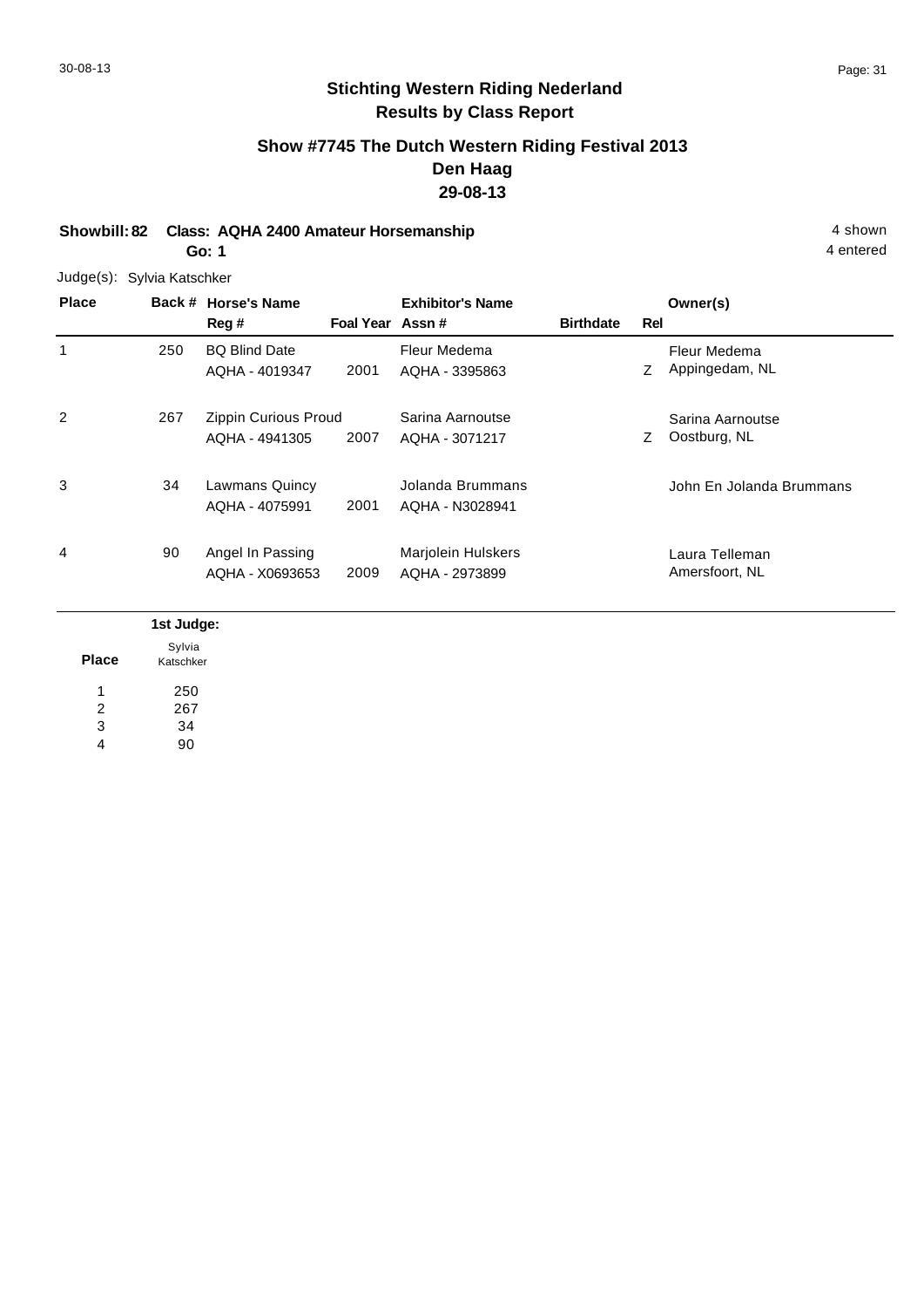## Stichting Western Riding Nederland
## Results by Class Report

### Show #7745 The Dutch Western Riding Festival 2013
### Den Haag
### 29-08-13

**Showbill: 82 Class: AQHA 2400 Amateur Horsemanship** 4 shown
**Go: 1** 4 entered

Judge(s): Sylvia Katschker

| Place | Back # | Horse's Name / Reg # | Foal Year | Exhibitor's Name / Assn # | Birthdate | Rel | Owner(s) |
|---|---|---|---|---|---|---|---|
| 1 | 250 | BQ Blind Date<br>AQHA - 4019347 | 2001 | Fleur Medema<br>AQHA - 3395863 | | Z | Fleur Medema<br>Appingedam, NL |
| 2 | 267 | Zippin Curious Proud<br>AQHA - 4941305 | 2007 | Sarina Aarnoutse<br>AQHA - 3071217 | | Z | Sarina Aarnoutse<br>Oostburg, NL |
| 3 | 34 | Lawmans Quincy<br>AQHA - 4075991 | 2001 | Jolanda Brummans<br>AQHA - N3028941 | | | John En Jolanda Brummans |
| 4 | 90 | Angel In Passing<br>AQHA - X0693653 | 2009 | Marjolein Hulskers<br>AQHA - 2973899 | | | Laura Telleman<br>Amersfoort, NL |

| Place | 1st Judge: Sylvia Katschker |
|---|---|
| 1 | 250 |
| 2 | 267 |
| 3 | 34 |
| 4 | 90 |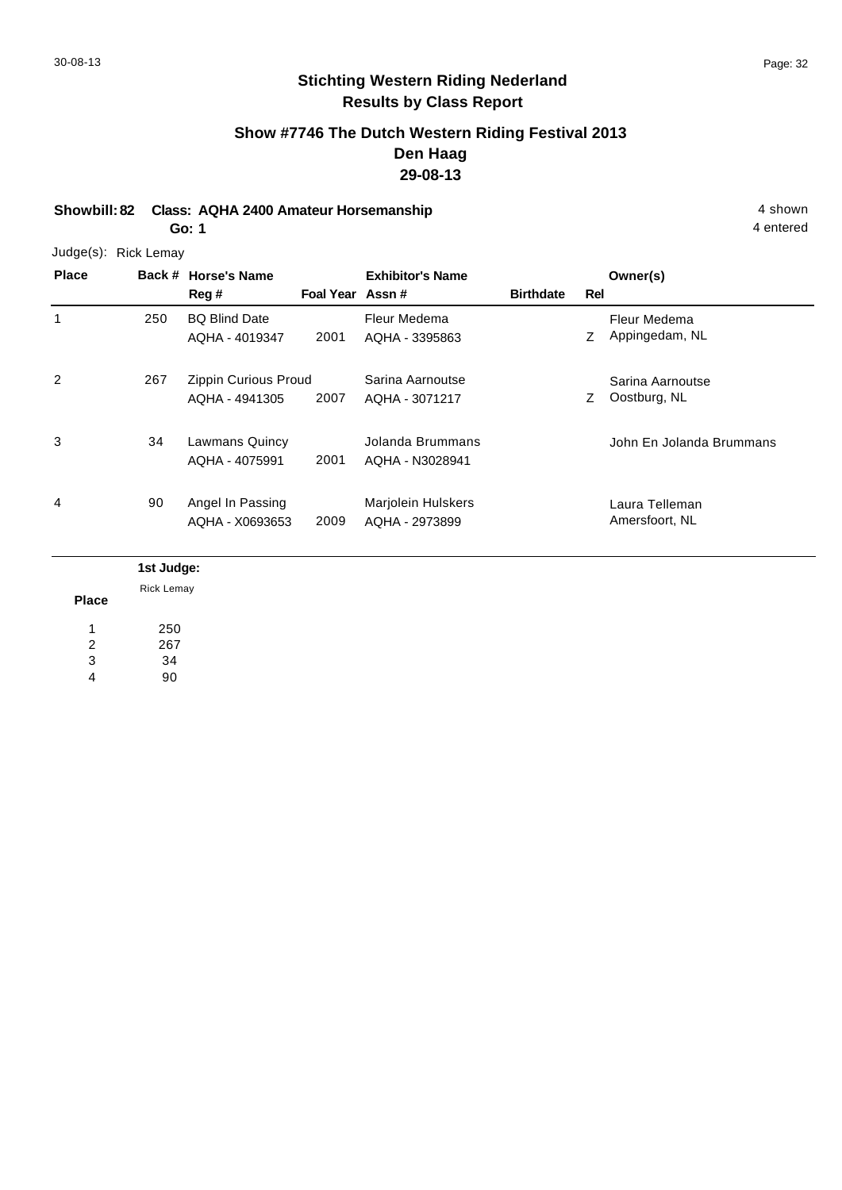## Stichting Western Riding Nederland
## Results by Class Report

### Show #7746 The Dutch Western Riding Festival 2013
### Den Haag
### 29-08-13

**Showbill: 82 Class: AQHA 2400 Amateur Horsemanship** 4 shown

**Go: 1** 4 entered

Judge(s): Rick Lemay

| Place | Back # | Horse's Name / Reg # | Foal Year | Exhibitor's Name / Assn # | Birthdate | Rel | Owner(s) |
|---|---|---|---|---|---|---|---|
| 1 | 250 | BQ Blind Date<br>AQHA - 4019347 | 2001 | Fleur Medema<br>AQHA - 3395863 | | Z | Fleur Medema<br>Appingedam, NL |
| 2 | 267 | Zippin Curious Proud<br>AQHA - 4941305 | 2007 | Sarina Aarnoutse<br>AQHA - 3071217 | | Z | Sarina Aarnoutse<br>Oostburg, NL |
| 3 | 34 | Lawmans Quincy<br>AQHA - 4075991 | 2001 | Jolanda Brummans<br>AQHA - N3028941 | | | John En Jolanda Brummans |
| 4 | 90 | Angel In Passing<br>AQHA - X0693653 | 2009 | Marjolein Hulskers<br>AQHA - 2973899 | | | Laura Telleman<br>Amersfoort, NL |

| Place | 1st Judge:<br>Rick Lemay |
|---|---|
| 1 | 250 |
| 2 | 267 |
| 3 | 34 |
| 4 | 90 |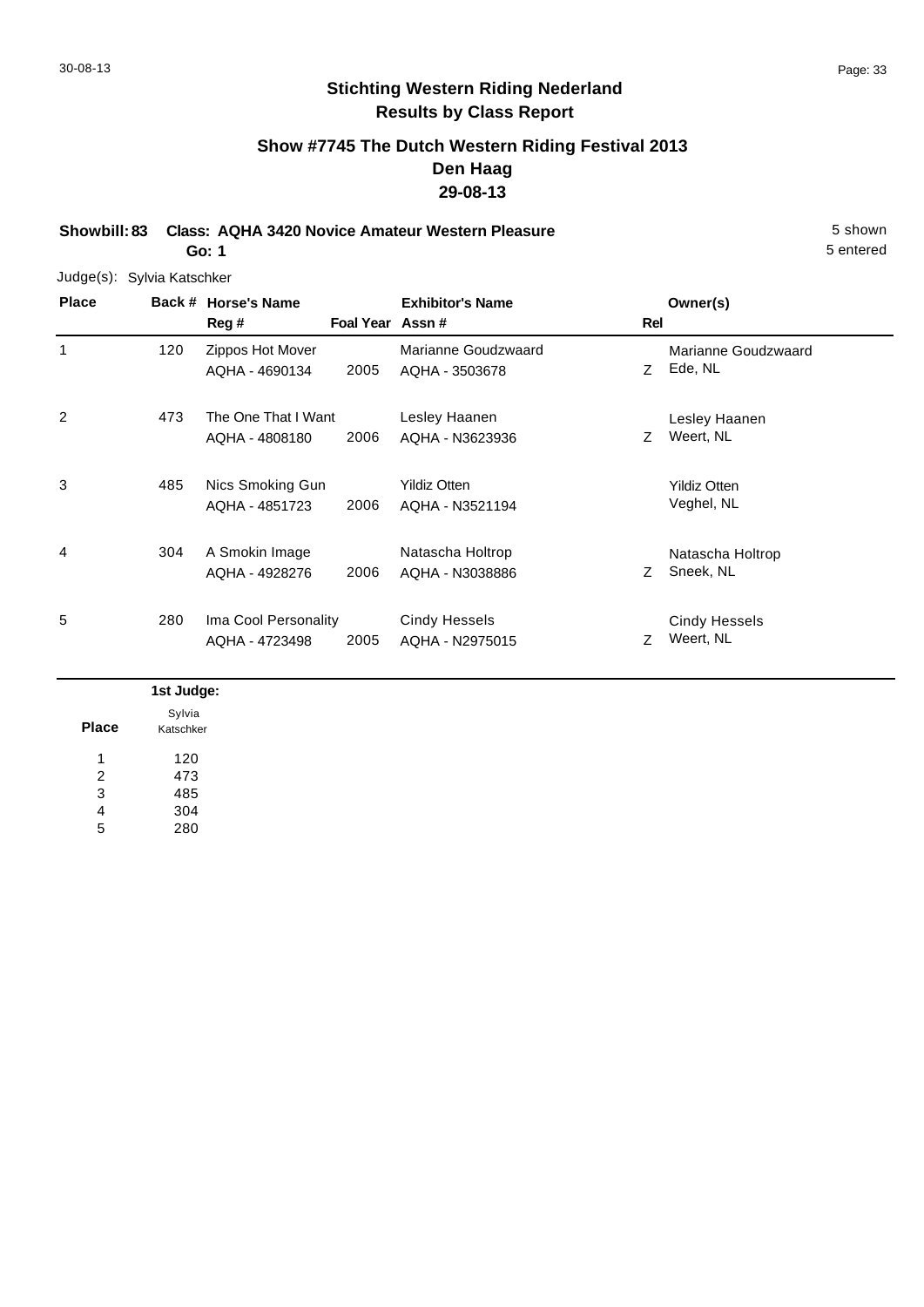# Stichting Western Riding Nederland

## Results by Class Report

### Show #7745 The Dutch Western Riding Festival 2013
### Den Haag
### 29-08-13

**Showbill: 83 Class: AQHA 3420 Novice Amateur Western Pleasure** 5 shown
**Go: 1** 5 entered

Judge(s): Sylvia Katschker

| Place | Back # | Horse's Name / Reg # | Foal Year | Exhibitor's Name / Assn # | Rel | Owner(s) |
|---|---|---|---|---|---|---|
| 1 | 120 | Zippos Hot Mover<br>AQHA - 4690134 | 2005 | Marianne Goudzwaard<br>AQHA - 3503678 | Z | Marianne Goudzwaard<br>Ede, NL |
| 2 | 473 | The One That I Want<br>AQHA - 4808180 | 2006 | Lesley Haanen<br>AQHA - N3623936 | Z | Lesley Haanen<br>Weert, NL |
| 3 | 485 | Nics Smoking Gun<br>AQHA - 4851723 | 2006 | Yildiz Otten<br>AQHA - N3521194 | | Yildiz Otten<br>Veghel, NL |
| 4 | 304 | A Smokin Image<br>AQHA - 4928276 | 2006 | Natascha Holtrop<br>AQHA - N3038886 | Z | Natascha Holtrop<br>Sneek, NL |
| 5 | 280 | Ima Cool Personality<br>AQHA - 4723498 | 2005 | Cindy Hessels<br>AQHA - N2975015 | Z | Cindy Hessels<br>Weert, NL |

| Place | 1st Judge: Sylvia Katschker |
|---|---|
| 1 | 120 |
| 2 | 473 |
| 3 | 485 |
| 4 | 304 |
| 5 | 280 |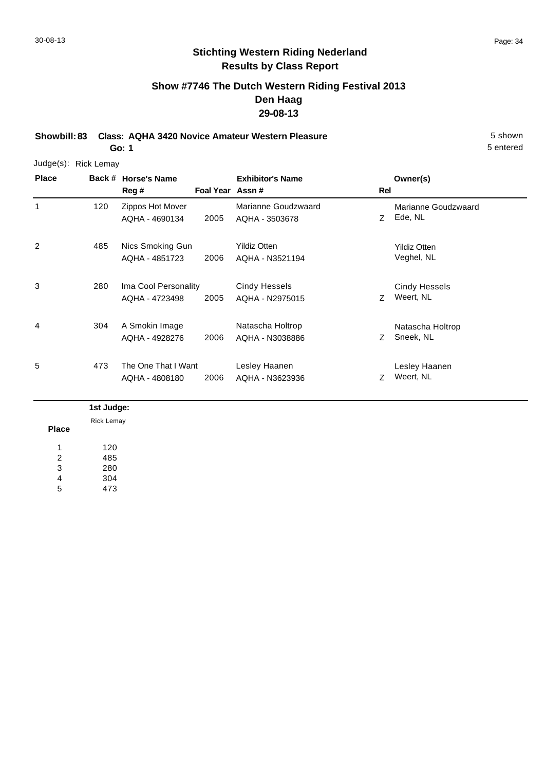## Stichting Western Riding Nederland
## Results by Class Report

### Show #7746 The Dutch Western Riding Festival 2013
### Den Haag
### 29-08-13

**Showbill: 83 Class: AQHA 3420 Novice Amateur Western Pleasure** 5 shown

**Go: 1** 5 entered

Judge(s): Rick Lemay

| Place | Back # | Horse's Name / Reg # | Foal Year | Exhibitor's Name / Assn # | Rel | Owner(s) |
|---|---|---|---|---|---|---|
| 1 | 120 | Zippos Hot Mover<br>AQHA - 4690134 | 2005 | Marianne Goudzwaard<br>AQHA - 3503678 | Z | Marianne Goudzwaard<br>Ede, NL |
| 2 | 485 | Nics Smoking Gun<br>AQHA - 4851723 | 2006 | Yildiz Otten<br>AQHA - N3521194 | | Yildiz Otten<br>Veghel, NL |
| 3 | 280 | Ima Cool Personality<br>AQHA - 4723498 | 2005 | Cindy Hessels<br>AQHA - N2975015 | Z | Cindy Hessels<br>Weert, NL |
| 4 | 304 | A Smokin Image<br>AQHA - 4928276 | 2006 | Natascha Holtrop<br>AQHA - N3038886 | Z | Natascha Holtrop<br>Sneek, NL |
| 5 | 473 | The One That I Want<br>AQHA - 4808180 | 2006 | Lesley Haanen<br>AQHA - N3623936 | Z | Lesley Haanen<br>Weert, NL |

| Place | 1st Judge: Rick Lemay |
|---|---|
| 1 | 120 |
| 2 | 485 |
| 3 | 280 |
| 4 | 304 |
| 5 | 473 |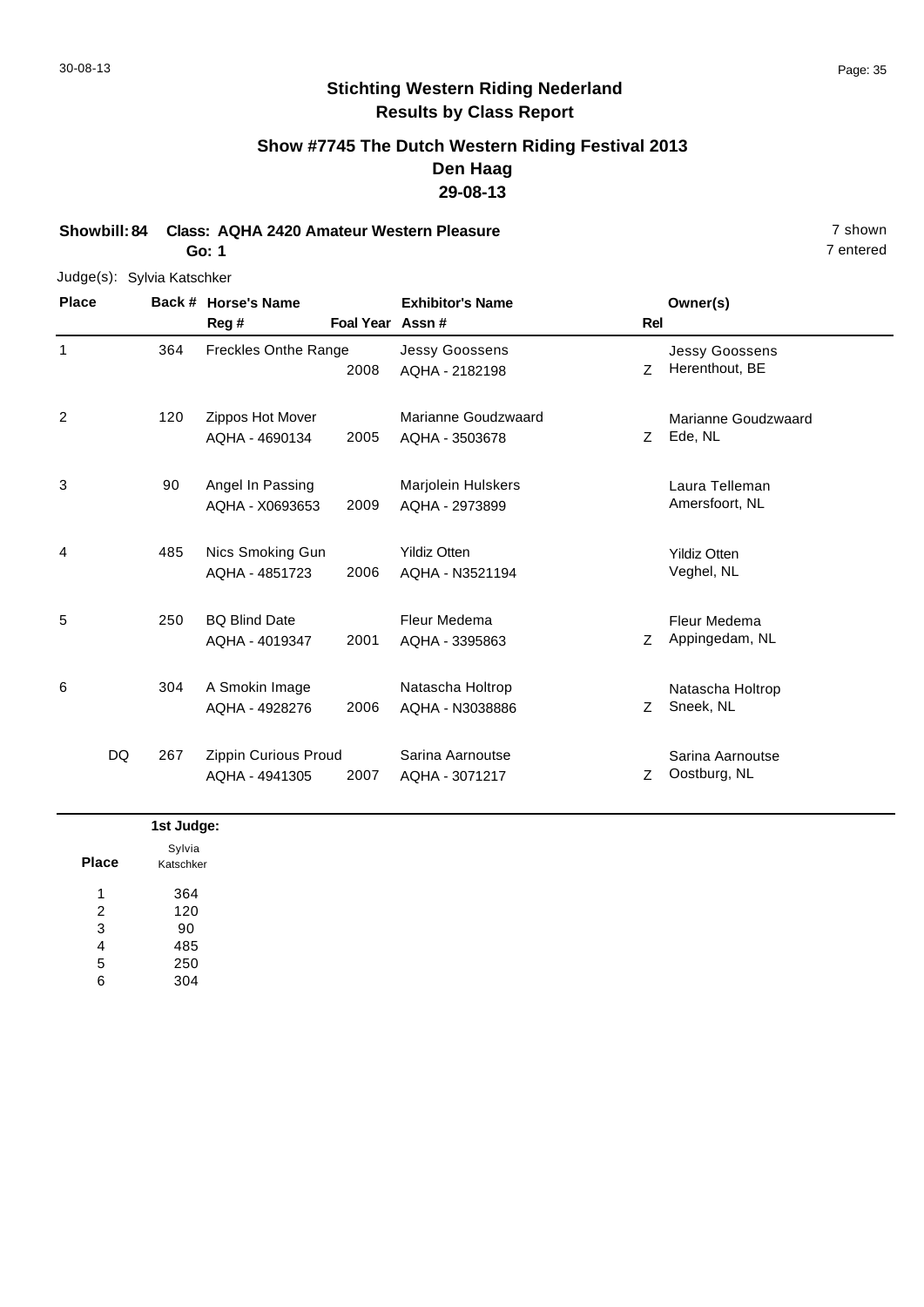# Stichting Western Riding Nederland
## Results by Class Report

### Show #7745 The Dutch Western Riding Festival 2013
### Den Haag
### 29-08-13

**Showbill: 84 Class: AQHA 2420 Amateur Western Pleasure** 7 shown
**Go: 1** 7 entered

Judge(s): Sylvia Katschker

| Place | Back # | Horse's Name / Reg # | Foal Year | Exhibitor's Name / Assn # | Rel | Owner(s) |
|---|---|---|---|---|---|---|
| 1 | 364 | Freckles Onthe Range | 2008 | Jessy Goossens<br>AQHA - 2182198 | Z | Jessy Goossens<br>Herenthout, BE |
| 2 | 120 | Zippos Hot Mover<br>AQHA - 4690134 | 2005 | Marianne Goudzwaard<br>AQHA - 3503678 | Z | Marianne Goudzwaard<br>Ede, NL |
| 3 | 90 | Angel In Passing<br>AQHA - X0693653 | 2009 | Marjolein Hulskers<br>AQHA - 2973899 | | Laura Telleman<br>Amersfoort, NL |
| 4 | 485 | Nics Smoking Gun<br>AQHA - 4851723 | 2006 | Yildiz Otten<br>AQHA - N3521194 | | Yildiz Otten<br>Veghel, NL |
| 5 | 250 | BQ Blind Date<br>AQHA - 4019347 | 2001 | Fleur Medema<br>AQHA - 3395863 | Z | Fleur Medema<br>Appingedam, NL |
| 6 | 304 | A Smokin Image<br>AQHA - 4928276 | 2006 | Natascha Holtrop<br>AQHA - N3038886 | Z | Natascha Holtrop<br>Sneek, NL |
| DQ | 267 | Zippin Curious Proud<br>AQHA - 4941305 | 2007 | Sarina Aarnoutse<br>AQHA - 3071217 | Z | Sarina Aarnoutse<br>Oostburg, NL |

| Place | 1st Judge: Sylvia Katschker |
|---|---|
| 1 | 364 |
| 2 | 120 |
| 3 | 90 |
| 4 | 485 |
| 5 | 250 |
| 6 | 304 |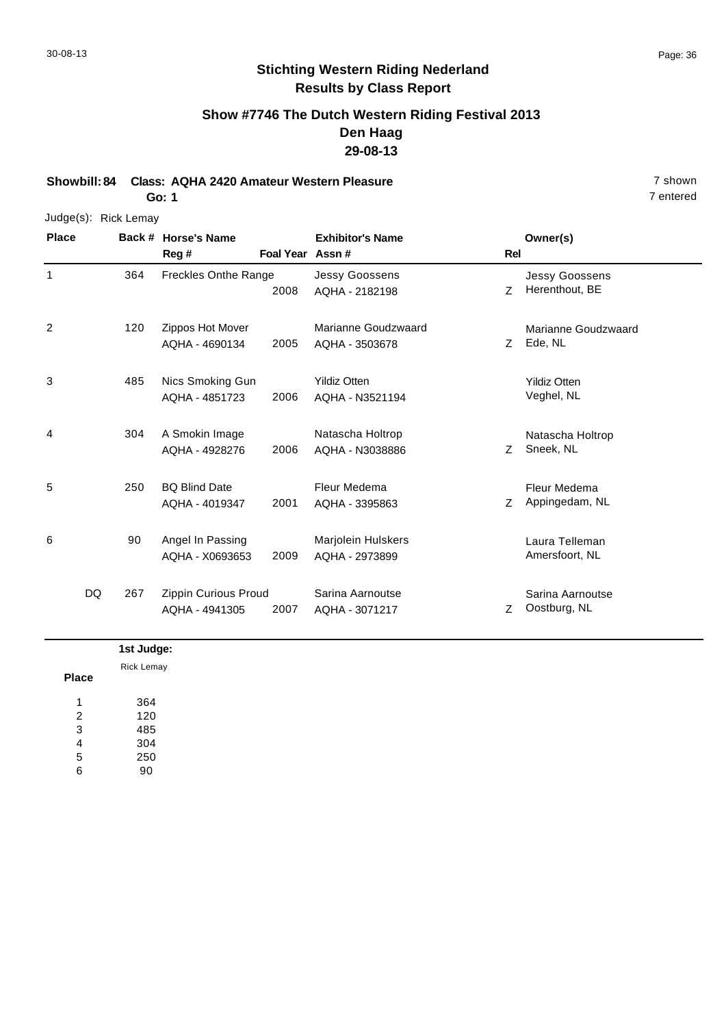## Stichting Western Riding Nederland
## Results by Class Report

### Show #7746 The Dutch Western Riding Festival 2013
### Den Haag
### 29-08-13

**Showbill: 84 Class: AQHA 2420 Amateur Western Pleasure** 7 shown

**Go: 1** 7 entered

Judge(s): Rick Lemay

| Place | Back # | Horse's Name / Reg # | Foal Year | Exhibitor's Name / Assn # | Rel | Owner(s) |
|---|---|---|---|---|---|---|
| 1 | 364 | Freckles Onthe Range | 2008 | Jessy Goossens<br>AQHA - 2182198 | Z | Jessy Goossens<br>Herenthout, BE |
| 2 | 120 | Zippos Hot Mover<br>AQHA - 4690134 | 2005 | Marianne Goudzwaard<br>AQHA - 3503678 | Z | Marianne Goudzwaard<br>Ede, NL |
| 3 | 485 | Nics Smoking Gun<br>AQHA - 4851723 | 2006 | Yildiz Otten<br>AQHA - N3521194 | | Yildiz Otten<br>Veghel, NL |
| 4 | 304 | A Smokin Image<br>AQHA - 4928276 | 2006 | Natascha Holtrop<br>AQHA - N3038886 | Z | Natascha Holtrop<br>Sneek, NL |
| 5 | 250 | BQ Blind Date<br>AQHA - 4019347 | 2001 | Fleur Medema<br>AQHA - 3395863 | Z | Fleur Medema<br>Appingedam, NL |
| 6 | 90 | Angel In Passing<br>AQHA - X0693653 | 2009 | Marjolein Hulskers<br>AQHA - 2973899 | | Laura Telleman<br>Amersfoort, NL |
| DQ | 267 | Zippin Curious Proud<br>AQHA - 4941305 | 2007 | Sarina Aarnoutse<br>AQHA - 3071217 | Z | Sarina Aarnoutse<br>Oostburg, NL |

| Place | 1st Judge: Rick Lemay |
|---|---|
| 1 | 364 |
| 2 | 120 |
| 3 | 485 |
| 4 | 304 |
| 5 | 250 |
| 6 | 90 |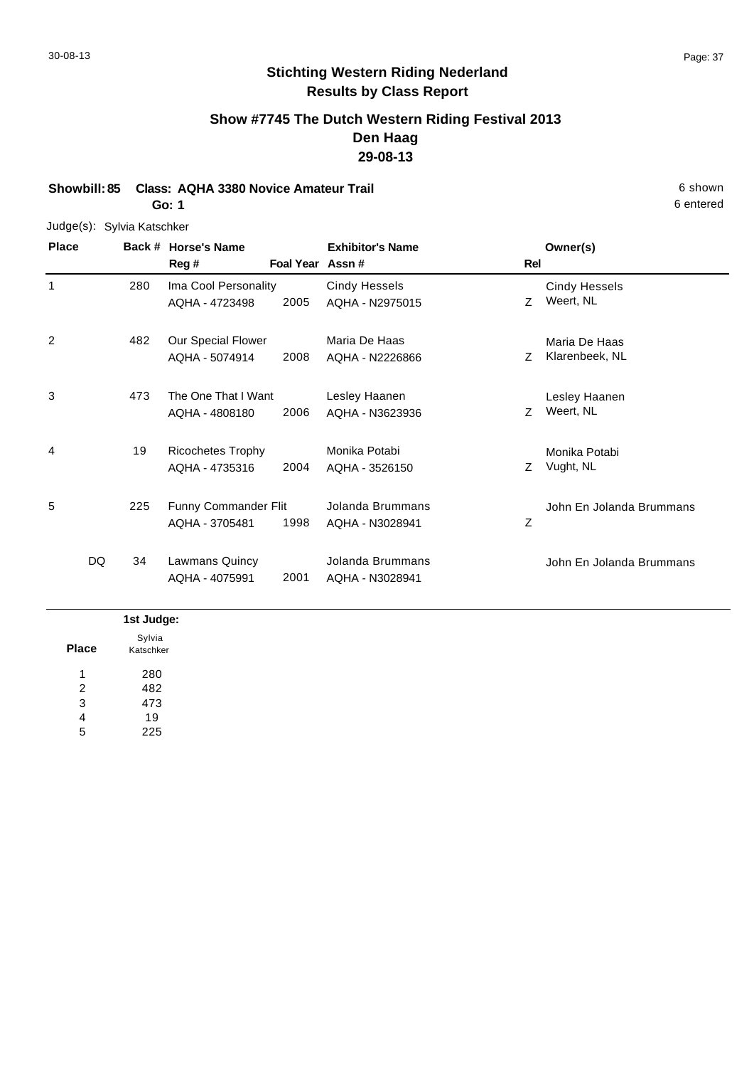## Stichting Western Riding Nederland
## Results by Class Report

### Show #7745 The Dutch Western Riding Festival 2013
### Den Haag
### 29-08-13

**Showbill: 85** **Class: AQHA 3380 Novice Amateur Trail** 6 shown
**Go: 1** 6 entered

Judge(s): Sylvia Katschker

| Place | Back # | Horse's Name / Reg # | Foal Year | Exhibitor's Name / Assn # | Rel | Owner(s) |
|---|---|---|---|---|---|---|
| 1 | 280 | Ima Cool Personality<br>AQHA - 4723498 | 2005 | Cindy Hessels<br>AQHA - N2975015 | Z | Cindy Hessels<br>Weert, NL |
| 2 | 482 | Our Special Flower<br>AQHA - 5074914 | 2008 | Maria De Haas<br>AQHA - N2226866 | Z | Maria De Haas<br>Klarenbeek, NL |
| 3 | 473 | The One That I Want<br>AQHA - 4808180 | 2006 | Lesley Haanen<br>AQHA - N3623936 | Z | Lesley Haanen<br>Weert, NL |
| 4 | 19 | Ricochetes Trophy<br>AQHA - 4735316 | 2004 | Monika Potabi<br>AQHA - 3526150 | Z | Monika Potabi<br>Vught, NL |
| 5 | 225 | Funny Commander Flit<br>AQHA - 3705481 | 1998 | Jolanda Brummans<br>AQHA - N3028941 | Z | John En Jolanda Brummans |
| DQ | 34 | Lawmans Quincy<br>AQHA - 4075991 | 2001 | Jolanda Brummans<br>AQHA - N3028941 | | John En Jolanda Brummans |

| Place | 1st Judge: Sylvia Katschker |
|---|---|
| 1 | 280 |
| 2 | 482 |
| 3 | 473 |
| 4 | 19 |
| 5 | 225 |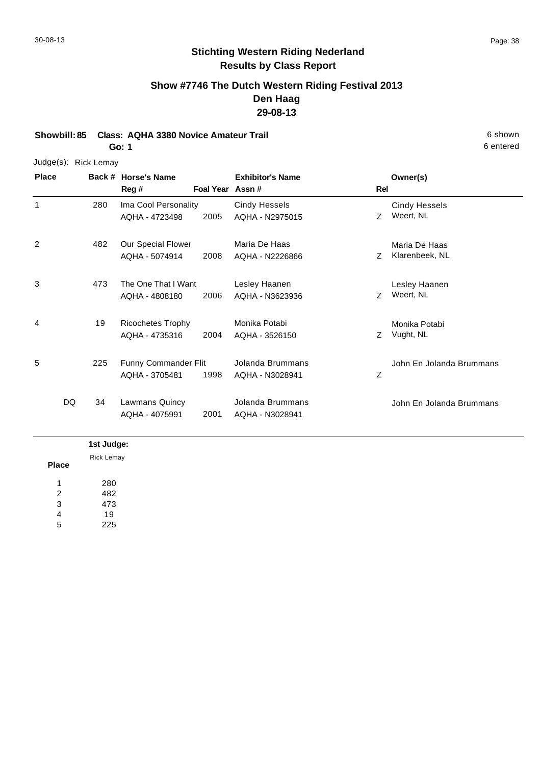## Stichting Western Riding Nederland
## Results by Class Report

### Show #7746 The Dutch Western Riding Festival 2013
### Den Haag
### 29-08-13

**Showbill: 85 Class: AQHA 3380 Novice Amateur Trail** 6 shown

**Go: 1** 6 entered

Judge(s): Rick Lemay

| Place | Back # | Horse's Name / Reg # | Foal Year | Exhibitor's Name / Assn # | Rel | Owner(s) |
|---|---|---|---|---|---|---|
| 1 | 280 | Ima Cool Personality<br>AQHA - 4723498 | 2005 | Cindy Hessels<br>AQHA - N2975015 | Z | Cindy Hessels<br>Weert, NL |
| 2 | 482 | Our Special Flower<br>AQHA - 5074914 | 2008 | Maria De Haas<br>AQHA - N2226866 | Z | Maria De Haas<br>Klarenbeek, NL |
| 3 | 473 | The One That I Want<br>AQHA - 4808180 | 2006 | Lesley Haanen<br>AQHA - N3623936 | Z | Lesley Haanen<br>Weert, NL |
| 4 | 19 | Ricochetes Trophy<br>AQHA - 4735316 | 2004 | Monika Potabi<br>AQHA - 3526150 | Z | Monika Potabi<br>Vught, NL |
| 5 | 225 | Funny Commander Flit<br>AQHA - 3705481 | 1998 | Jolanda Brummans<br>AQHA - N3028941 | Z | John En Jolanda Brummans |
| DQ | 34 | Lawmans Quincy<br>AQHA - 4075991 | 2001 | Jolanda Brummans<br>AQHA - N3028941 | | John En Jolanda Brummans |

| Place | 1st Judge:<br>Rick Lemay |
|---|---|
| 1 | 280 |
| 2 | 482 |
| 3 | 473 |
| 4 | 19 |
| 5 | 225 |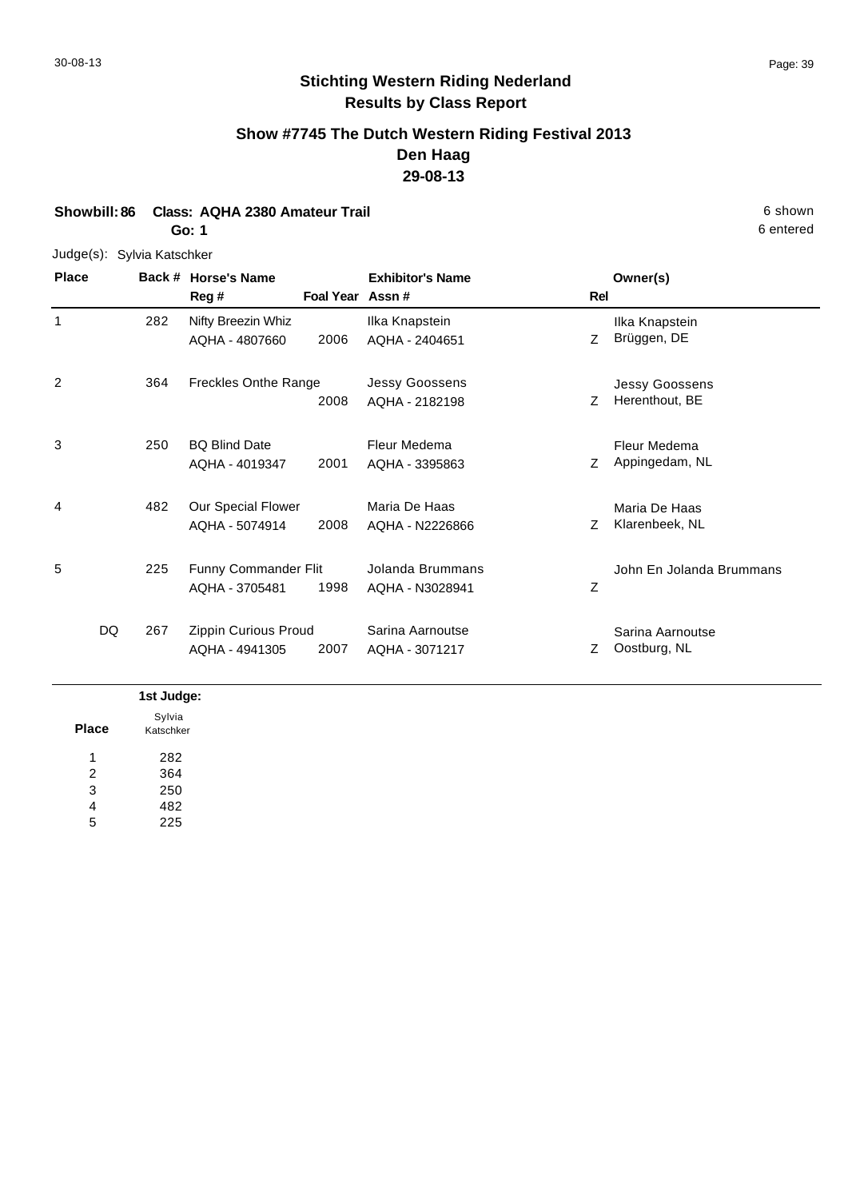## Stichting Western Riding Nederland
## Results by Class Report

### Show #7745 The Dutch Western Riding Festival 2013
### Den Haag
### 29-08-13

**Showbill: 86 Class: AQHA 2380 Amateur Trail** — 6 shown

**Go: 1** — 6 entered

Judge(s): Sylvia Katschker

| Place | Back # | Horse's Name / Reg # | Foal Year | Exhibitor's Name / Assn # | Rel | Owner(s) |
|---|---|---|---|---|---|---|
| 1 | 282 | Nifty Breezin Whiz<br>AQHA - 4807660 | 2006 | Ilka Knapstein<br>AQHA - 2404651 | Z | Ilka Knapstein<br>Brüggen, DE |
| 2 | 364 | Freckles Onthe Range | 2008 | Jessy Goossens<br>AQHA - 2182198 | Z | Jessy Goossens<br>Herenthout, BE |
| 3 | 250 | BQ Blind Date<br>AQHA - 4019347 | 2001 | Fleur Medema<br>AQHA - 3395863 | Z | Fleur Medema<br>Appingedam, NL |
| 4 | 482 | Our Special Flower<br>AQHA - 5074914 | 2008 | Maria De Haas<br>AQHA - N2226866 | Z | Maria De Haas<br>Klarenbeek, NL |
| 5 | 225 | Funny Commander Flit<br>AQHA - 3705481 | 1998 | Jolanda Brummans<br>AQHA - N3028941 | Z | John En Jolanda Brummans |
| DQ | 267 | Zippin Curious Proud<br>AQHA - 4941305 | 2007 | Sarina Aarnoutse<br>AQHA - 3071217 | Z | Sarina Aarnoutse<br>Oostburg, NL |

| Place | 1st Judge: Sylvia Katschker |
|---|---|
| 1 | 282 |
| 2 | 364 |
| 3 | 250 |
| 4 | 482 |
| 5 | 225 |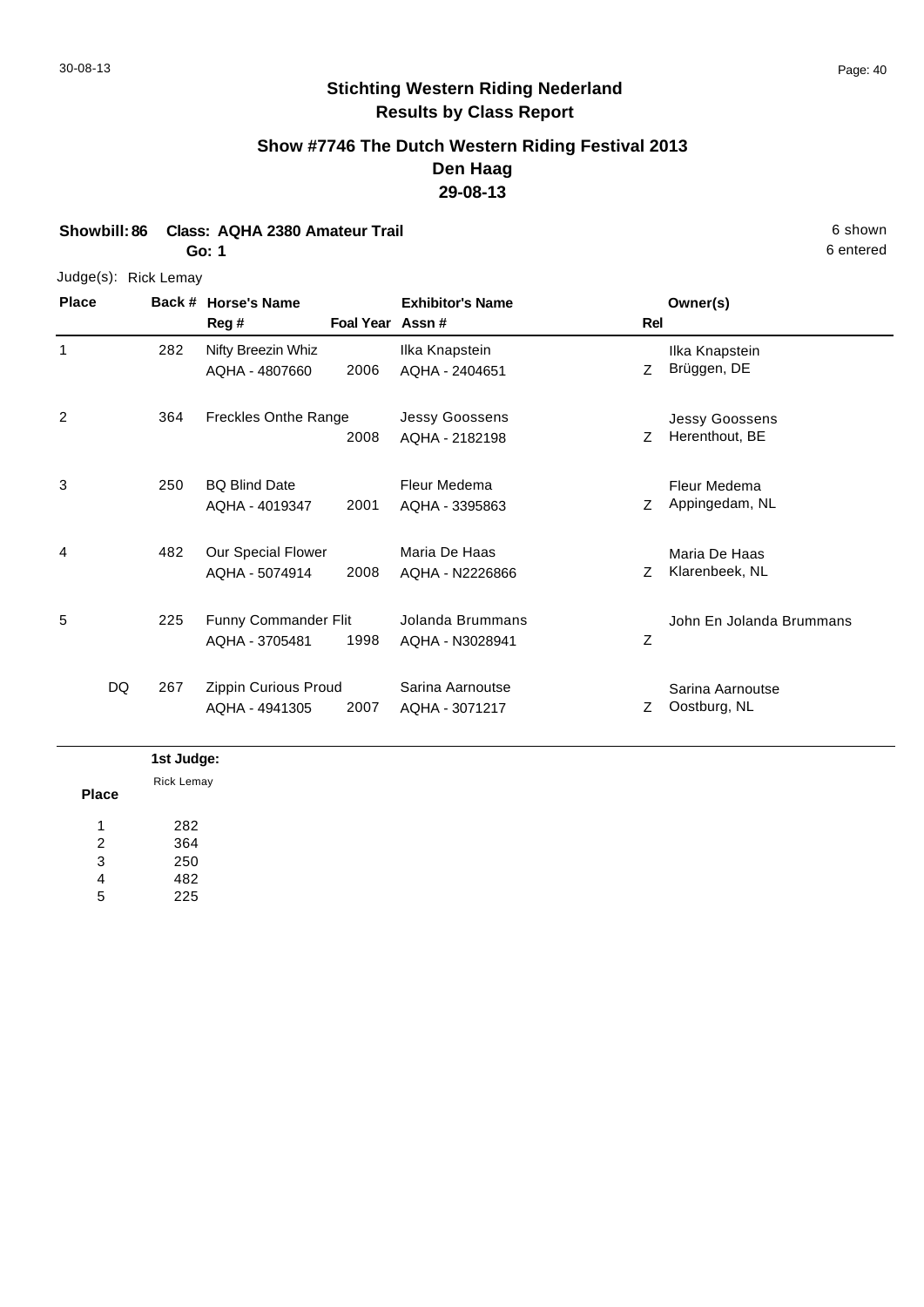**Stichting Western Riding Nederland**
**Results by Class Report**

## Show #7746 The Dutch Western Riding Festival 2013
## Den Haag
## 29-08-13

**Showbill: 86 Class: AQHA 2380 Amateur Trail** 6 shown
**Go: 1** 6 entered

Judge(s): Rick Lemay

| Place | Back # | Horse's Name / Reg # | Foal Year | Exhibitor's Name / Assn # | Rel | Owner(s) |
|---|---|---|---|---|---|---|
| 1 | 282 | Nifty Breezin Whiz<br>AQHA - 4807660 | 2006 | Ilka Knapstein<br>AQHA - 2404651 | Z | Ilka Knapstein<br>Brüggen, DE |
| 2 | 364 | Freckles Onthe Range | 2008 | Jessy Goossens<br>AQHA - 2182198 | Z | Jessy Goossens<br>Herenthout, BE |
| 3 | 250 | BQ Blind Date<br>AQHA - 4019347 | 2001 | Fleur Medema<br>AQHA - 3395863 | Z | Fleur Medema<br>Appingedam, NL |
| 4 | 482 | Our Special Flower<br>AQHA - 5074914 | 2008 | Maria De Haas<br>AQHA - N2226866 | Z | Maria De Haas<br>Klarenbeek, NL |
| 5 | 225 | Funny Commander Flit<br>AQHA - 3705481 | 1998 | Jolanda Brummans<br>AQHA - N3028941 | Z | John En Jolanda Brummans |
| DQ | 267 | Zippin Curious Proud<br>AQHA - 4941305 | 2007 | Sarina Aarnoutse<br>AQHA - 3071217 | Z | Sarina Aarnoutse<br>Oostburg, NL |

| Place | 1st Judge: Rick Lemay |
|---|---|
| 1 | 282 |
| 2 | 364 |
| 3 | 250 |
| 4 | 482 |
| 5 | 225 |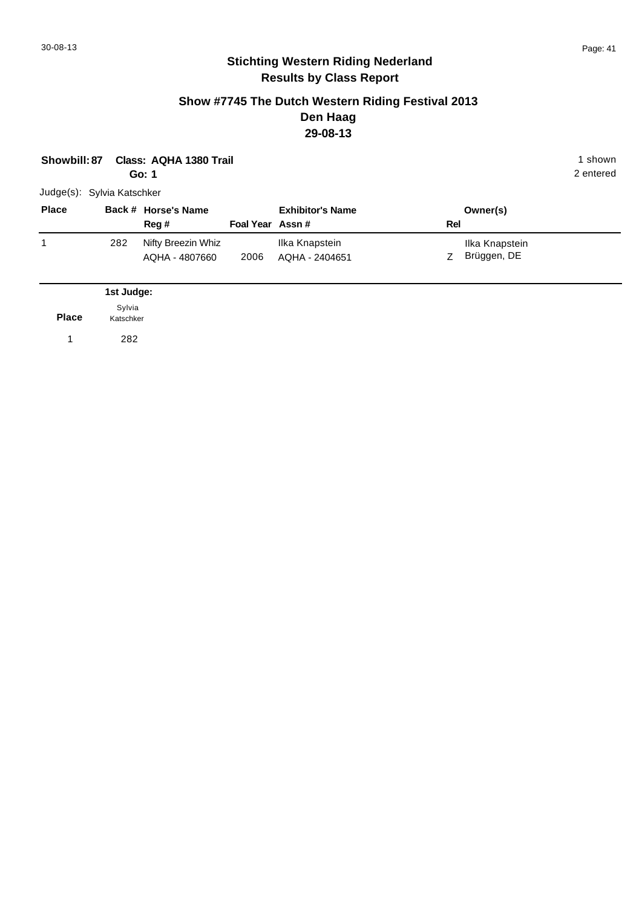## Stichting Western Riding Nederland
## Results by Class Report

### Show #7745 The Dutch Western Riding Festival 2013
### Den Haag
### 29-08-13

**Showbill: 87** **Class: AQHA 1380 Trail** 1 shown
**Go: 1** 2 entered

Judge(s): Sylvia Katschker

| Place | Back # | Horse's Name / Reg # | Foal Year | Exhibitor's Name / Assn # | Rel | Owner(s) |
|---|---|---|---|---|---|---|
| 1 | 282 | Nifty Breezin Whiz<br>AQHA - 4807660 | 2006 | Ilka Knapstein<br>AQHA - 2404651 | Z | Ilka Knapstein<br>Brüggen, DE |

| Place | 1st Judge: Sylvia Katschker |
|---|---|
| 1 | 282 |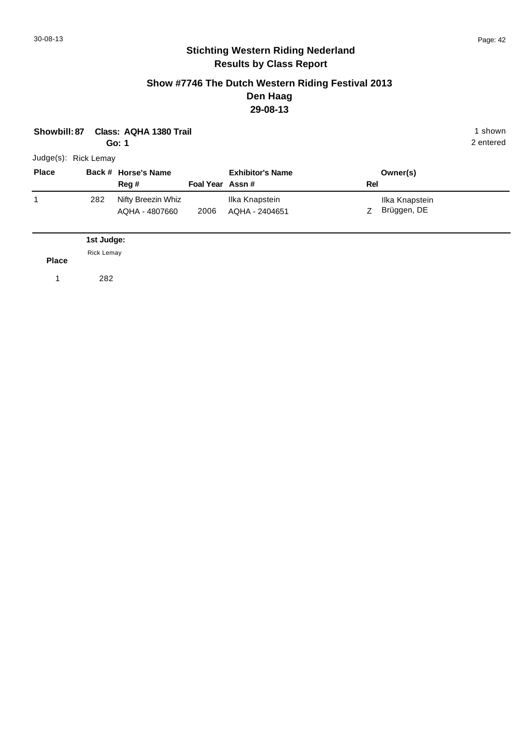## Stichting Western Riding Nederland
## Results by Class Report

### Show #7746 The Dutch Western Riding Festival 2013
### Den Haag
### 29-08-13

**Showbill: 87 Class: AQHA 1380 Trail** 1 shown
**Go: 1** 2 entered

Judge(s): Rick Lemay

| Place | Back # | Horse's Name / Reg # | Foal Year | Exhibitor's Name / Assn # | Rel | Owner(s) |
|---|---|---|---|---|---|---|
| 1 | 282 | Nifty Breezin Whiz / AQHA - 4807660 | 2006 | Ilka Knapstein / AQHA - 2404651 | Z | Ilka Knapstein / Brüggen, DE |

| Place | 1st Judge: Rick Lemay |
|---|---|
| 1 | 282 |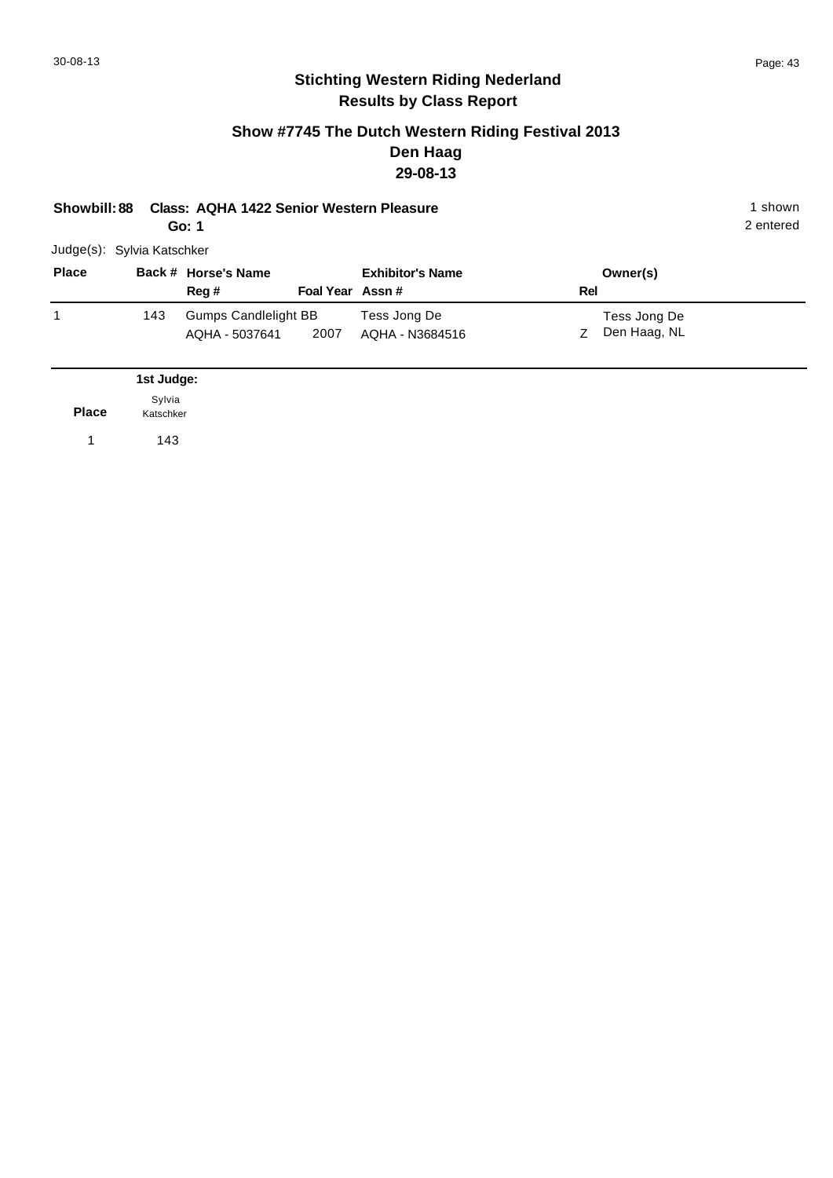# Stichting Western Riding Nederland

## Results by Class Report

### Show #7745 The Dutch Western Riding Festival 2013

### Den Haag

### 29-08-13

**Showbill: 88 Class: AQHA 1422 Senior Western Pleasure** 1 shown

**Go: 1** 2 entered

Judge(s): Sylvia Katschker

| Place | Back # | Horse's Name / Reg # | Foal Year | Exhibitor's Name / Assn # | Rel | Owner(s) |
|---|---|---|---|---|---|---|
| 1 | 143 | Gumps Candlelight BB<br>AQHA - 5037641 | 2007 | Tess Jong De<br>AQHA - N3684516 | Z | Tess Jong De<br>Den Haag, NL |

| Place | 1st Judge: Sylvia Katschker |
|---|---|
| 1 | 143 |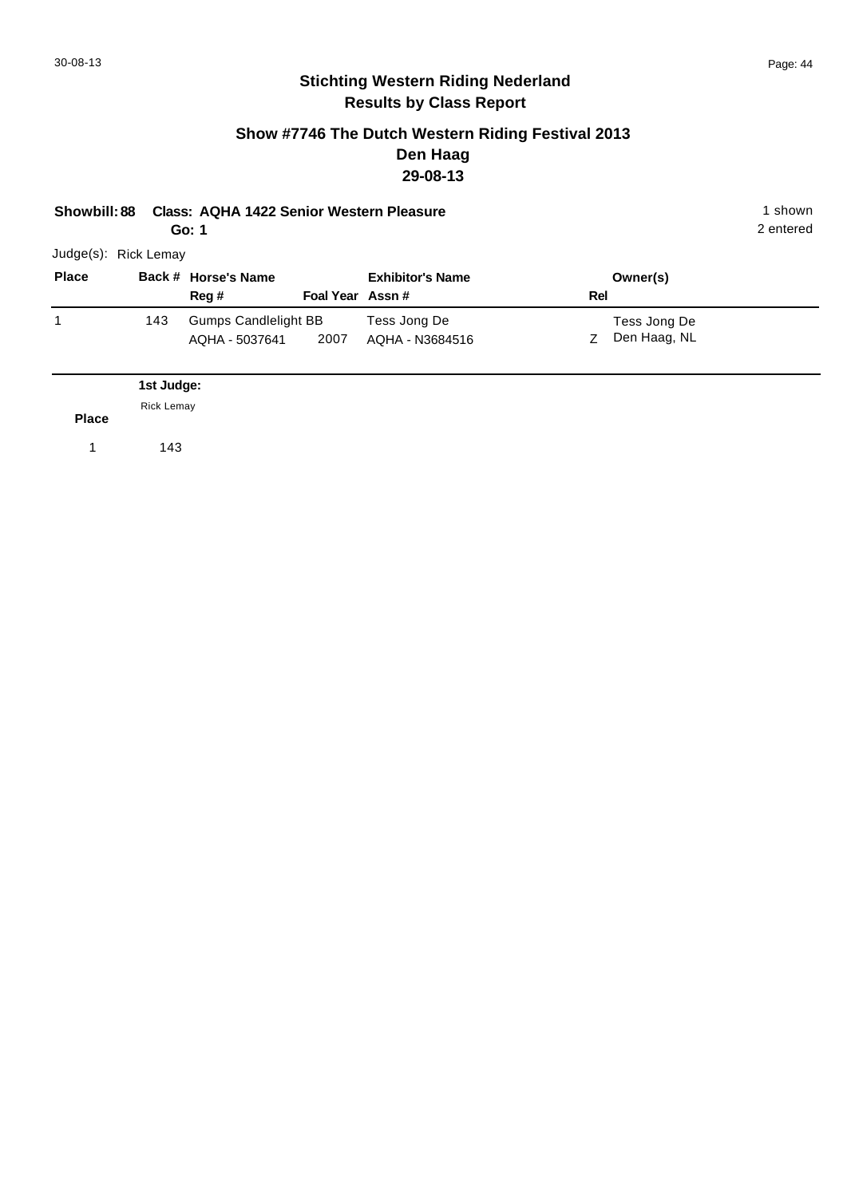## Stichting Western Riding Nederland
## Results by Class Report

### Show #7746 The Dutch Western Riding Festival 2013
### Den Haag
### 29-08-13

**Showbill: 88 Class: AQHA 1422 Senior Western Pleasure** 1 shown
**Go: 1** 2 entered

Judge(s): Rick Lemay

| Place | Back # | Horse's Name / Reg # | Foal Year | Exhibitor's Name / Assn # | Rel | Owner(s) |
|---|---|---|---|---|---|---|
| 1 | 143 | Gumps Candlelight BB<br>AQHA - 5037641 | 2007 | Tess Jong De<br>AQHA - N3684516 | Z | Tess Jong De<br>Den Haag, NL |

| Place | 1st Judge: Rick Lemay |
|---|---|
| 1 | 143 |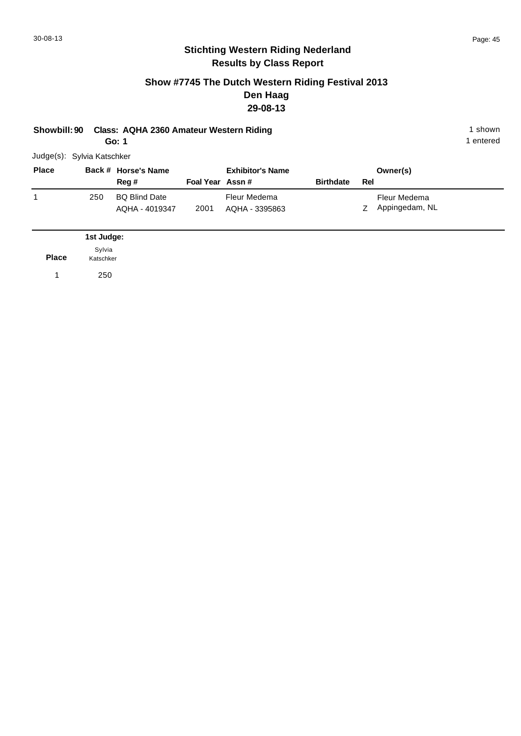# Stichting Western Riding Nederland

## Results by Class Report

### Show #7745 The Dutch Western Riding Festival 2013
### Den Haag
### 29-08-13

**Showbill: 90** **Class: AQHA 2360 Amateur Western Riding** 1 shown

**Go: 1** 1 entered

Judge(s): Sylvia Katschker

| Place | Back # | Horse's Name / Reg # | Foal Year | Exhibitor's Name / Assn # | Birthdate | Rel | Owner(s) |
|---|---|---|---|---|---|---|---|
| 1 | 250 | BQ Blind Date<br>AQHA - 4019347 | 2001 | Fleur Medema<br>AQHA - 3395863 | | Z | Fleur Medema<br>Appingedam, NL |

| Place | 1st Judge: Sylvia Katschker |
|---|---|
| 1 | 250 |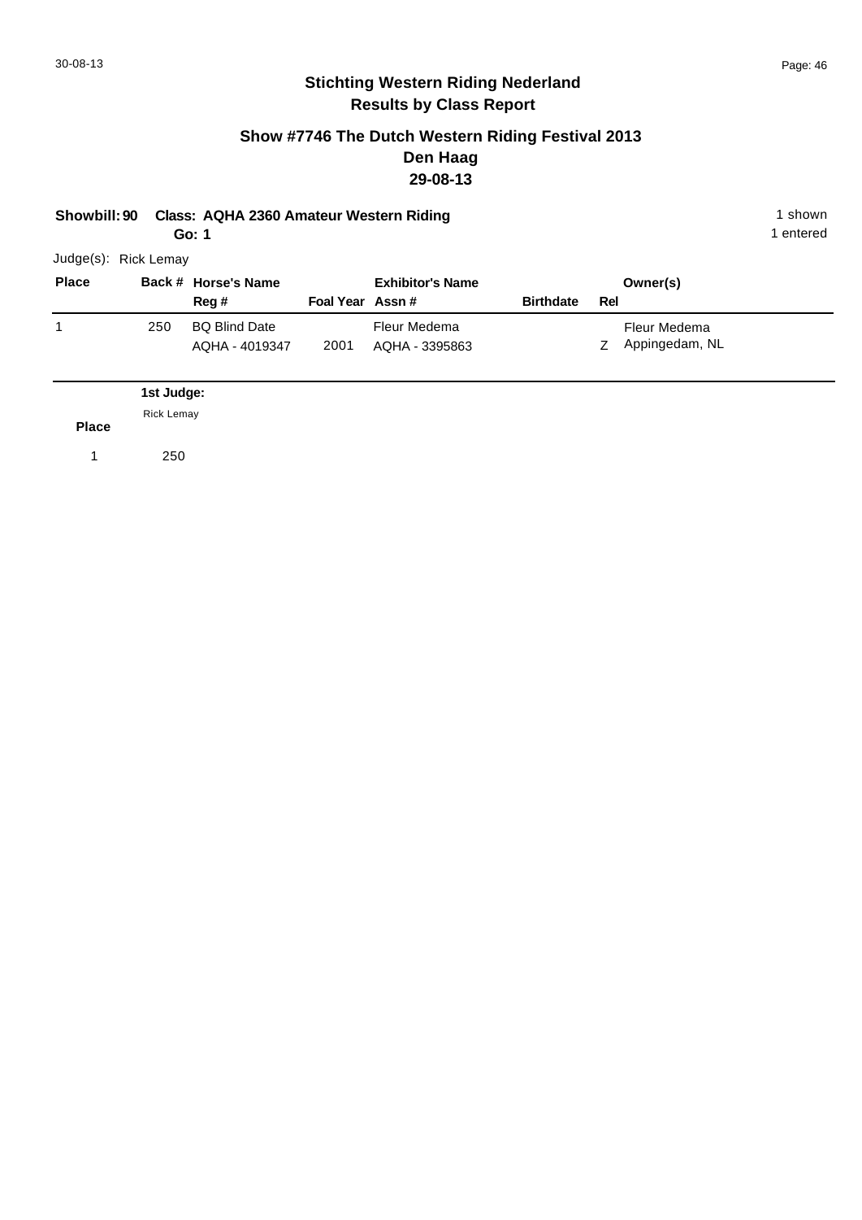## Stichting Western Riding Nederland
## Results by Class Report

### Show #7746 The Dutch Western Riding Festival 2013
### Den Haag
### 29-08-13

**Showbill: 90 Class: AQHA 2360 Amateur Western Riding** 1 shown
**Go: 1** 1 entered

Judge(s): Rick Lemay

| Place | Back # | Horse's Name / Reg # | Foal Year | Exhibitor's Name / Assn # | Birthdate | Rel | Owner(s) |
|---|---|---|---|---|---|---|---|
| 1 | 250 | BQ Blind Date / AQHA - 4019347 | 2001 | Fleur Medema / AQHA - 3395863 | | Z | Fleur Medema / Appingedam, NL |

| Place | 1st Judge: Rick Lemay |
|---|---|
| 1 | 250 |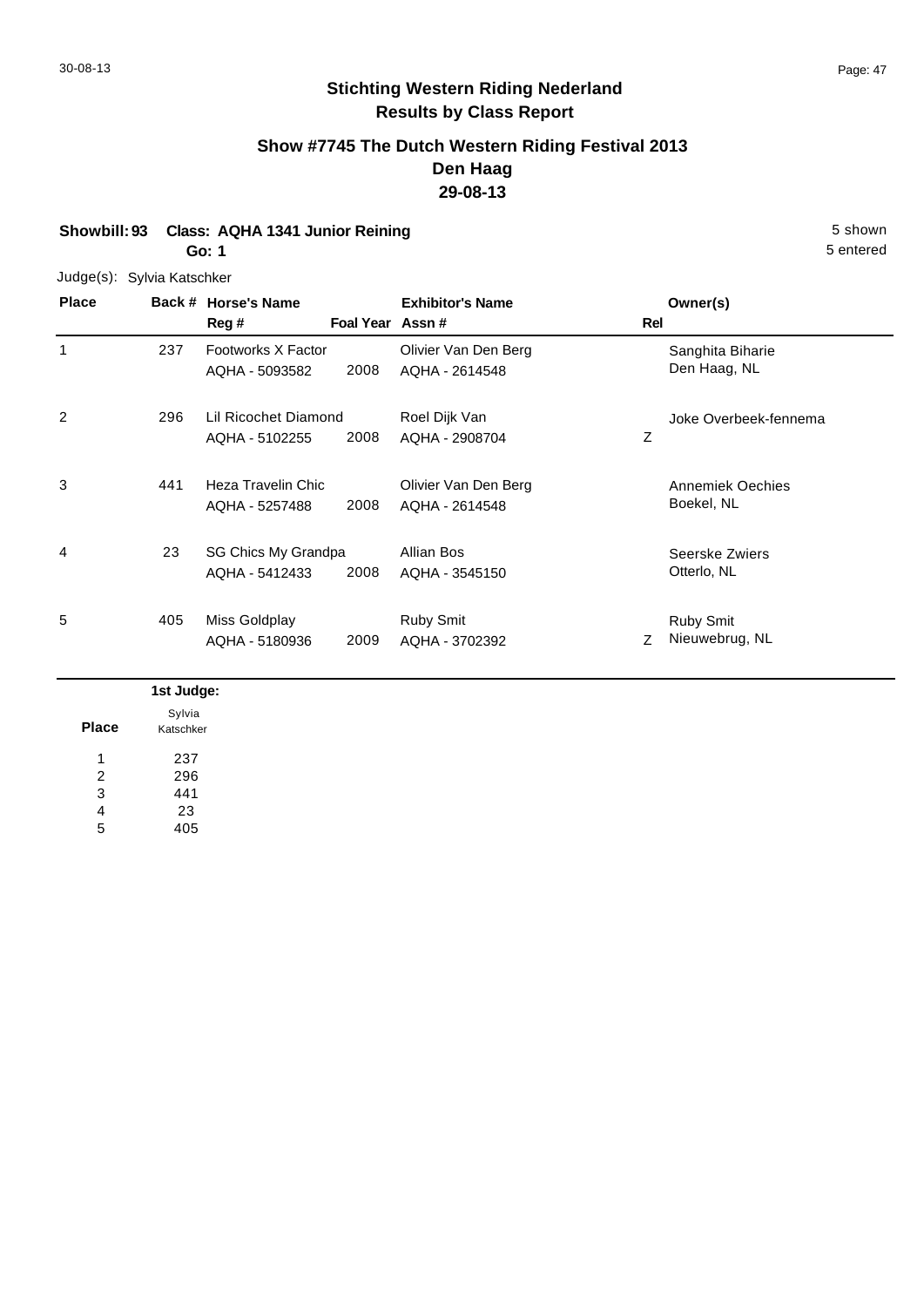# Stichting Western Riding Nederland
## Results by Class Report

### Show #7745 The Dutch Western Riding Festival 2013
### Den Haag
### 29-08-13

**Showbill: 93 Class: AQHA 1341 Junior Reining** 5 shown
**Go: 1** 5 entered

Judge(s): Sylvia Katschker

| Place | Back # | Horse's Name / Reg # | Foal Year | Exhibitor's Name / Assn # | Rel | Owner(s) |
|---|---|---|---|---|---|---|
| 1 | 237 | Footworks X Factor<br>AQHA - 5093582 | 2008 | Olivier Van Den Berg<br>AQHA - 2614548 | | Sanghita Biharie<br>Den Haag, NL |
| 2 | 296 | Lil Ricochet Diamond<br>AQHA - 5102255 | 2008 | Roel Dijk Van<br>AQHA - 2908704 | Z | Joke Overbeek-fennema |
| 3 | 441 | Heza Travelin Chic<br>AQHA - 5257488 | 2008 | Olivier Van Den Berg<br>AQHA - 2614548 | | Annemiek Oechies<br>Boekel, NL |
| 4 | 23 | SG Chics My Grandpa<br>AQHA - 5412433 | 2008 | Allian Bos<br>AQHA - 3545150 | | Seerske Zwiers<br>Otterlo, NL |
| 5 | 405 | Miss Goldplay<br>AQHA - 5180936 | 2009 | Ruby Smit<br>AQHA - 3702392 | Z | Ruby Smit<br>Nieuwebrug, NL |

| Place | 1st Judge: Sylvia Katschker |
|---|---|
| 1 | 237 |
| 2 | 296 |
| 3 | 441 |
| 4 | 23 |
| 5 | 405 |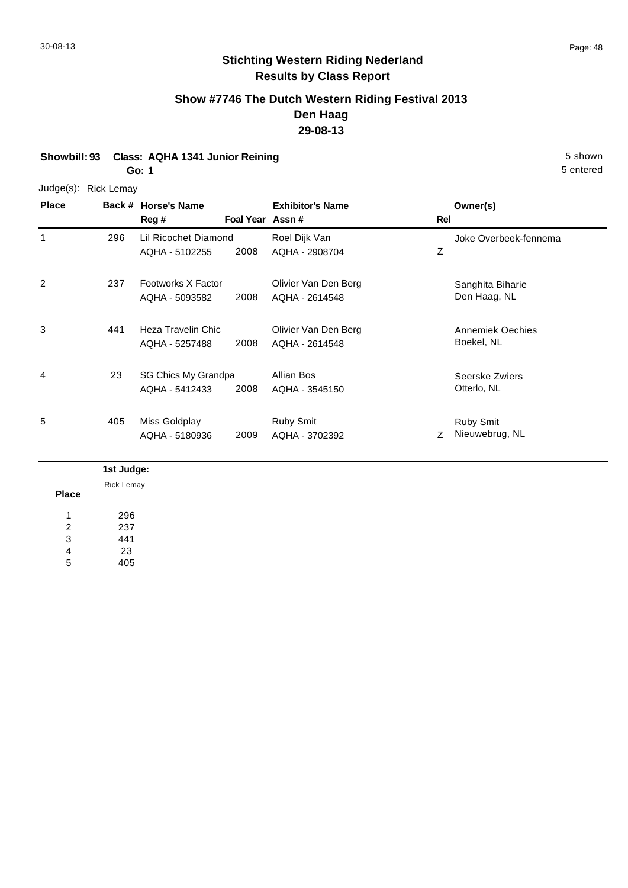## Stichting Western Riding Nederland
## Results by Class Report

### Show #7746 The Dutch Western Riding Festival 2013
### Den Haag
### 29-08-13

**Showbill: 93 Class: AQHA 1341 Junior Reining** 5 shown
**Go: 1** 5 entered

Judge(s): Rick Lemay

| Place | Back # | Horse's Name / Reg # | Foal Year | Exhibitor's Name / Assn # | Rel | Owner(s) |
|---|---|---|---|---|---|---|
| 1 | 296 | Lil Ricochet Diamond<br>AQHA - 5102255 | 2008 | Roel Dijk Van<br>AQHA - 2908704 | Z | Joke Overbeek-fennema |
| 2 | 237 | Footworks X Factor<br>AQHA - 5093582 | 2008 | Olivier Van Den Berg<br>AQHA - 2614548 | | Sanghita Biharie<br>Den Haag, NL |
| 3 | 441 | Heza Travelin Chic<br>AQHA - 5257488 | 2008 | Olivier Van Den Berg<br>AQHA - 2614548 | | Annemiek Oechies<br>Boekel, NL |
| 4 | 23 | SG Chics My Grandpa<br>AQHA - 5412433 | 2008 | Allian Bos<br>AQHA - 3545150 | | Seerske Zwiers<br>Otterlo, NL |
| 5 | 405 | Miss Goldplay<br>AQHA - 5180936 | 2009 | Ruby Smit<br>AQHA - 3702392 | Z | Ruby Smit<br>Nieuwebrug, NL |

| Place | 1st Judge: Rick Lemay |
|---|---|
| 1 | 296 |
| 2 | 237 |
| 3 | 441 |
| 4 | 23 |
| 5 | 405 |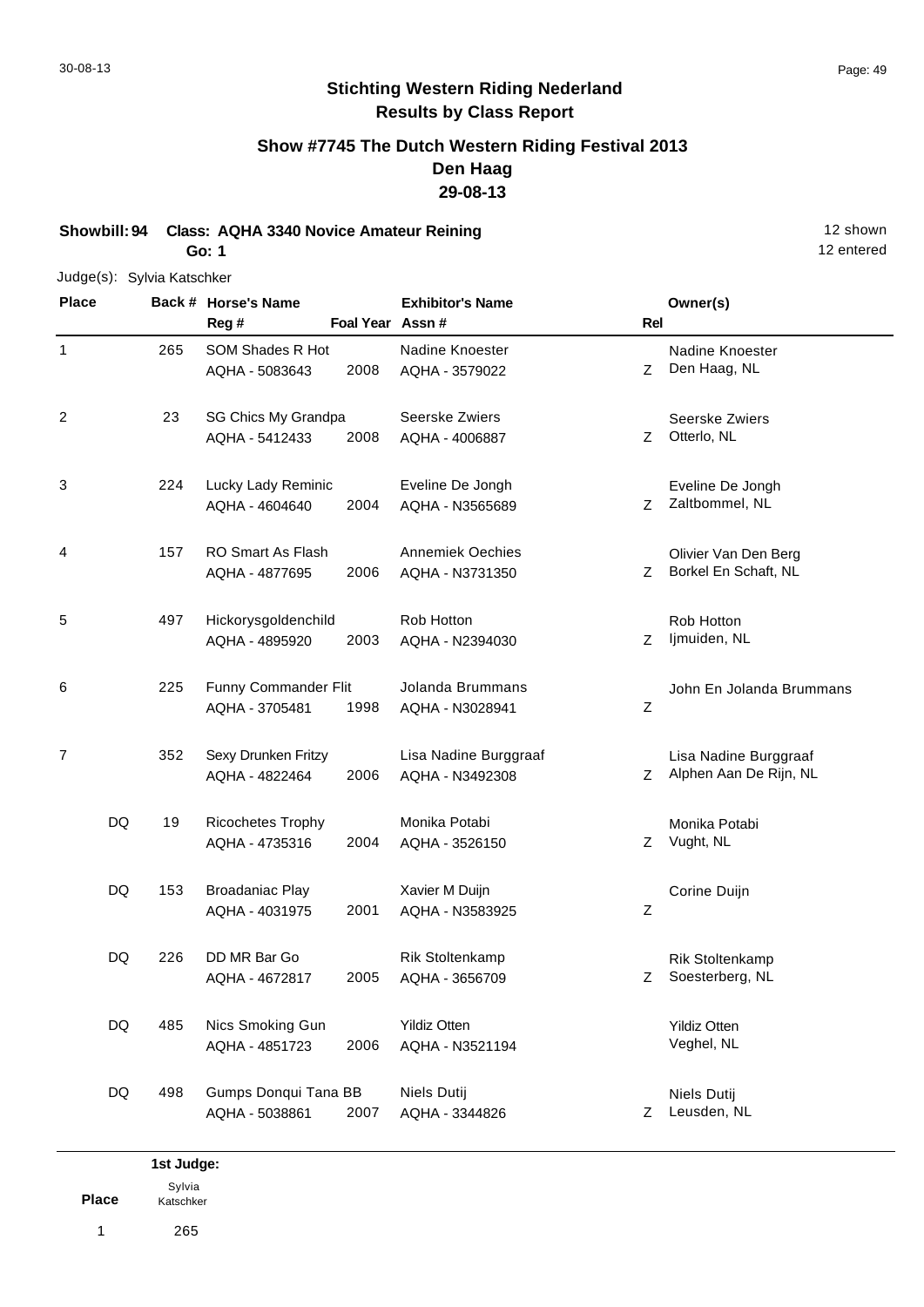## Stichting Western Riding Nederland
## Results by Class Report

### Show #7745 The Dutch Western Riding Festival 2013
### Den Haag
### 29-08-13

**Showbill: 94 Class: AQHA 3340 Novice Amateur Reining** 12 shown
**Go: 1** 12 entered

Judge(s): Sylvia Katschker

| Place | Back # | Horse's Name / Reg # | Foal Year | Exhibitor's Name / Assn # | Rel | Owner(s) |
|---|---|---|---|---|---|---|
| 1 | 265 | SOM Shades R Hot<br>AQHA - 5083643 | 2008 | Nadine Knoester<br>AQHA - 3579022 | Z | Nadine Knoester<br>Den Haag, NL |
| 2 | 23 | SG Chics My Grandpa<br>AQHA - 5412433 | 2008 | Seerske Zwiers<br>AQHA - 4006887 | Z | Seerske Zwiers<br>Otterlo, NL |
| 3 | 224 | Lucky Lady Reminic<br>AQHA - 4604640 | 2004 | Eveline De Jongh<br>AQHA - N3565689 | Z | Eveline De Jongh<br>Zaltbommel, NL |
| 4 | 157 | RO Smart As Flash<br>AQHA - 4877695 | 2006 | Annemiek Oechies<br>AQHA - N3731350 | Z | Olivier Van Den Berg<br>Borkel En Schaft, NL |
| 5 | 497 | Hickorysgoldenchild<br>AQHA - 4895920 | 2003 | Rob Hotton<br>AQHA - N2394030 | Z | Rob Hotton<br>Ijmuiden, NL |
| 6 | 225 | Funny Commander Flit<br>AQHA - 3705481 | 1998 | Jolanda Brummans<br>AQHA - N3028941 | Z | John En Jolanda Brummans |
| 7 | 352 | Sexy Drunken Fritzy<br>AQHA - 4822464 | 2006 | Lisa Nadine Burggraaf<br>AQHA - N3492308 | Z | Lisa Nadine Burggraaf<br>Alphen Aan De Rijn, NL |
| DQ | 19 | Ricochetes Trophy<br>AQHA - 4735316 | 2004 | Monika Potabi<br>AQHA - 3526150 | Z | Monika Potabi<br>Vught, NL |
| DQ | 153 | Broadaniac Play<br>AQHA - 4031975 | 2001 | Xavier M Duijn<br>AQHA - N3583925 | Z | Corine Duijn |
| DQ | 226 | DD MR Bar Go<br>AQHA - 4672817 | 2005 | Rik Stoltenkamp<br>AQHA - 3656709 | Z | Rik Stoltenkamp<br>Soesterberg, NL |
| DQ | 485 | Nics Smoking Gun<br>AQHA - 4851723 | 2006 | Yildiz Otten<br>AQHA - N3521194 | | Yildiz Otten<br>Veghel, NL |
| DQ | 498 | Gumps Donqui Tana BB<br>AQHA - 5038861 | 2007 | Niels Dutij<br>AQHA - 3344826 | Z | Niels Dutij<br>Leusden, NL |

| Place | 1st Judge: Sylvia Katschker |
|---|---|
| 1 | 265 |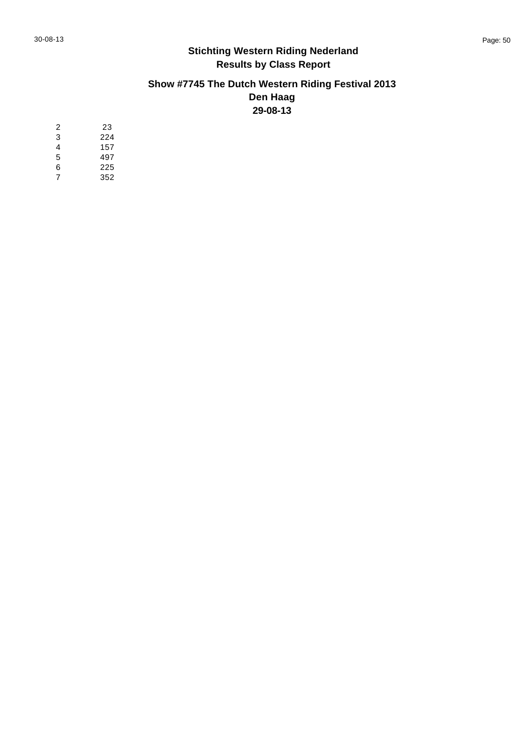**Stichting Western Riding Nederland**
**Results by Class Report**

**Show #7745 The Dutch Western Riding Festival 2013**
**Den Haag**
**29-08-13**

| | |
|---|---|
| 2 | 23 |
| 3 | 224 |
| 4 | 157 |
| 5 | 497 |
| 6 | 225 |
| 7 | 352 |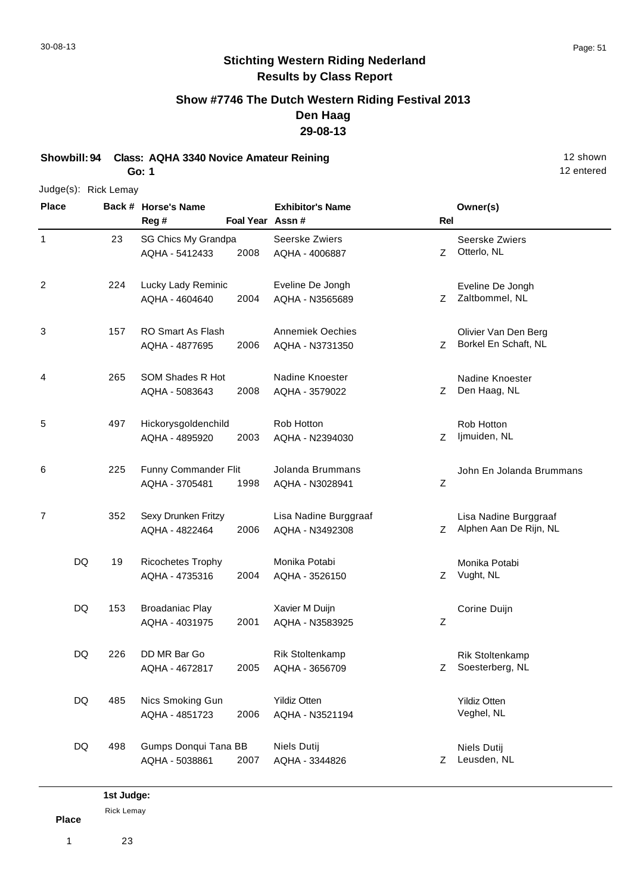# Stichting Western Riding Nederland
## Results by Class Report

### Show #7746 The Dutch Western Riding Festival 2013
### Den Haag
### 29-08-13

**Showbill: 94 Class: AQHA 3340 Novice Amateur Reining** — 12 shown

**Go: 1** — 12 entered

Judge(s): Rick Lemay

| Place | Back # | Horse's Name / Reg # | Foal Year | Exhibitor's Name / Assn # | Rel | Owner(s) |
|---|---|---|---|---|---|---|
| 1 | 23 | SG Chics My Grandpa<br>AQHA - 5412433 | 2008 | Seerske Zwiers<br>AQHA - 4006887 | Z | Seerske Zwiers<br>Otterlo, NL |
| 2 | 224 | Lucky Lady Reminic<br>AQHA - 4604640 | 2004 | Eveline De Jongh<br>AQHA - N3565689 | Z | Eveline De Jongh<br>Zaltbommel, NL |
| 3 | 157 | RO Smart As Flash<br>AQHA - 4877695 | 2006 | Annemiek Oechies<br>AQHA - N3731350 | Z | Olivier Van Den Berg<br>Borkel En Schaft, NL |
| 4 | 265 | SOM Shades R Hot<br>AQHA - 5083643 | 2008 | Nadine Knoester<br>AQHA - 3579022 | Z | Nadine Knoester<br>Den Haag, NL |
| 5 | 497 | Hickorysgoldenchild<br>AQHA - 4895920 | 2003 | Rob Hotton<br>AQHA - N2394030 | Z | Rob Hotton<br>Ijmuiden, NL |
| 6 | 225 | Funny Commander Flit<br>AQHA - 3705481 | 1998 | Jolanda Brummans<br>AQHA - N3028941 | Z | John En Jolanda Brummans |
| 7 | 352 | Sexy Drunken Fritzy<br>AQHA - 4822464 | 2006 | Lisa Nadine Burggraaf<br>AQHA - N3492308 | Z | Lisa Nadine Burggraaf<br>Alphen Aan De Rijn, NL |
| DQ | 19 | Ricochetes Trophy<br>AQHA - 4735316 | 2004 | Monika Potabi<br>AQHA - 3526150 | Z | Monika Potabi<br>Vught, NL |
| DQ | 153 | Broadaniac Play<br>AQHA - 4031975 | 2001 | Xavier M Duijn<br>AQHA - N3583925 | Z | Corine Duijn |
| DQ | 226 | DD MR Bar Go<br>AQHA - 4672817 | 2005 | Rik Stoltenkamp<br>AQHA - 3656709 | Z | Rik Stoltenkamp<br>Soesterberg, NL |
| DQ | 485 | Nics Smoking Gun<br>AQHA - 4851723 | 2006 | Yildiz Otten<br>AQHA - N3521194 | | Yildiz Otten<br>Veghel, NL |
| DQ | 498 | Gumps Donqui Tana BB<br>AQHA - 5038861 | 2007 | Niels Dutij<br>AQHA - 3344826 | Z | Niels Dutij<br>Leusden, NL |

| Place | 1st Judge: Rick Lemay |
|---|---|
| 1 | 23 |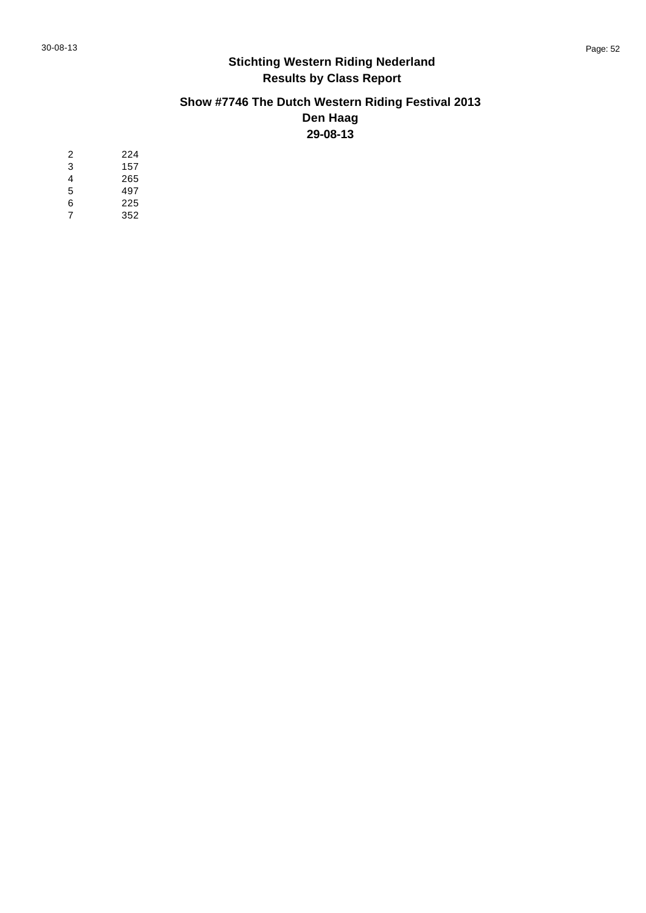## Stichting Western Riding Nederland
## Results by Class Report

### Show #7746 The Dutch Western Riding Festival 2013
### Den Haag
### 29-08-13

| | |
|---|---|
| 2 | 224 |
| 3 | 157 |
| 4 | 265 |
| 5 | 497 |
| 6 | 225 |
| 7 | 352 |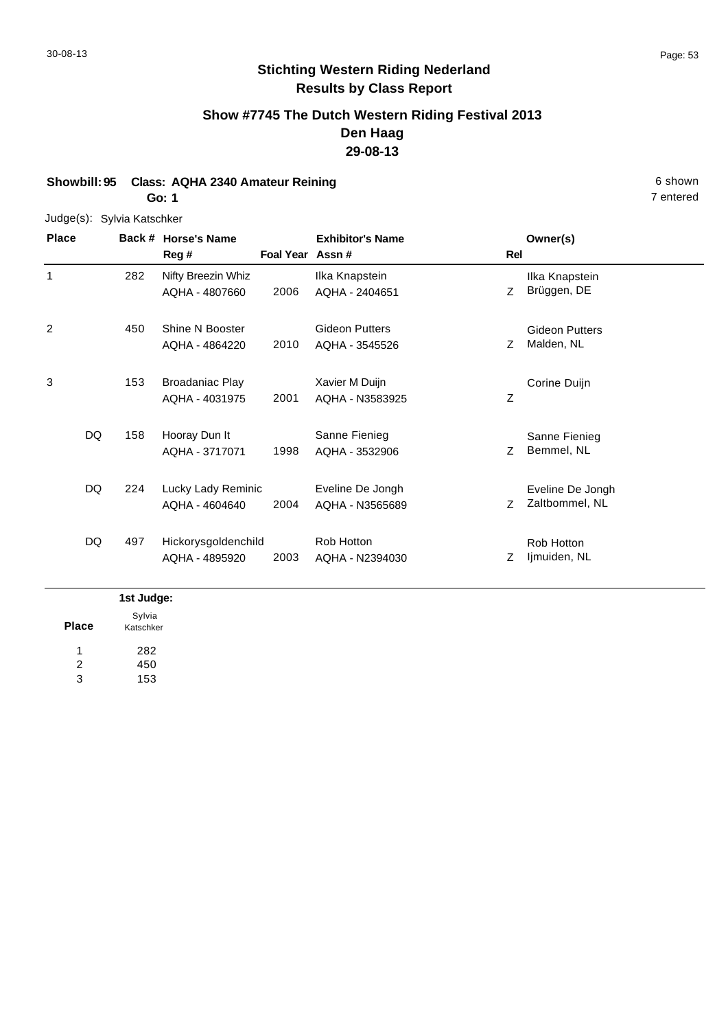**Stichting Western Riding Nederland**
**Results by Class Report**

## Show #7745 The Dutch Western Riding Festival 2013
## Den Haag
## 29-08-13

**Showbill: 95 Class: AQHA 2340 Amateur Reining** 6 shown

**Go: 1** 7 entered

Judge(s): Sylvia Katschker

| Place | Back # | Horse's Name / Reg # | Foal Year | Exhibitor's Name / Assn # | Rel | Owner(s) |
|---|---|---|---|---|---|---|
| 1 | 282 | Nifty Breezin Whiz<br>AQHA - 4807660 | 2006 | Ilka Knapstein<br>AQHA - 2404651 | Z | Ilka Knapstein<br>Brüggen, DE |
| 2 | 450 | Shine N Booster<br>AQHA - 4864220 | 2010 | Gideon Putters<br>AQHA - 3545526 | Z | Gideon Putters<br>Malden, NL |
| 3 | 153 | Broadaniac Play<br>AQHA - 4031975 | 2001 | Xavier M Duijn<br>AQHA - N3583925 | Z | Corine Duijn |
| DQ | 158 | Hooray Dun It<br>AQHA - 3717071 | 1998 | Sanne Fienieg<br>AQHA - 3532906 | Z | Sanne Fienieg<br>Bemmel, NL |
| DQ | 224 | Lucky Lady Reminic<br>AQHA - 4604640 | 2004 | Eveline De Jongh<br>AQHA - N3565689 | Z | Eveline De Jongh<br>Zaltbommel, NL |
| DQ | 497 | Hickorysgoldenchild<br>AQHA - 4895920 | 2003 | Rob Hotton<br>AQHA - N2394030 | Z | Rob Hotton<br>Ijmuiden, NL |

| Place | 1st Judge: Sylvia Katschker |
|---|---|
| 1 | 282 |
| 2 | 450 |
| 3 | 153 |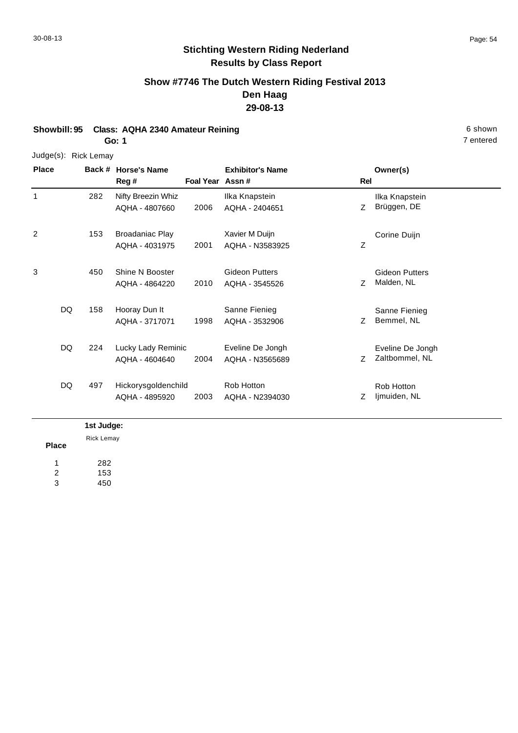## Stichting Western Riding Nederland
## Results by Class Report

### Show #7746 The Dutch Western Riding Festival 2013
### Den Haag
### 29-08-13

**Showbill: 95 Class: AQHA 2340 Amateur Reining** 6 shown
**Go: 1** 7 entered

Judge(s): Rick Lemay

| Place | Back # | Horse's Name / Reg # | Foal Year | Exhibitor's Name / Assn # | Rel | Owner(s) |
|---|---|---|---|---|---|---|
| 1 | 282 | Nifty Breezin Whiz<br>AQHA - 4807660 | 2006 | Ilka Knapstein<br>AQHA - 2404651 | Z | Ilka Knapstein<br>Brüggen, DE |
| 2 | 153 | Broadaniac Play<br>AQHA - 4031975 | 2001 | Xavier M Duijn<br>AQHA - N3583925 | Z | Corine Duijn |
| 3 | 450 | Shine N Booster<br>AQHA - 4864220 | 2010 | Gideon Putters<br>AQHA - 3545526 | Z | Gideon Putters<br>Malden, NL |
| DQ | 158 | Hooray Dun It<br>AQHA - 3717071 | 1998 | Sanne Fienieg<br>AQHA - 3532906 | Z | Sanne Fienieg<br>Bemmel, NL |
| DQ | 224 | Lucky Lady Reminic<br>AQHA - 4604640 | 2004 | Eveline De Jongh<br>AQHA - N3565689 | Z | Eveline De Jongh<br>Zaltbommel, NL |
| DQ | 497 | Hickorysgoldenchild<br>AQHA - 4895920 | 2003 | Rob Hotton<br>AQHA - N2394030 | Z | Rob Hotton<br>Ijmuiden, NL |

| Place | 1st Judge:<br>Rick Lemay |
|---|---|
| 1 | 282 |
| 2 | 153 |
| 3 | 450 |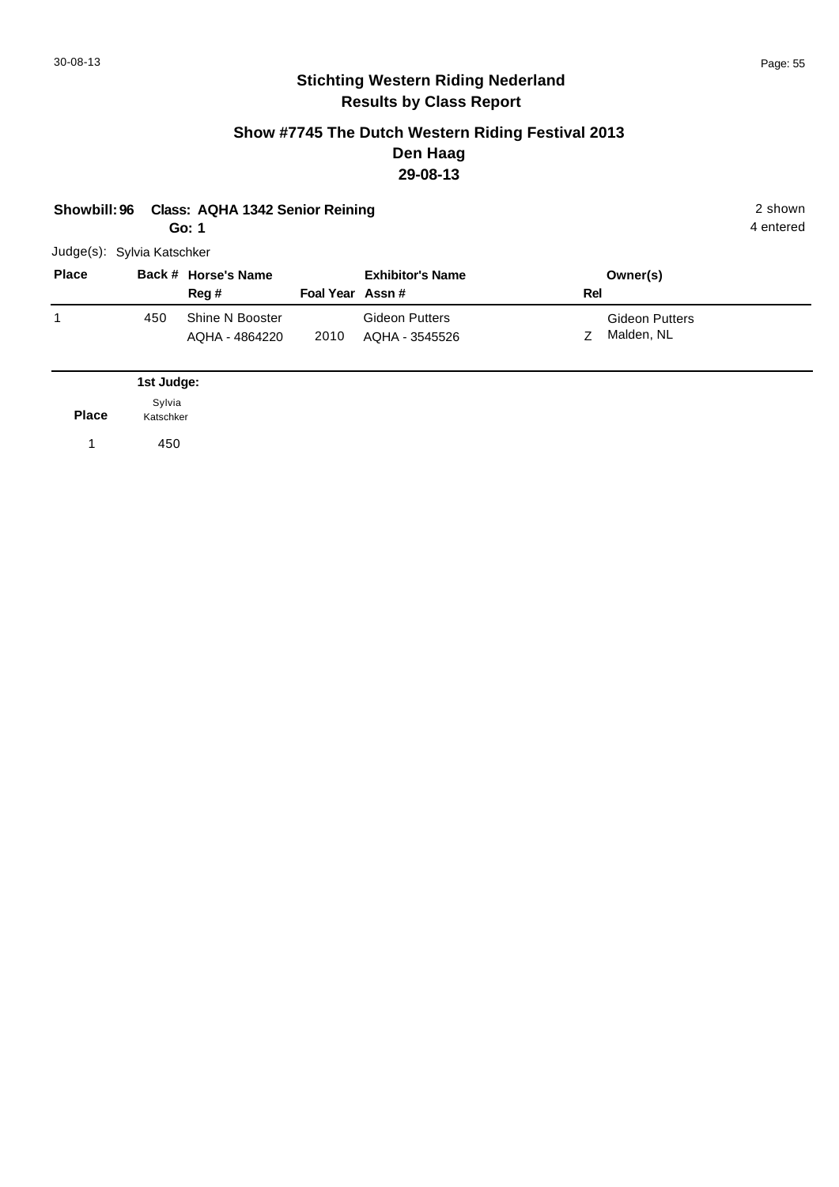## Stichting Western Riding Nederland
## Results by Class Report

### Show #7745 The Dutch Western Riding Festival 2013
### Den Haag
### 29-08-13

**Showbill: 96 Class: AQHA 1342 Senior Reining** 2 shown
**Go: 1** 4 entered

Judge(s): Sylvia Katschker

| Place | Back # | Horse's Name / Reg # | Foal Year | Exhibitor's Name / Assn # | Rel | Owner(s) |
|---|---|---|---|---|---|---|
| 1 | 450 | Shine N Booster<br>AQHA - 4864220 | 2010 | Gideon Putters<br>AQHA - 3545526 | Z | Gideon Putters<br>Malden, NL |

| Place | 1st Judge: Sylvia Katschker |
|---|---|
| 1 | 450 |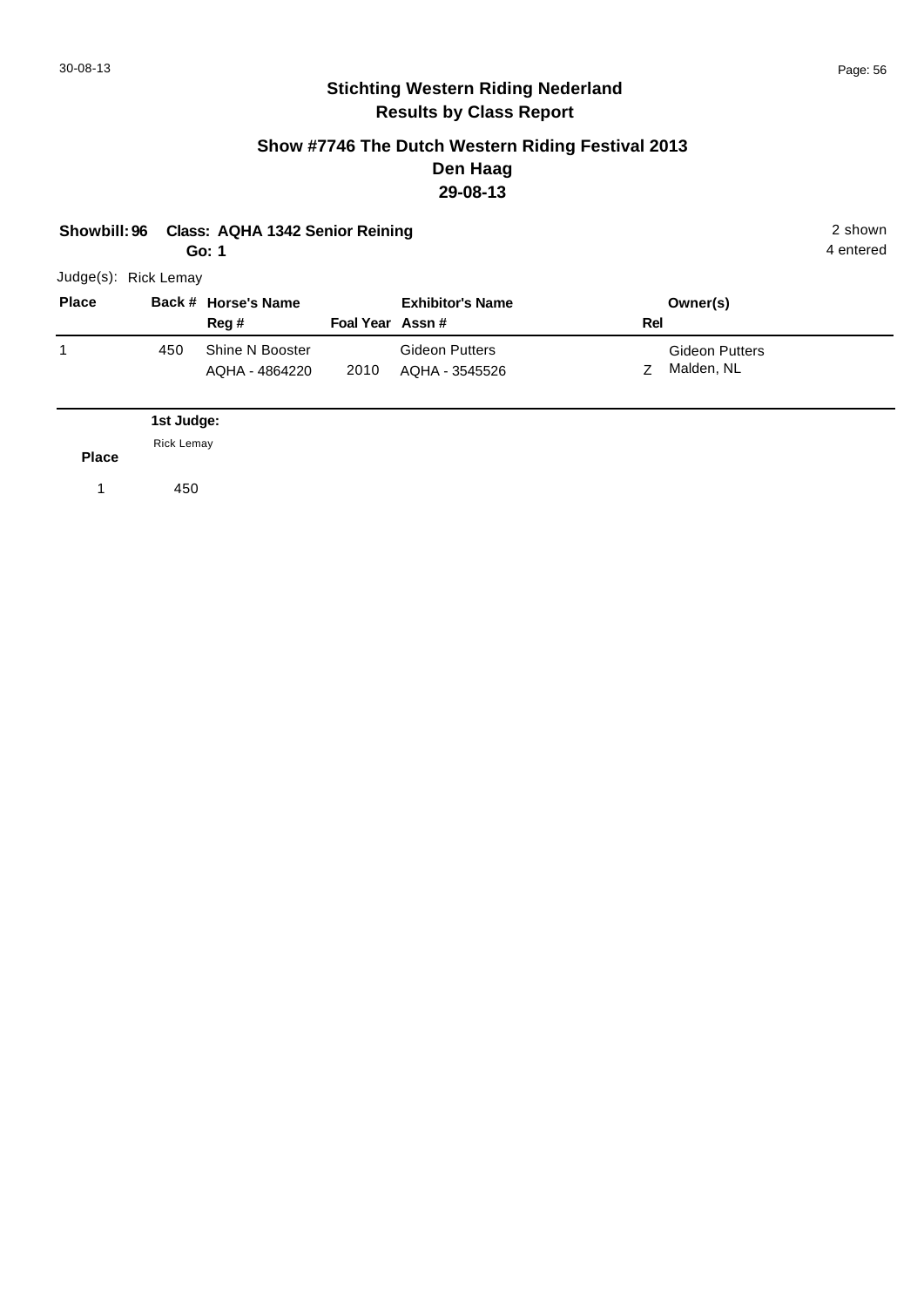## Stichting Western Riding Nederland
## Results by Class Report

### Show #7746 The Dutch Western Riding Festival 2013
### Den Haag
### 29-08-13

**Showbill: 96** **Class: AQHA 1342 Senior Reining** 2 shown
**Go: 1** 4 entered

Judge(s): Rick Lemay

| Place | Back # | Horse's Name / Reg # | Foal Year | Exhibitor's Name / Assn # | Rel | Owner(s) |
|---|---|---|---|---|---|---|
| 1 | 450 | Shine N Booster<br>AQHA - 4864220 | 2010 | Gideon Putters<br>AQHA - 3545526 | Z | Gideon Putters<br>Malden, NL |

| Place | 1st Judge: Rick Lemay |
|---|---|
| 1 | 450 |